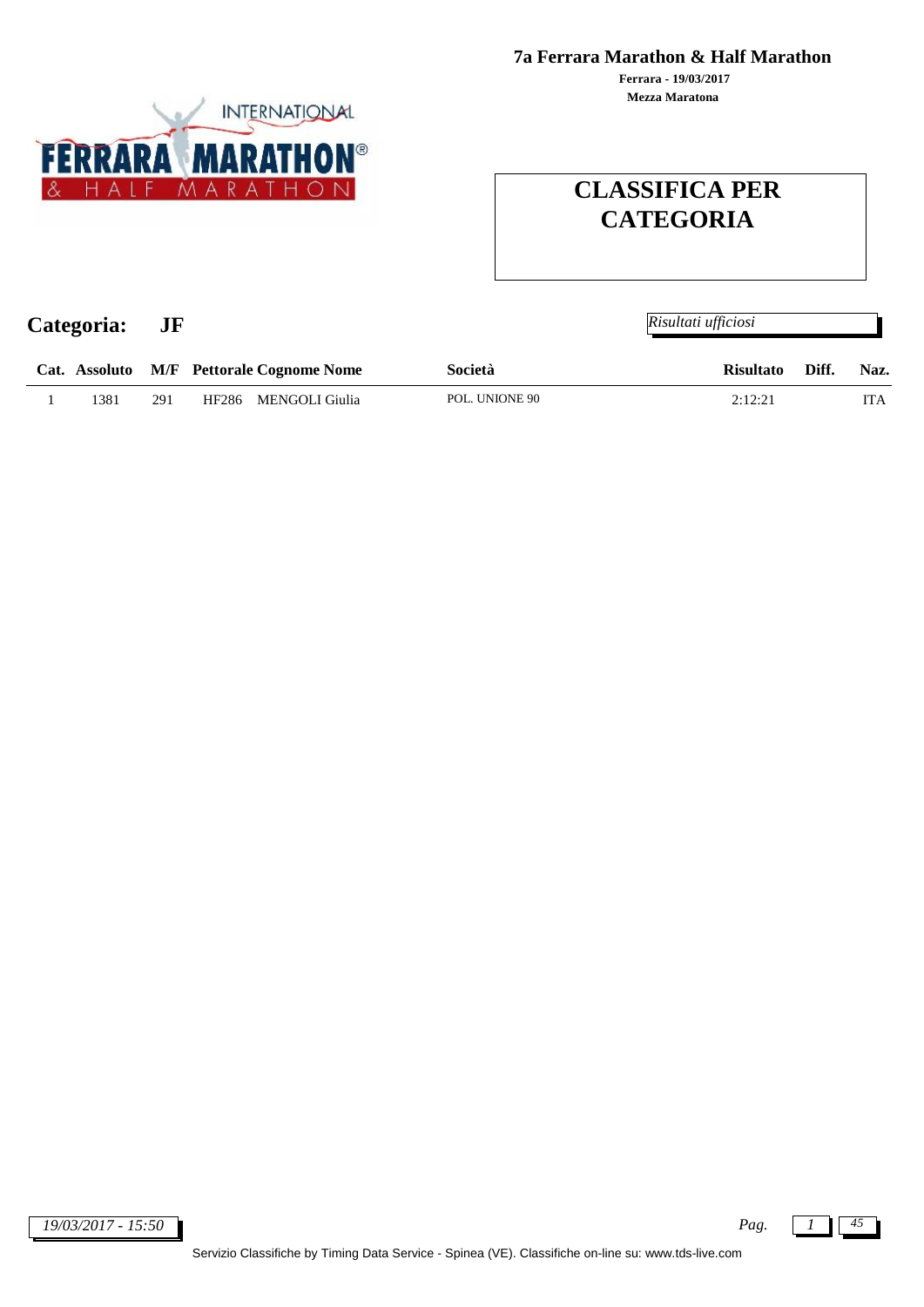**7a Ferrara Marathon & Half Marathon**

**Ferrara - 19/03/2017**

**Mezza Maratona**

# CLASSIFICA PER CATEGORIA

## Categoria: JF

*Risultati ufficiosi*

| Cat. | Assoluto | M/F | Pettorale | Cognome Nome | Società | Risultato | Diff. | Naz. |
|---|---|---|---|---|---|---|---|---|
| 1 | 1381 | 291 | HF286 | MENGOLI Giulia | POL. UNIONE 90 | 2:12:21 | | ITA |

*19/03/2017 - 15:50*

Servizio Classifiche by Timing Data Service - Spinea (VE). Classifiche on-line su: www.tds-live.com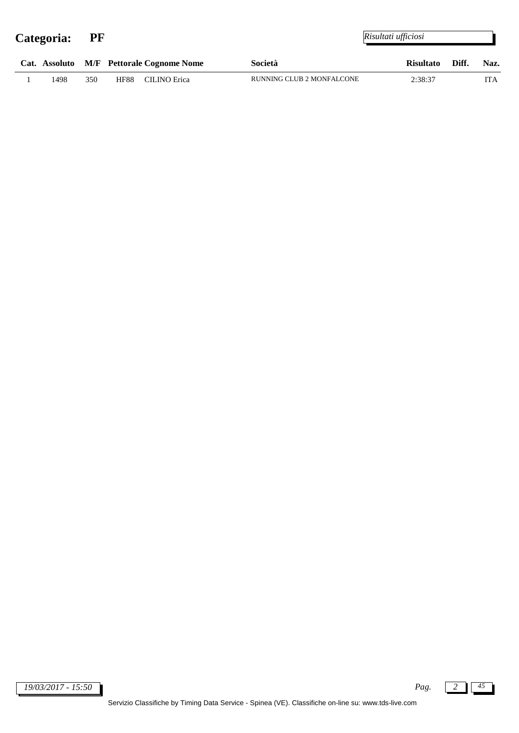## Categoria: PF

*Risultati ufficiosi*

| Cat. | Assoluto | M/F | Pettorale | Cognome Nome | Società | Risultato | Diff. | Naz. |
|---|---|---|---|---|---|---|---|---|
| 1 | 1498 | 350 | HF88 | CILINO Erica | RUNNING CLUB 2 MONFALCONE | 2:38:37 | | ITA |

*19/03/2017 - 15:50*

Servizio Classifiche by Timing Data Service - Spinea (VE). Classifiche on-line su: www.tds-live.com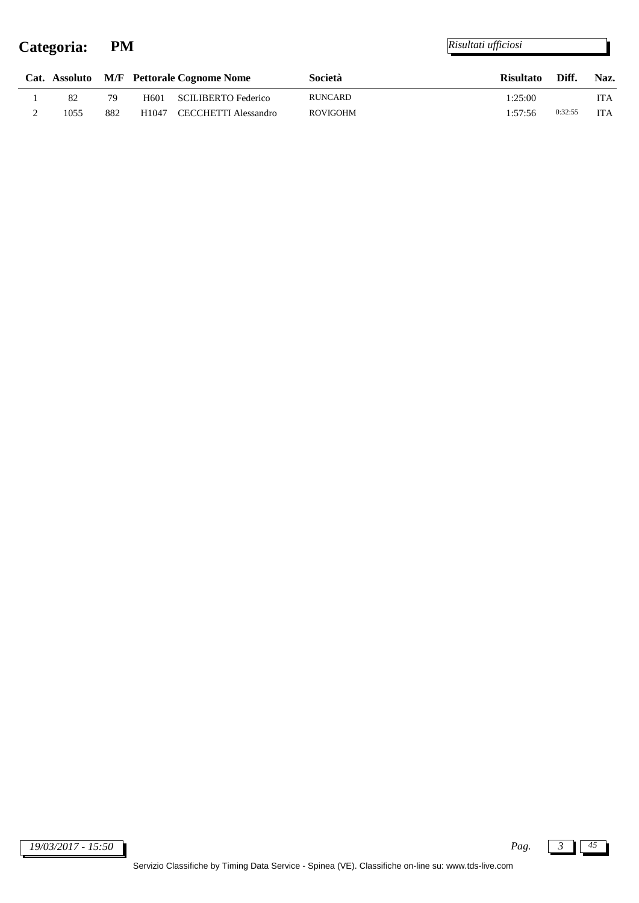# Categoria: PM

*Risultati ufficiosi*

| Cat. | Assoluto | M/F | Pettorale | Cognome Nome | Società | Risultato | Diff. | Naz. |
|---|---|---|---|---|---|---|---|---|
| 1 | 82 | 79 | H601 | SCILIBERTO Federico | RUNCARD | 1:25:00 | | ITA |
| 2 | 1055 | 882 | H1047 | CECCHETTI Alessandro | ROVIGOHM | 1:57:56 | 0:32:55 | ITA |

*19/03/2017 - 15:50*

Servizio Classifiche by Timing Data Service - Spinea (VE). Classifiche on-line su: www.tds-live.com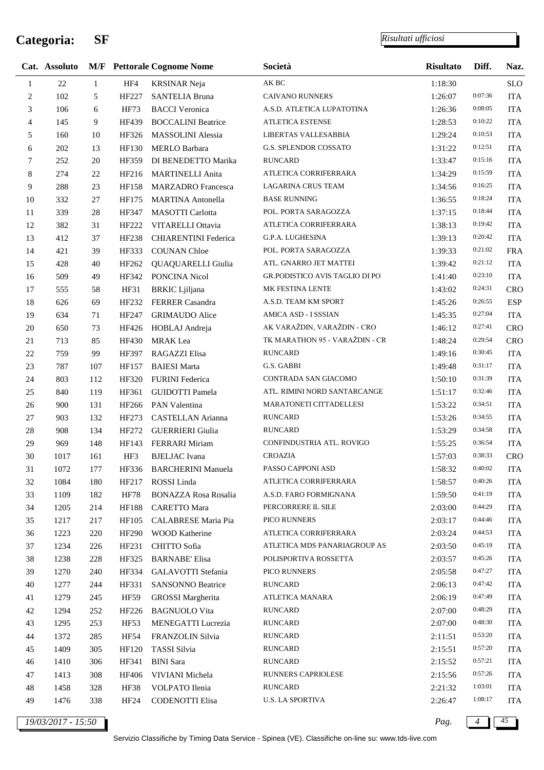# Categoria: SF

*Risultati ufficiosi*

| Cat. | Assoluto | M/F | Pettorale | Cognome Nome | Società | Risultato | Diff. | Naz. |
|---|---|---|---|---|---|---|---|---|
| 1 | 22 | 1 | HF4 | KRSINAR Neja | AK BC | 1:18:30 | | SLO |
| 2 | 102 | 5 | HF227 | SANTELIA Bruna | CAIVANO RUNNERS | 1:26:07 | 0:07:36 | ITA |
| 3 | 106 | 6 | HF73 | BACCI Veronica | A.S.D. ATLETICA LUPATOTINA | 1:26:36 | 0:08:05 | ITA |
| 4 | 145 | 9 | HF439 | BOCCALINI Beatrice | ATLETICA ESTENSE | 1:28:53 | 0:10:22 | ITA |
| 5 | 160 | 10 | HF326 | MASSOLINI Alessia | LIBERTAS VALLESABBIA | 1:29:24 | 0:10:53 | ITA |
| 6 | 202 | 13 | HF130 | MERLO Barbara | G.S. SPLENDOR COSSATO | 1:31:22 | 0:12:51 | ITA |
| 7 | 252 | 20 | HF359 | DI BENEDETTO Marika | RUNCARD | 1:33:47 | 0:15:16 | ITA |
| 8 | 274 | 22 | HF216 | MARTINELLI Anita | ATLETICA CORRIFERRARA | 1:34:29 | 0:15:59 | ITA |
| 9 | 288 | 23 | HF158 | MARZADRO Francesca | LAGARINA CRUS TEAM | 1:34:56 | 0:16:25 | ITA |
| 10 | 332 | 27 | HF175 | MARTINA Antonella | BASE RUNNING | 1:36:55 | 0:18:24 | ITA |
| 11 | 339 | 28 | HF347 | MASOTTI Carlotta | POL. PORTA SARAGOZZA | 1:37:15 | 0:18:44 | ITA |
| 12 | 382 | 31 | HF222 | VITARELLI Ottavia | ATLETICA CORRIFERRARA | 1:38:13 | 0:19:42 | ITA |
| 13 | 412 | 37 | HF238 | CHIARENTINI Federica | G.P.A. LUGHESINA | 1:39:13 | 0:20:42 | ITA |
| 14 | 421 | 39 | HF333 | COUNAN Chloe | POL. PORTA SARAGOZZA | 1:39:33 | 0:21:02 | FRA |
| 15 | 428 | 40 | HF262 | QUAQUARELLI Giulia | ATL. GNARRO JET MATTEI | 1:39:42 | 0:21:12 | ITA |
| 16 | 509 | 49 | HF342 | PONCINA Nicol | GR.PODISTICO AVIS TAGLIO DI PO | 1:41:40 | 0:23:10 | ITA |
| 17 | 555 | 58 | HF31 | BRKIC Ljiljana | MK FESTINA LENTE | 1:43:02 | 0:24:31 | CRO |
| 18 | 626 | 69 | HF232 | FERRER Casandra | A.S.D. TEAM KM SPORT | 1:45:26 | 0:26:55 | ESP |
| 19 | 634 | 71 | HF247 | GRIMAUDO Alice | AMICA ASD - I SSSIAN | 1:45:35 | 0:27:04 | ITA |
| 20 | 650 | 73 | HF426 | HOBLAJ Andreja | AK VARAŽDIN, VARAŽDIN - CRO | 1:46:12 | 0:27:41 | CRO |
| 21 | 713 | 85 | HF430 | MRAK Lea | TK MARATHON 95 - VARAŽDIN - CR | 1:48:24 | 0:29:54 | CRO |
| 22 | 759 | 99 | HF397 | RAGAZZI Elisa | RUNCARD | 1:49:16 | 0:30:45 | ITA |
| 23 | 787 | 107 | HF157 | BAIESI Marta | G.S. GABBI | 1:49:48 | 0:31:17 | ITA |
| 24 | 803 | 112 | HF320 | FURINI Federica | CONTRADA SAN GIACOMO | 1:50:10 | 0:31:39 | ITA |
| 25 | 840 | 119 | HF361 | GUIDOTTI Pamela | ATL. RIMINI NORD SANTARCANGE | 1:51:17 | 0:32:46 | ITA |
| 26 | 900 | 131 | HF266 | PAN Valentina | MARATONETI CITTADELLESI | 1:53:22 | 0:34:51 | ITA |
| 27 | 903 | 132 | HF273 | CASTELLAN Arianna | RUNCARD | 1:53:26 | 0:34:55 | ITA |
| 28 | 908 | 134 | HF272 | GUERRIERI Giulia | RUNCARD | 1:53:29 | 0:34:58 | ITA |
| 29 | 969 | 148 | HF143 | FERRARI Miriam | CONFINDUSTRIA ATL. ROVIGO | 1:55:25 | 0:36:54 | ITA |
| 30 | 1017 | 161 | HF3 | BJELJAC Ivana | CROAZIA | 1:57:03 | 0:38:33 | CRO |
| 31 | 1072 | 177 | HF336 | BARCHERINI Manuela | PASSO CAPPONI ASD | 1:58:32 | 0:40:02 | ITA |
| 32 | 1084 | 180 | HF217 | ROSSI Linda | ATLETICA CORRIFERRARA | 1:58:57 | 0:40:26 | ITA |
| 33 | 1109 | 182 | HF78 | BONAZZA Rosa Rosalia | A.S.D. FARO FORMIGNANA | 1:59:50 | 0:41:19 | ITA |
| 34 | 1205 | 214 | HF188 | CARETTO Mara | PERCORRERE IL SILE | 2:03:00 | 0:44:29 | ITA |
| 35 | 1217 | 217 | HF105 | CALABRESE Maria Pia | PICO RUNNERS | 2:03:17 | 0:44:46 | ITA |
| 36 | 1223 | 220 | HF290 | WOOD Katherine | ATLETICA CORRIFERRARA | 2:03:24 | 0:44:53 | ITA |
| 37 | 1234 | 226 | HF231 | CHITTO Sofia | ATLETICA MDS PANARIAGROUP AS | 2:03:50 | 0:45:19 | ITA |
| 38 | 1238 | 228 | HF325 | BARNABE' Elisa | POLISPORTIVA ROSSETTA | 2:03:57 | 0:45:26 | ITA |
| 39 | 1270 | 240 | HF334 | GALAVOTTI Stefania | PICO RUNNERS | 2:05:58 | 0:47:27 | ITA |
| 40 | 1277 | 244 | HF331 | SANSONNO Beatrice | RUNCARD | 2:06:13 | 0:47:42 | ITA |
| 41 | 1279 | 245 | HF59 | GROSSI Margherita | ATLETICA MANARA | 2:06:19 | 0:47:49 | ITA |
| 42 | 1294 | 252 | HF226 | BAGNUOLO Vita | RUNCARD | 2:07:00 | 0:48:29 | ITA |
| 43 | 1295 | 253 | HF53 | MENEGATTI Lucrezia | RUNCARD | 2:07:00 | 0:48:30 | ITA |
| 44 | 1372 | 285 | HF54 | FRANZOLIN Silvia | RUNCARD | 2:11:51 | 0:53:20 | ITA |
| 45 | 1409 | 305 | HF120 | TASSI Silvia | RUNCARD | 2:15:51 | 0:57:20 | ITA |
| 46 | 1410 | 306 | HF341 | BINI Sara | RUNCARD | 2:15:52 | 0:57:21 | ITA |
| 47 | 1413 | 308 | HF406 | VIVIANI Michela | RUNNERS CAPRIOLESE | 2:15:56 | 0:57:26 | ITA |
| 48 | 1458 | 328 | HF38 | VOLPATO Ilenia | RUNCARD | 2:21:32 | 1:03:01 | ITA |
| 49 | 1476 | 338 | HF24 | CODENOTTI Elisa | U.S. LA SPORTIVA | 2:26:47 | 1:08:17 | ITA |

*19/03/2017 - 15:50*

Servizio Classifiche by Timing Data Service - Spinea (VE). Classifiche on-line su: www.tds-live.com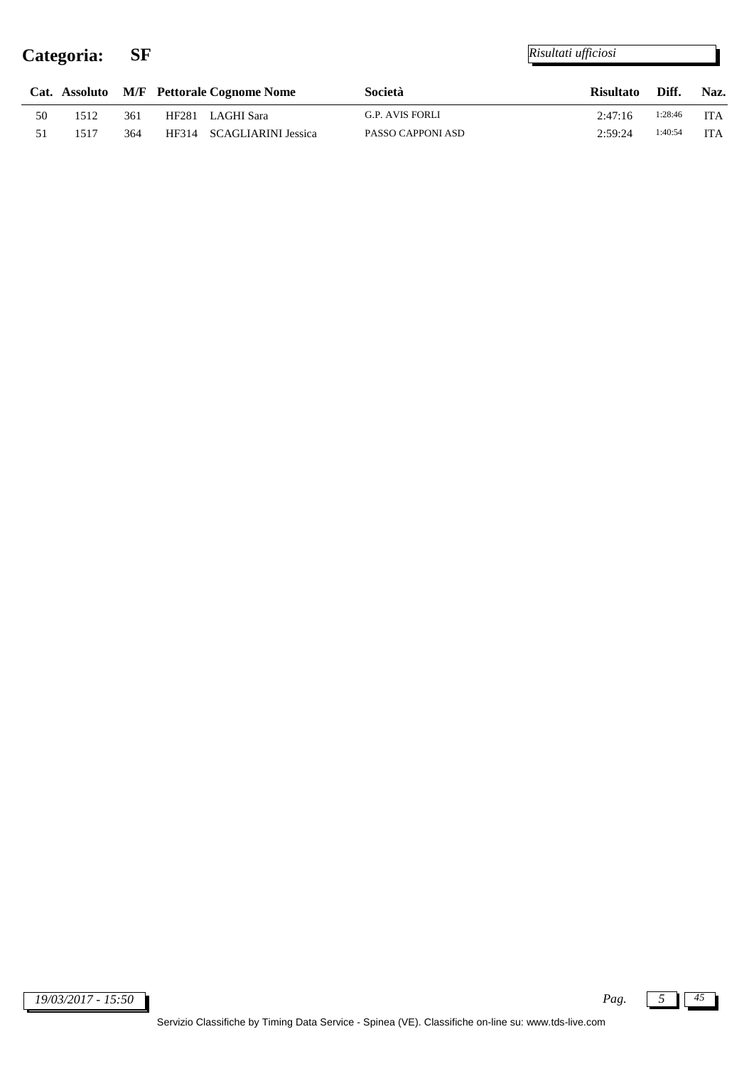**Categoria: SF**

*Risultati ufficiosi*

| Cat. | Assoluto | M/F | Pettorale | Cognome Nome | Società | Risultato | Diff. | Naz. |
|---|---|---|---|---|---|---|---|---|
| 50 | 1512 | 361 | HF281 | LAGHI Sara | G.P. AVIS FORLI | 2:47:16 | 1:28:46 | ITA |
| 51 | 1517 | 364 | HF314 | SCAGLIARINI Jessica | PASSO CAPPONI ASD | 2:59:24 | 1:40:54 | ITA |

*19/03/2017 - 15:50*

Servizio Classifiche by Timing Data Service - Spinea (VE). Classifiche on-line su: www.tds-live.com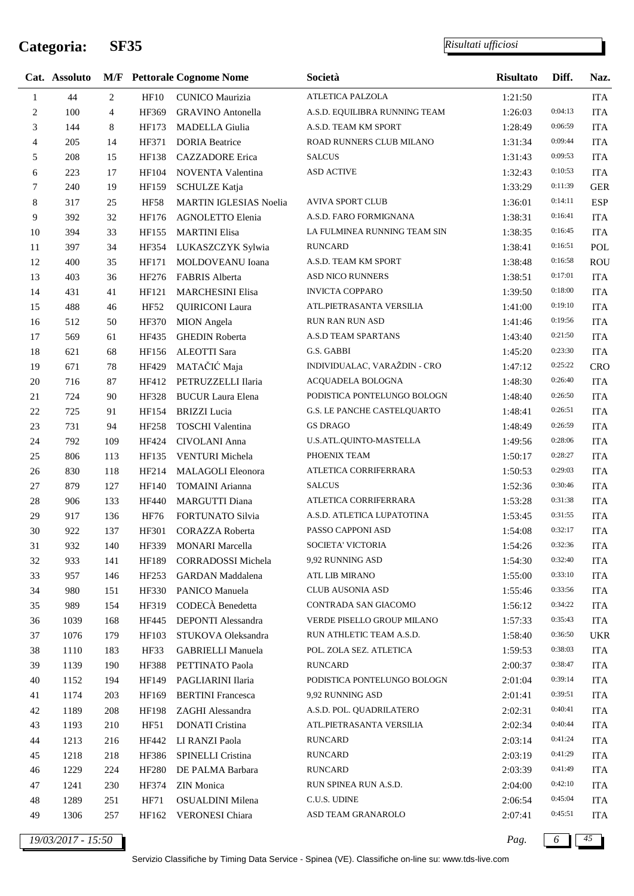# Categoria: SF35

*Risultati ufficiosi*

| Cat. | Assoluto | M/F | Pettorale | Cognome Nome | Società | Risultato | Diff. | Naz. |
|---|---|---|---|---|---|---|---|---|
| 1 | 44 | 2 | HF10 | CUNICO Maurizia | ATLETICA PALZOLA | 1:21:50 | | ITA |
| 2 | 100 | 4 | HF369 | GRAVINO Antonella | A.S.D. EQUILIBRA RUNNING TEAM | 1:26:03 | 0:04:13 | ITA |
| 3 | 144 | 8 | HF173 | MADELLA Giulia | A.S.D. TEAM KM SPORT | 1:28:49 | 0:06:59 | ITA |
| 4 | 205 | 14 | HF371 | DORIA Beatrice | ROAD RUNNERS CLUB MILANO | 1:31:34 | 0:09:44 | ITA |
| 5 | 208 | 15 | HF138 | CAZZADORE Erica | SALCUS | 1:31:43 | 0:09:53 | ITA |
| 6 | 223 | 17 | HF104 | NOVENTA Valentina | ASD ACTIVE | 1:32:43 | 0:10:53 | ITA |
| 7 | 240 | 19 | HF159 | SCHULZE Katja | | 1:33:29 | 0:11:39 | GER |
| 8 | 317 | 25 | HF58 | MARTIN IGLESIAS Noelia | AVIVA SPORT CLUB | 1:36:01 | 0:14:11 | ESP |
| 9 | 392 | 32 | HF176 | AGNOLETTO Elenia | A.S.D. FARO FORMIGNANA | 1:38:31 | 0:16:41 | ITA |
| 10 | 394 | 33 | HF155 | MARTINI Elisa | LA FULMINEA RUNNING TEAM SIN | 1:38:35 | 0:16:45 | ITA |
| 11 | 397 | 34 | HF354 | LUKASZCZYK Sylwia | RUNCARD | 1:38:41 | 0:16:51 | POL |
| 12 | 400 | 35 | HF171 | MOLDOVEANU Ioana | A.S.D. TEAM KM SPORT | 1:38:48 | 0:16:58 | ROU |
| 13 | 403 | 36 | HF276 | FABRIS Alberta | ASD NICO RUNNERS | 1:38:51 | 0:17:01 | ITA |
| 14 | 431 | 41 | HF121 | MARCHESINI Elisa | INVICTA COPPARO | 1:39:50 | 0:18:00 | ITA |
| 15 | 488 | 46 | HF52 | QUIRICONI Laura | ATL.PIETRASANTA VERSILIA | 1:41:00 | 0:19:10 | ITA |
| 16 | 512 | 50 | HF370 | MION Angela | RUN RAN RUN ASD | 1:41:46 | 0:19:56 | ITA |
| 17 | 569 | 61 | HF435 | GHEDIN Roberta | A.S.D TEAM SPARTANS | 1:43:40 | 0:21:50 | ITA |
| 18 | 621 | 68 | HF156 | ALEOTTI Sara | G.S. GABBI | 1:45:20 | 0:23:30 | ITA |
| 19 | 671 | 78 | HF429 | MATAČIĆ Maja | INDIVIDUALAC, VARAŽDIN - CRO | 1:47:12 | 0:25:22 | CRO |
| 20 | 716 | 87 | HF412 | PETRUZZELLI Ilaria | ACQUADELA BOLOGNA | 1:48:30 | 0:26:40 | ITA |
| 21 | 724 | 90 | HF328 | BUCUR Laura Elena | PODISTICA PONTELUNGO BOLOGN | 1:48:40 | 0:26:50 | ITA |
| 22 | 725 | 91 | HF154 | BRIZZI Lucia | G.S. LE PANCHE CASTELQUARTO | 1:48:41 | 0:26:51 | ITA |
| 23 | 731 | 94 | HF258 | TOSCHI Valentina | GS DRAGO | 1:48:49 | 0:26:59 | ITA |
| 24 | 792 | 109 | HF424 | CIVOLANI Anna | U.S.ATL.QUINTO-MASTELLA | 1:49:56 | 0:28:06 | ITA |
| 25 | 806 | 113 | HF135 | VENTURI Michela | PHOENIX TEAM | 1:50:17 | 0:28:27 | ITA |
| 26 | 830 | 118 | HF214 | MALAGOLI Eleonora | ATLETICA CORRIFERRARA | 1:50:53 | 0:29:03 | ITA |
| 27 | 879 | 127 | HF140 | TOMAINI Arianna | SALCUS | 1:52:36 | 0:30:46 | ITA |
| 28 | 906 | 133 | HF440 | MARGUTTI Diana | ATLETICA CORRIFERRARA | 1:53:28 | 0:31:38 | ITA |
| 29 | 917 | 136 | HF76 | FORTUNATO Silvia | A.S.D. ATLETICA LUPATOTINA | 1:53:45 | 0:31:55 | ITA |
| 30 | 922 | 137 | HF301 | CORAZZA Roberta | PASSO CAPPONI ASD | 1:54:08 | 0:32:17 | ITA |
| 31 | 932 | 140 | HF339 | MONARI Marcella | SOCIETA' VICTORIA | 1:54:26 | 0:32:36 | ITA |
| 32 | 933 | 141 | HF189 | CORRADOSSI Michela | 9,92 RUNNING ASD | 1:54:30 | 0:32:40 | ITA |
| 33 | 957 | 146 | HF253 | GARDAN Maddalena | ATL LIB MIRANO | 1:55:00 | 0:33:10 | ITA |
| 34 | 980 | 151 | HF330 | PANICO Manuela | CLUB AUSONIA ASD | 1:55:46 | 0:33:56 | ITA |
| 35 | 989 | 154 | HF319 | CODECÀ Benedetta | CONTRADA SAN GIACOMO | 1:56:12 | 0:34:22 | ITA |
| 36 | 1039 | 168 | HF445 | DEPONTI Alessandra | VERDE PISELLO GROUP MILANO | 1:57:33 | 0:35:43 | ITA |
| 37 | 1076 | 179 | HF103 | STUKOVA Oleksandra | RUN ATHLETIC TEAM A.S.D. | 1:58:40 | 0:36:50 | UKR |
| 38 | 1110 | 183 | HF33 | GABRIELLI Manuela | POL. ZOLA SEZ. ATLETICA | 1:59:53 | 0:38:03 | ITA |
| 39 | 1139 | 190 | HF388 | PETTINATO Paola | RUNCARD | 2:00:37 | 0:38:47 | ITA |
| 40 | 1152 | 194 | HF149 | PAGLIARINI Ilaria | PODISTICA PONTELUNGO BOLOGN | 2:01:04 | 0:39:14 | ITA |
| 41 | 1174 | 203 | HF169 | BERTINI Francesca | 9,92 RUNNING ASD | 2:01:41 | 0:39:51 | ITA |
| 42 | 1189 | 208 | HF198 | ZAGHI Alessandra | A.S.D. POL. QUADRILATERO | 2:02:31 | 0:40:41 | ITA |
| 43 | 1193 | 210 | HF51 | DONATI Cristina | ATL.PIETRASANTA VERSILIA | 2:02:34 | 0:40:44 | ITA |
| 44 | 1213 | 216 | HF442 | LI RANZI Paola | RUNCARD | 2:03:14 | 0:41:24 | ITA |
| 45 | 1218 | 218 | HF386 | SPINELLI Cristina | RUNCARD | 2:03:19 | 0:41:29 | ITA |
| 46 | 1229 | 224 | HF280 | DE PALMA Barbara | RUNCARD | 2:03:39 | 0:41:49 | ITA |
| 47 | 1241 | 230 | HF374 | ZIN Monica | RUN SPINEA RUN A.S.D. | 2:04:00 | 0:42:10 | ITA |
| 48 | 1289 | 251 | HF71 | OSUALDINI Milena | C.U.S. UDINE | 2:06:54 | 0:45:04 | ITA |
| 49 | 1306 | 257 | HF162 | VERONESI Chiara | ASD TEAM GRANAROLO | 2:07:41 | 0:45:51 | ITA |

*19/03/2017 - 15:50*

Servizio Classifiche by Timing Data Service - Spinea (VE). Classifiche on-line su: www.tds-live.com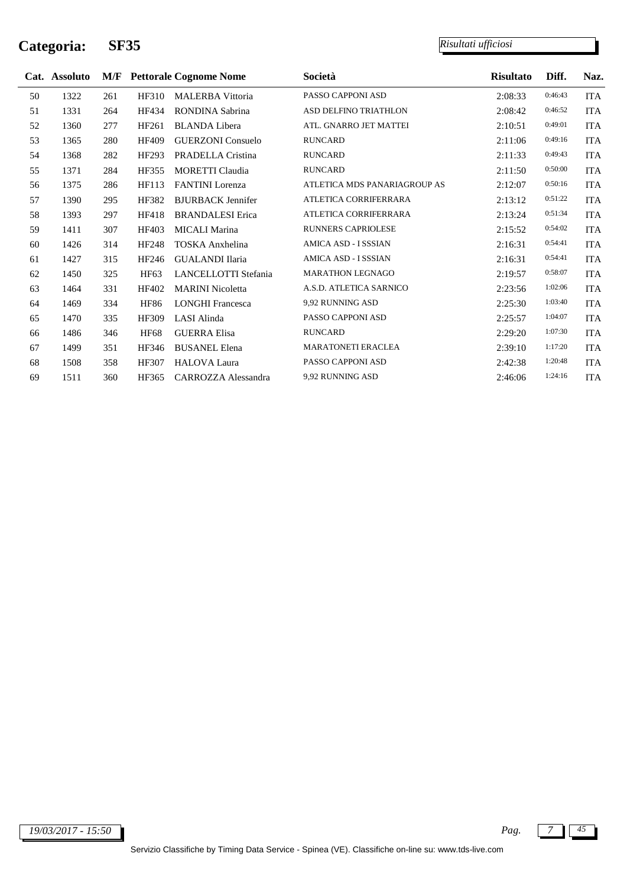# Categoria: SF35

*Risultati ufficiosi*

| Cat. | Assoluto | M/F | Pettorale | Cognome Nome | Società | Risultato | Diff. | Naz. |
|---|---|---|---|---|---|---|---|---|
| 50 | 1322 | 261 | HF310 | MALERBA Vittoria | PASSO CAPPONI ASD | 2:08:33 | 0:46:43 | ITA |
| 51 | 1331 | 264 | HF434 | RONDINA Sabrina | ASD DELFINO TRIATHLON | 2:08:42 | 0:46:52 | ITA |
| 52 | 1360 | 277 | HF261 | BLANDA Libera | ATL. GNARRO JET MATTEI | 2:10:51 | 0:49:01 | ITA |
| 53 | 1365 | 280 | HF409 | GUERZONI Consuelo | RUNCARD | 2:11:06 | 0:49:16 | ITA |
| 54 | 1368 | 282 | HF293 | PRADELLA Cristina | RUNCARD | 2:11:33 | 0:49:43 | ITA |
| 55 | 1371 | 284 | HF355 | MORETTI Claudia | RUNCARD | 2:11:50 | 0:50:00 | ITA |
| 56 | 1375 | 286 | HF113 | FANTINI Lorenza | ATLETICA MDS PANARIAGROUP AS | 2:12:07 | 0:50:16 | ITA |
| 57 | 1390 | 295 | HF382 | BJURBACK Jennifer | ATLETICA CORRIFERRARA | 2:13:12 | 0:51:22 | ITA |
| 58 | 1393 | 297 | HF418 | BRANDALESI Erica | ATLETICA CORRIFERRARA | 2:13:24 | 0:51:34 | ITA |
| 59 | 1411 | 307 | HF403 | MICALI Marina | RUNNERS CAPRIOLESE | 2:15:52 | 0:54:02 | ITA |
| 60 | 1426 | 314 | HF248 | TOSKA Anxhelina | AMICA ASD - I SSSIAN | 2:16:31 | 0:54:41 | ITA |
| 61 | 1427 | 315 | HF246 | GUALANDI Ilaria | AMICA ASD - I SSSIAN | 2:16:31 | 0:54:41 | ITA |
| 62 | 1450 | 325 | HF63 | LANCELLOTTI Stefania | MARATHON LEGNAGO | 2:19:57 | 0:58:07 | ITA |
| 63 | 1464 | 331 | HF402 | MARINI Nicoletta | A.S.D. ATLETICA SARNICO | 2:23:56 | 1:02:06 | ITA |
| 64 | 1469 | 334 | HF86 | LONGHI Francesca | 9,92 RUNNING ASD | 2:25:30 | 1:03:40 | ITA |
| 65 | 1470 | 335 | HF309 | LASI Alinda | PASSO CAPPONI ASD | 2:25:57 | 1:04:07 | ITA |
| 66 | 1486 | 346 | HF68 | GUERRA Elisa | RUNCARD | 2:29:20 | 1:07:30 | ITA |
| 67 | 1499 | 351 | HF346 | BUSANEL Elena | MARATONETI ERACLEA | 2:39:10 | 1:17:20 | ITA |
| 68 | 1508 | 358 | HF307 | HALOVA Laura | PASSO CAPPONI ASD | 2:42:38 | 1:20:48 | ITA |
| 69 | 1511 | 360 | HF365 | CARROZZA Alessandra | 9,92 RUNNING ASD | 2:46:06 | 1:24:16 | ITA |

*19/03/2017 - 15:50*

Servizio Classifiche by Timing Data Service - Spinea (VE). Classifiche on-line su: www.tds-live.com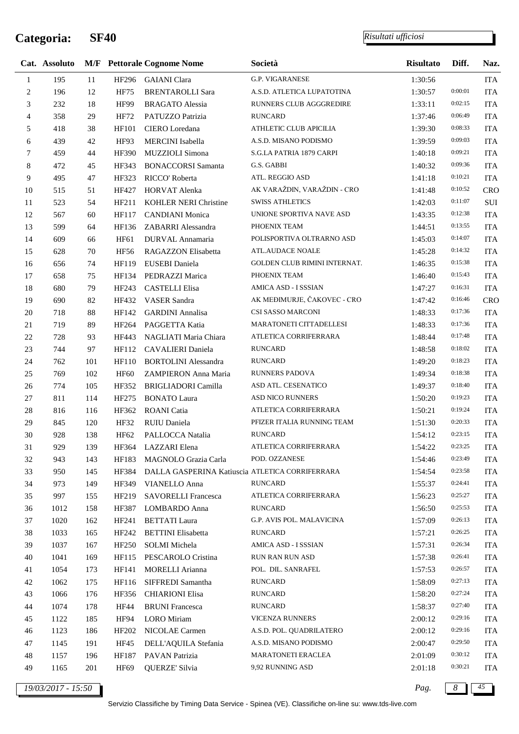# Categoria: SF40

*Risultati ufficiosi*

| Cat. | Assoluto | M/F | Pettorale | Cognome Nome | Società | Risultato | Diff. | Naz. |
|---|---|---|---|---|---|---|---|---|
| 1 | 195 | 11 | HF296 | GAIANI Clara | G.P. VIGARANESE | 1:30:56 | | ITA |
| 2 | 196 | 12 | HF75 | BRENTAROLLI Sara | A.S.D. ATLETICA LUPATOTINA | 1:30:57 | 0:00:01 | ITA |
| 3 | 232 | 18 | HF99 | BRAGATO Alessia | RUNNERS CLUB AGGGREDIRE | 1:33:11 | 0:02:15 | ITA |
| 4 | 358 | 29 | HF72 | PATUZZO Patrizia | RUNCARD | 1:37:46 | 0:06:49 | ITA |
| 5 | 418 | 38 | HF101 | CIERO Loredana | ATHLETIC CLUB APICILIA | 1:39:30 | 0:08:33 | ITA |
| 6 | 439 | 42 | HF93 | MERCINI Isabella | A.S.D. MISANO PODISMO | 1:39:59 | 0:09:03 | ITA |
| 7 | 459 | 44 | HF390 | MUZZIOLI Simona | S.G.LA PATRIA 1879 CARPI | 1:40:18 | 0:09:21 | ITA |
| 8 | 472 | 45 | HF343 | BONACCORSI Samanta | G.S. GABBI | 1:40:32 | 0:09:36 | ITA |
| 9 | 495 | 47 | HF323 | RICCO' Roberta | ATL. REGGIO ASD | 1:41:18 | 0:10:21 | ITA |
| 10 | 515 | 51 | HF427 | HORVAT Alenka | AK VARAŽDIN, VARAŽDIN - CRO | 1:41:48 | 0:10:52 | CRO |
| 11 | 523 | 54 | HF211 | KOHLER NERI Christine | SWISS ATHLETICS | 1:42:03 | 0:11:07 | SUI |
| 12 | 567 | 60 | HF117 | CANDIANI Monica | UNIONE SPORTIVA NAVE ASD | 1:43:35 | 0:12:38 | ITA |
| 13 | 599 | 64 | HF136 | ZABARRI Alessandra | PHOENIX TEAM | 1:44:51 | 0:13:55 | ITA |
| 14 | 609 | 66 | HF61 | DURVAL Annamaria | POLISPORTIVA OLTRARNO ASD | 1:45:03 | 0:14:07 | ITA |
| 15 | 628 | 70 | HF56 | RAGAZZON Elisabetta | ATL.AUDACE NOALE | 1:45:28 | 0:14:32 | ITA |
| 16 | 656 | 74 | HF119 | EUSEBI Daniela | GOLDEN CLUB RIMINI INTERNAT. | 1:46:35 | 0:15:38 | ITA |
| 17 | 658 | 75 | HF134 | PEDRAZZI Marica | PHOENIX TEAM | 1:46:40 | 0:15:43 | ITA |
| 18 | 680 | 79 | HF243 | CASTELLI Elisa | AMICA ASD - I SSSIAN | 1:47:27 | 0:16:31 | ITA |
| 19 | 690 | 82 | HF432 | VASER Sandra | AK MEĐIMURJE, ČAKOVEC - CRO | 1:47:42 | 0:16:46 | CRO |
| 20 | 718 | 88 | HF142 | GARDINI Annalisa | CSI SASSO MARCONI | 1:48:33 | 0:17:36 | ITA |
| 21 | 719 | 89 | HF264 | PAGGETTA Katia | MARATONETI CITTADELLESI | 1:48:33 | 0:17:36 | ITA |
| 22 | 728 | 93 | HF443 | NAGLIATI Maria Chiara | ATLETICA CORRIFERRARA | 1:48:44 | 0:17:48 | ITA |
| 23 | 744 | 97 | HF112 | CAVALIERI Daniela | RUNCARD | 1:48:58 | 0:18:02 | ITA |
| 24 | 762 | 101 | HF110 | BORTOLINI Alessandra | RUNCARD | 1:49:20 | 0:18:23 | ITA |
| 25 | 769 | 102 | HF60 | ZAMPIERON Anna Maria | RUNNERS PADOVA | 1:49:34 | 0:18:38 | ITA |
| 26 | 774 | 105 | HF352 | BRIGLIADORI Camilla | ASD ATL. CESENATICO | 1:49:37 | 0:18:40 | ITA |
| 27 | 811 | 114 | HF275 | BONATO Laura | ASD NICO RUNNERS | 1:50:20 | 0:19:23 | ITA |
| 28 | 816 | 116 | HF362 | ROANI Catia | ATLETICA CORRIFERRARA | 1:50:21 | 0:19:24 | ITA |
| 29 | 845 | 120 | HF32 | RUIU Daniela | PFIZER ITALIA RUNNING TEAM | 1:51:30 | 0:20:33 | ITA |
| 30 | 928 | 138 | HF62 | PALLOCCA Natalia | RUNCARD | 1:54:12 | 0:23:15 | ITA |
| 31 | 929 | 139 | HF364 | LAZZARI Elena | ATLETICA CORRIFERRARA | 1:54:22 | 0:23:25 | ITA |
| 32 | 943 | 143 | HF183 | MAGNOLO Grazia Carla | POD. OZZANESE | 1:54:46 | 0:23:49 | ITA |
| 33 | 950 | 145 | HF384 | DALLA GASPERINA Katiuscia | ATLETICA CORRIFERRARA | 1:54:54 | 0:23:58 | ITA |
| 34 | 973 | 149 | HF349 | VIANELLO Anna | RUNCARD | 1:55:37 | 0:24:41 | ITA |
| 35 | 997 | 155 | HF219 | SAVORELLI Francesca | ATLETICA CORRIFERRARA | 1:56:23 | 0:25:27 | ITA |
| 36 | 1012 | 158 | HF387 | LOMBARDO Anna | RUNCARD | 1:56:50 | 0:25:53 | ITA |
| 37 | 1020 | 162 | HF241 | BETTATI Laura | G.P. AVIS POL. MALAVICINA | 1:57:09 | 0:26:13 | ITA |
| 38 | 1033 | 165 | HF242 | BETTINI Elisabetta | RUNCARD | 1:57:21 | 0:26:25 | ITA |
| 39 | 1037 | 167 | HF250 | SOLMI Michela | AMICA ASD - I SSSIAN | 1:57:31 | 0:26:34 | ITA |
| 40 | 1041 | 169 | HF115 | PESCAROLO Cristina | RUN RAN RUN ASD | 1:57:38 | 0:26:41 | ITA |
| 41 | 1054 | 173 | HF141 | MORELLI Arianna | POL. DIL. SANRAFEL | 1:57:53 | 0:26:57 | ITA |
| 42 | 1062 | 175 | HF116 | SIFFREDI Samantha | RUNCARD | 1:58:09 | 0:27:13 | ITA |
| 43 | 1066 | 176 | HF356 | CHIARIONI Elisa | RUNCARD | 1:58:20 | 0:27:24 | ITA |
| 44 | 1074 | 178 | HF44 | BRUNI Francesca | RUNCARD | 1:58:37 | 0:27:40 | ITA |
| 45 | 1122 | 185 | HF94 | LORO Miriam | VICENZA RUNNERS | 2:00:12 | 0:29:16 | ITA |
| 46 | 1123 | 186 | HF202 | NICOLAE Carmen | A.S.D. POL. QUADRILATERO | 2:00:12 | 0:29:16 | ITA |
| 47 | 1145 | 191 | HF45 | DELL'AQUILA Stefania | A.S.D. MISANO PODISMO | 2:00:47 | 0:29:50 | ITA |
| 48 | 1157 | 196 | HF187 | PAVAN Patrizia | MARATONETI ERACLEA | 2:01:09 | 0:30:12 | ITA |
| 49 | 1165 | 201 | HF69 | QUERZE' Silvia | 9,92 RUNNING ASD | 2:01:18 | 0:30:21 | ITA |

*19/03/2017 - 15:50*

Servizio Classifiche by Timing Data Service - Spinea (VE). Classifiche on-line su: www.tds-live.com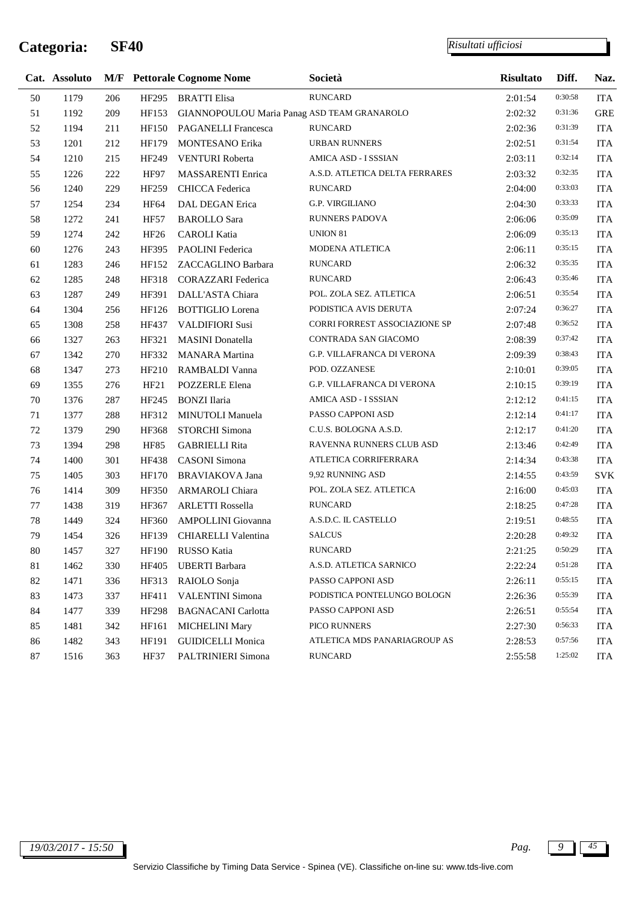# Categoria: SF40

*Risultati ufficiosi*

| Cat. | Assoluto | M/F | Pettorale | Cognome Nome | Società | Risultato | Diff. | Naz. |
|---|---|---|---|---|---|---|---|---|
| 50 | 1179 | 206 | HF295 | BRATTI Elisa | RUNCARD | 2:01:54 | 0:30:58 | ITA |
| 51 | 1192 | 209 | HF153 | GIANNOPOULOU Maria Panag | ASD TEAM GRANAROLO | 2:02:32 | 0:31:36 | GRE |
| 52 | 1194 | 211 | HF150 | PAGANELLI Francesca | RUNCARD | 2:02:36 | 0:31:39 | ITA |
| 53 | 1201 | 212 | HF179 | MONTESANO Erika | URBAN RUNNERS | 2:02:51 | 0:31:54 | ITA |
| 54 | 1210 | 215 | HF249 | VENTURI Roberta | AMICA ASD - I SSSIAN | 2:03:11 | 0:32:14 | ITA |
| 55 | 1226 | 222 | HF97 | MASSARENTI Enrica | A.S.D. ATLETICA DELTA FERRARES | 2:03:32 | 0:32:35 | ITA |
| 56 | 1240 | 229 | HF259 | CHICCA Federica | RUNCARD | 2:04:00 | 0:33:03 | ITA |
| 57 | 1254 | 234 | HF64 | DAL DEGAN Erica | G.P. VIRGILIANO | 2:04:30 | 0:33:33 | ITA |
| 58 | 1272 | 241 | HF57 | BAROLLO Sara | RUNNERS PADOVA | 2:06:06 | 0:35:09 | ITA |
| 59 | 1274 | 242 | HF26 | CAROLI Katia | UNION 81 | 2:06:09 | 0:35:13 | ITA |
| 60 | 1276 | 243 | HF395 | PAOLINI Federica | MODENA ATLETICA | 2:06:11 | 0:35:15 | ITA |
| 61 | 1283 | 246 | HF152 | ZACCAGLINO Barbara | RUNCARD | 2:06:32 | 0:35:35 | ITA |
| 62 | 1285 | 248 | HF318 | CORAZZARI Federica | RUNCARD | 2:06:43 | 0:35:46 | ITA |
| 63 | 1287 | 249 | HF391 | DALL'ASTA Chiara | POL. ZOLA SEZ. ATLETICA | 2:06:51 | 0:35:54 | ITA |
| 64 | 1304 | 256 | HF126 | BOTTIGLIO Lorena | PODISTICA AVIS DERUTA | 2:07:24 | 0:36:27 | ITA |
| 65 | 1308 | 258 | HF437 | VALDIFIORI Susi | CORRI FORREST ASSOCIAZIONE SP | 2:07:48 | 0:36:52 | ITA |
| 66 | 1327 | 263 | HF321 | MASINI Donatella | CONTRADA SAN GIACOMO | 2:08:39 | 0:37:42 | ITA |
| 67 | 1342 | 270 | HF332 | MANARA Martina | G.P. VILLAFRANCA DI VERONA | 2:09:39 | 0:38:43 | ITA |
| 68 | 1347 | 273 | HF210 | RAMBALDI Vanna | POD. OZZANESE | 2:10:01 | 0:39:05 | ITA |
| 69 | 1355 | 276 | HF21 | POZZERLE Elena | G.P. VILLAFRANCA DI VERONA | 2:10:15 | 0:39:19 | ITA |
| 70 | 1376 | 287 | HF245 | BONZI Ilaria | AMICA ASD - I SSSIAN | 2:12:12 | 0:41:15 | ITA |
| 71 | 1377 | 288 | HF312 | MINUTOLI Manuela | PASSO CAPPONI ASD | 2:12:14 | 0:41:17 | ITA |
| 72 | 1379 | 290 | HF368 | STORCHI Simona | C.U.S. BOLOGNA A.S.D. | 2:12:17 | 0:41:20 | ITA |
| 73 | 1394 | 298 | HF85 | GABRIELLI Rita | RAVENNA RUNNERS CLUB ASD | 2:13:46 | 0:42:49 | ITA |
| 74 | 1400 | 301 | HF438 | CASONI Simona | ATLETICA CORRIFERRARA | 2:14:34 | 0:43:38 | ITA |
| 75 | 1405 | 303 | HF170 | BRAVIAKOVA Jana | 9,92 RUNNING ASD | 2:14:55 | 0:43:59 | SVK |
| 76 | 1414 | 309 | HF350 | ARMAROLI Chiara | POL. ZOLA SEZ. ATLETICA | 2:16:00 | 0:45:03 | ITA |
| 77 | 1438 | 319 | HF367 | ARLETTI Rossella | RUNCARD | 2:18:25 | 0:47:28 | ITA |
| 78 | 1449 | 324 | HF360 | AMPOLLINI Giovanna | A.S.D.C. IL CASTELLO | 2:19:51 | 0:48:55 | ITA |
| 79 | 1454 | 326 | HF139 | CHIARELLI Valentina | SALCUS | 2:20:28 | 0:49:32 | ITA |
| 80 | 1457 | 327 | HF190 | RUSSO Katia | RUNCARD | 2:21:25 | 0:50:29 | ITA |
| 81 | 1462 | 330 | HF405 | UBERTI Barbara | A.S.D. ATLETICA SARNICO | 2:22:24 | 0:51:28 | ITA |
| 82 | 1471 | 336 | HF313 | RAIOLO Sonja | PASSO CAPPONI ASD | 2:26:11 | 0:55:15 | ITA |
| 83 | 1473 | 337 | HF411 | VALENTINI Simona | PODISTICA PONTELUNGO BOLOGN | 2:26:36 | 0:55:39 | ITA |
| 84 | 1477 | 339 | HF298 | BAGNACANI Carlotta | PASSO CAPPONI ASD | 2:26:51 | 0:55:54 | ITA |
| 85 | 1481 | 342 | HF161 | MICHELINI Mary | PICO RUNNERS | 2:27:30 | 0:56:33 | ITA |
| 86 | 1482 | 343 | HF191 | GUIDICELLI Monica | ATLETICA MDS PANARIAGROUP AS | 2:28:53 | 0:57:56 | ITA |
| 87 | 1516 | 363 | HF37 | PALTRINIERI Simona | RUNCARD | 2:55:58 | 1:25:02 | ITA |

19/03/2017 - 15:50

Servizio Classifiche by Timing Data Service - Spinea (VE). Classifiche on-line su: www.tds-live.com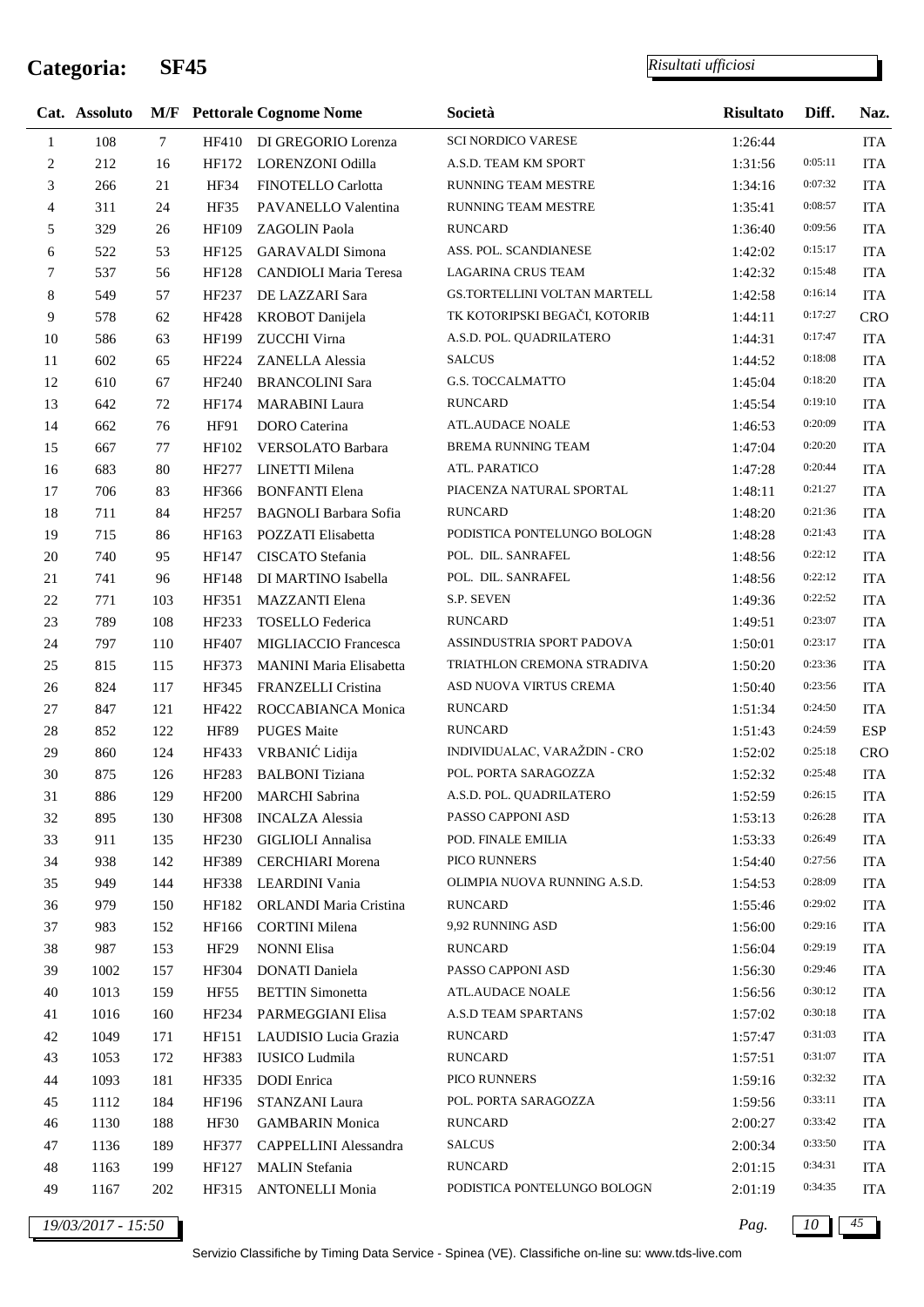# Categoria: SF45

*Risultati ufficiosi*

| Cat. | Assoluto | M/F | Pettorale | Cognome Nome | Società | Risultato | Diff. | Naz. |
|---|---|---|---|---|---|---|---|---|
| 1 | 108 | 7 | HF410 | DI GREGORIO Lorenza | SCI NORDICO VARESE | 1:26:44 | | ITA |
| 2 | 212 | 16 | HF172 | LORENZONI Odilla | A.S.D. TEAM KM SPORT | 1:31:56 | 0:05:11 | ITA |
| 3 | 266 | 21 | HF34 | FINOTELLO Carlotta | RUNNING TEAM MESTRE | 1:34:16 | 0:07:32 | ITA |
| 4 | 311 | 24 | HF35 | PAVANELLO Valentina | RUNNING TEAM MESTRE | 1:35:41 | 0:08:57 | ITA |
| 5 | 329 | 26 | HF109 | ZAGOLIN Paola | RUNCARD | 1:36:40 | 0:09:56 | ITA |
| 6 | 522 | 53 | HF125 | GARAVALDI Simona | ASS. POL. SCANDIANESE | 1:42:02 | 0:15:17 | ITA |
| 7 | 537 | 56 | HF128 | CANDIOLI Maria Teresa | LAGARINA CRUS TEAM | 1:42:32 | 0:15:48 | ITA |
| 8 | 549 | 57 | HF237 | DE LAZZARI Sara | GS.TORTELLINI VOLTAN MARTELL | 1:42:58 | 0:16:14 | ITA |
| 9 | 578 | 62 | HF428 | KROBOT Danijela | TK KOTORIPSKI BEGAČI, KOTORIB | 1:44:11 | 0:17:27 | CRO |
| 10 | 586 | 63 | HF199 | ZUCCHI Virna | A.S.D. POL. QUADRILATERO | 1:44:31 | 0:17:47 | ITA |
| 11 | 602 | 65 | HF224 | ZANELLA Alessia | SALCUS | 1:44:52 | 0:18:08 | ITA |
| 12 | 610 | 67 | HF240 | BRANCOLINI Sara | G.S. TOCCALMATTO | 1:45:04 | 0:18:20 | ITA |
| 13 | 642 | 72 | HF174 | MARABINI Laura | RUNCARD | 1:45:54 | 0:19:10 | ITA |
| 14 | 662 | 76 | HF91 | DORO Caterina | ATL.AUDACE NOALE | 1:46:53 | 0:20:09 | ITA |
| 15 | 667 | 77 | HF102 | VERSOLATO Barbara | BREMA RUNNING TEAM | 1:47:04 | 0:20:20 | ITA |
| 16 | 683 | 80 | HF277 | LINETTI Milena | ATL. PARATICO | 1:47:28 | 0:20:44 | ITA |
| 17 | 706 | 83 | HF366 | BONFANTI Elena | PIACENZA NATURAL SPORTAL | 1:48:11 | 0:21:27 | ITA |
| 18 | 711 | 84 | HF257 | BAGNOLI Barbara Sofia | RUNCARD | 1:48:20 | 0:21:36 | ITA |
| 19 | 715 | 86 | HF163 | POZZATI Elisabetta | PODISTICA PONTELUNGO BOLOGN | 1:48:28 | 0:21:43 | ITA |
| 20 | 740 | 95 | HF147 | CISCATO Stefania | POL. DIL. SANRAFEL | 1:48:56 | 0:22:12 | ITA |
| 21 | 741 | 96 | HF148 | DI MARTINO Isabella | POL. DIL. SANRAFEL | 1:48:56 | 0:22:12 | ITA |
| 22 | 771 | 103 | HF351 | MAZZANTI Elena | S.P. SEVEN | 1:49:36 | 0:22:52 | ITA |
| 23 | 789 | 108 | HF233 | TOSELLO Federica | RUNCARD | 1:49:51 | 0:23:07 | ITA |
| 24 | 797 | 110 | HF407 | MIGLIACCIO Francesca | ASSINDUSTRIA SPORT PADOVA | 1:50:01 | 0:23:17 | ITA |
| 25 | 815 | 115 | HF373 | MANINI Maria Elisabetta | TRIATHLON CREMONA STRADIVA | 1:50:20 | 0:23:36 | ITA |
| 26 | 824 | 117 | HF345 | FRANZELLI Cristina | ASD NUOVA VIRTUS CREMA | 1:50:40 | 0:23:56 | ITA |
| 27 | 847 | 121 | HF422 | ROCCABIANCA Monica | RUNCARD | 1:51:34 | 0:24:50 | ITA |
| 28 | 852 | 122 | HF89 | PUGES Maite | RUNCARD | 1:51:43 | 0:24:59 | ESP |
| 29 | 860 | 124 | HF433 | VRBANIĆ Lidija | INDIVIDUALAC, VARAŽDIN - CRO | 1:52:02 | 0:25:18 | CRO |
| 30 | 875 | 126 | HF283 | BALBONI Tiziana | POL. PORTA SARAGOZZA | 1:52:32 | 0:25:48 | ITA |
| 31 | 886 | 129 | HF200 | MARCHI Sabrina | A.S.D. POL. QUADRILATERO | 1:52:59 | 0:26:15 | ITA |
| 32 | 895 | 130 | HF308 | INCALZA Alessia | PASSO CAPPONI ASD | 1:53:13 | 0:26:28 | ITA |
| 33 | 911 | 135 | HF230 | GIGLIOLI Annalisa | POD. FINALE EMILIA | 1:53:33 | 0:26:49 | ITA |
| 34 | 938 | 142 | HF389 | CERCHIARI Morena | PICO RUNNERS | 1:54:40 | 0:27:56 | ITA |
| 35 | 949 | 144 | HF338 | LEARDINI Vania | OLIMPIA NUOVA RUNNING A.S.D. | 1:54:53 | 0:28:09 | ITA |
| 36 | 979 | 150 | HF182 | ORLANDI Maria Cristina | RUNCARD | 1:55:46 | 0:29:02 | ITA |
| 37 | 983 | 152 | HF166 | CORTINI Milena | 9,92 RUNNING ASD | 1:56:00 | 0:29:16 | ITA |
| 38 | 987 | 153 | HF29 | NONNI Elisa | RUNCARD | 1:56:04 | 0:29:19 | ITA |
| 39 | 1002 | 157 | HF304 | DONATI Daniela | PASSO CAPPONI ASD | 1:56:30 | 0:29:46 | ITA |
| 40 | 1013 | 159 | HF55 | BETTIN Simonetta | ATL.AUDACE NOALE | 1:56:56 | 0:30:12 | ITA |
| 41 | 1016 | 160 | HF234 | PARMEGGIANI Elisa | A.S.D TEAM SPARTANS | 1:57:02 | 0:30:18 | ITA |
| 42 | 1049 | 171 | HF151 | LAUDISIO Lucia Grazia | RUNCARD | 1:57:47 | 0:31:03 | ITA |
| 43 | 1053 | 172 | HF383 | IUSICO Ludmila | RUNCARD | 1:57:51 | 0:31:07 | ITA |
| 44 | 1093 | 181 | HF335 | DODI Enrica | PICO RUNNERS | 1:59:16 | 0:32:32 | ITA |
| 45 | 1112 | 184 | HF196 | STANZANI Laura | POL. PORTA SARAGOZZA | 1:59:56 | 0:33:11 | ITA |
| 46 | 1130 | 188 | HF30 | GAMBARIN Monica | RUNCARD | 2:00:27 | 0:33:42 | ITA |
| 47 | 1136 | 189 | HF377 | CAPPELLINI Alessandra | SALCUS | 2:00:34 | 0:33:50 | ITA |
| 48 | 1163 | 199 | HF127 | MALIN Stefania | RUNCARD | 2:01:15 | 0:34:31 | ITA |
| 49 | 1167 | 202 | HF315 | ANTONELLI Monia | PODISTICA PONTELUNGO BOLOGN | 2:01:19 | 0:34:35 | ITA |

19/03/2017 - 15:50

Servizio Classifiche by Timing Data Service - Spinea (VE). Classifiche on-line su: www.tds-live.com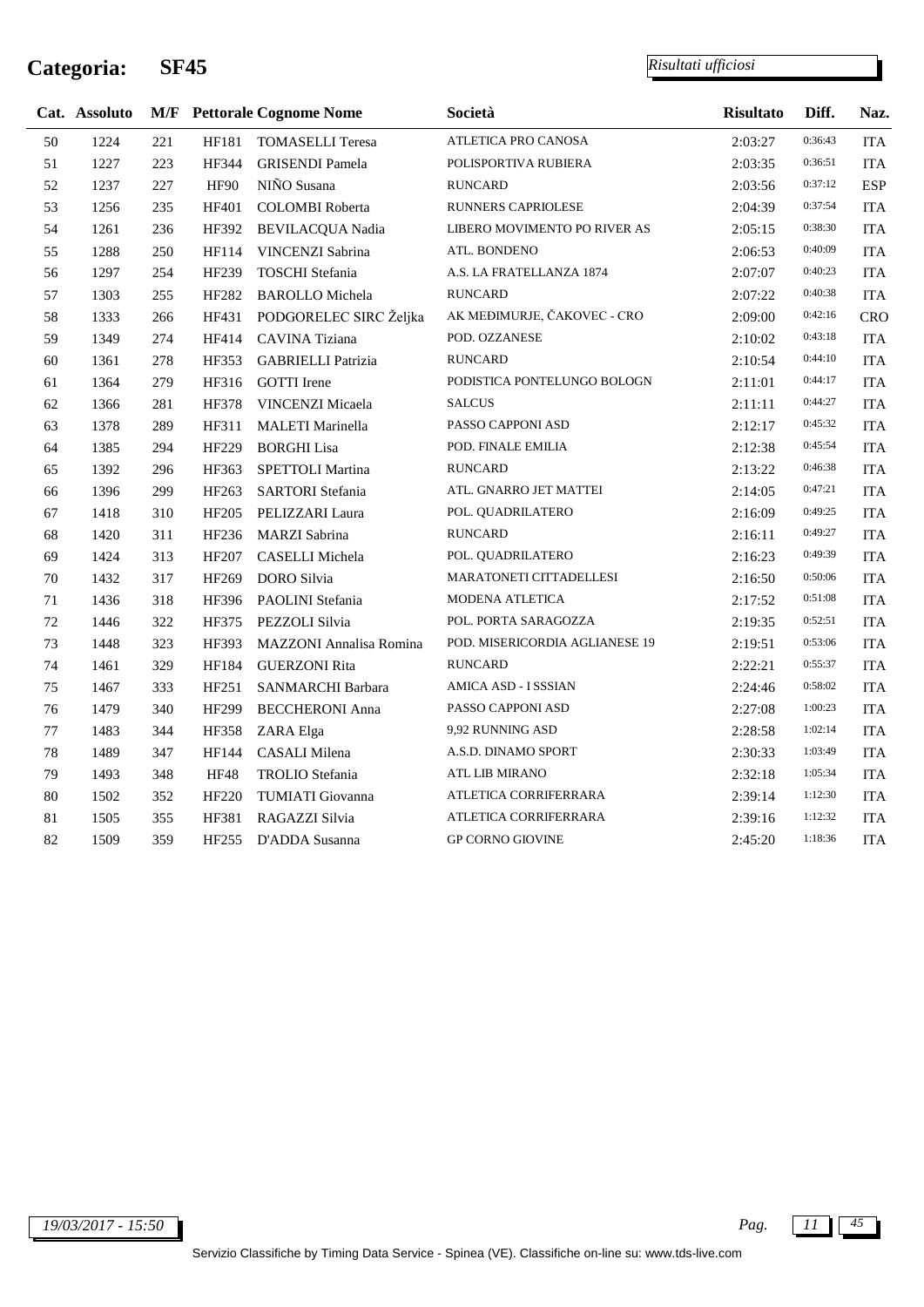# Categoria: SF45

*Risultati ufficiosi*

| Cat. | Assoluto | M/F | Pettorale | Cognome Nome | Società | Risultato | Diff. | Naz. |
|---|---|---|---|---|---|---|---|---|
| 50 | 1224 | 221 | HF181 | TOMASELLI Teresa | ATLETICA PRO CANOSA | 2:03:27 | 0:36:43 | ITA |
| 51 | 1227 | 223 | HF344 | GRISENDI Pamela | POLISPORTIVA RUBIERA | 2:03:35 | 0:36:51 | ITA |
| 52 | 1237 | 227 | HF90 | NIÑO Susana | RUNCARD | 2:03:56 | 0:37:12 | ESP |
| 53 | 1256 | 235 | HF401 | COLOMBI Roberta | RUNNERS CAPRIOLESE | 2:04:39 | 0:37:54 | ITA |
| 54 | 1261 | 236 | HF392 | BEVILACQUA Nadia | LIBERO MOVIMENTO PO RIVER AS | 2:05:15 | 0:38:30 | ITA |
| 55 | 1288 | 250 | HF114 | VINCENZI Sabrina | ATL. BONDENO | 2:06:53 | 0:40:09 | ITA |
| 56 | 1297 | 254 | HF239 | TOSCHI Stefania | A.S. LA FRATELLANZA 1874 | 2:07:07 | 0:40:23 | ITA |
| 57 | 1303 | 255 | HF282 | BAROLLO Michela | RUNCARD | 2:07:22 | 0:40:38 | ITA |
| 58 | 1333 | 266 | HF431 | PODGORELEC SIRC Željka | AK MEĐIMURJE, ČAKOVEC - CRO | 2:09:00 | 0:42:16 | CRO |
| 59 | 1349 | 274 | HF414 | CAVINA Tiziana | POD. OZZANESE | 2:10:02 | 0:43:18 | ITA |
| 60 | 1361 | 278 | HF353 | GABRIELLI Patrizia | RUNCARD | 2:10:54 | 0:44:10 | ITA |
| 61 | 1364 | 279 | HF316 | GOTTI Irene | PODISTICA PONTELUNGO BOLOGN | 2:11:01 | 0:44:17 | ITA |
| 62 | 1366 | 281 | HF378 | VINCENZI Micaela | SALCUS | 2:11:11 | 0:44:27 | ITA |
| 63 | 1378 | 289 | HF311 | MALETI Marinella | PASSO CAPPONI ASD | 2:12:17 | 0:45:32 | ITA |
| 64 | 1385 | 294 | HF229 | BORGHI Lisa | POD. FINALE EMILIA | 2:12:38 | 0:45:54 | ITA |
| 65 | 1392 | 296 | HF363 | SPETTOLI Martina | RUNCARD | 2:13:22 | 0:46:38 | ITA |
| 66 | 1396 | 299 | HF263 | SARTORI Stefania | ATL. GNARRO JET MATTEI | 2:14:05 | 0:47:21 | ITA |
| 67 | 1418 | 310 | HF205 | PELIZZARI Laura | POL. QUADRILATERO | 2:16:09 | 0:49:25 | ITA |
| 68 | 1420 | 311 | HF236 | MARZI Sabrina | RUNCARD | 2:16:11 | 0:49:27 | ITA |
| 69 | 1424 | 313 | HF207 | CASELLI Michela | POL. QUADRILATERO | 2:16:23 | 0:49:39 | ITA |
| 70 | 1432 | 317 | HF269 | DORO Silvia | MARATONETI CITTADELLESI | 2:16:50 | 0:50:06 | ITA |
| 71 | 1436 | 318 | HF396 | PAOLINI Stefania | MODENA ATLETICA | 2:17:52 | 0:51:08 | ITA |
| 72 | 1446 | 322 | HF375 | PEZZOLI Silvia | POL. PORTA SARAGOZZA | 2:19:35 | 0:52:51 | ITA |
| 73 | 1448 | 323 | HF393 | MAZZONI Annalisa Romina | POD. MISERICORDIA AGLIANESE 19 | 2:19:51 | 0:53:06 | ITA |
| 74 | 1461 | 329 | HF184 | GUERZONI Rita | RUNCARD | 2:22:21 | 0:55:37 | ITA |
| 75 | 1467 | 333 | HF251 | SANMARCHI Barbara | AMICA ASD - I SSSIAN | 2:24:46 | 0:58:02 | ITA |
| 76 | 1479 | 340 | HF299 | BECCHERONI Anna | PASSO CAPPONI ASD | 2:27:08 | 1:00:23 | ITA |
| 77 | 1483 | 344 | HF358 | ZARA Elga | 9,92 RUNNING ASD | 2:28:58 | 1:02:14 | ITA |
| 78 | 1489 | 347 | HF144 | CASALI Milena | A.S.D. DINAMO SPORT | 2:30:33 | 1:03:49 | ITA |
| 79 | 1493 | 348 | HF48 | TROLIO Stefania | ATL LIB MIRANO | 2:32:18 | 1:05:34 | ITA |
| 80 | 1502 | 352 | HF220 | TUMIATI Giovanna | ATLETICA CORRIFERRARA | 2:39:14 | 1:12:30 | ITA |
| 81 | 1505 | 355 | HF381 | RAGAZZI Silvia | ATLETICA CORRIFERRARA | 2:39:16 | 1:12:32 | ITA |
| 82 | 1509 | 359 | HF255 | D'ADDA Susanna | GP CORNO GIOVINE | 2:45:20 | 1:18:36 | ITA |

*19/03/2017 - 15:50*

Servizio Classifiche by Timing Data Service - Spinea (VE). Classifiche on-line su: www.tds-live.com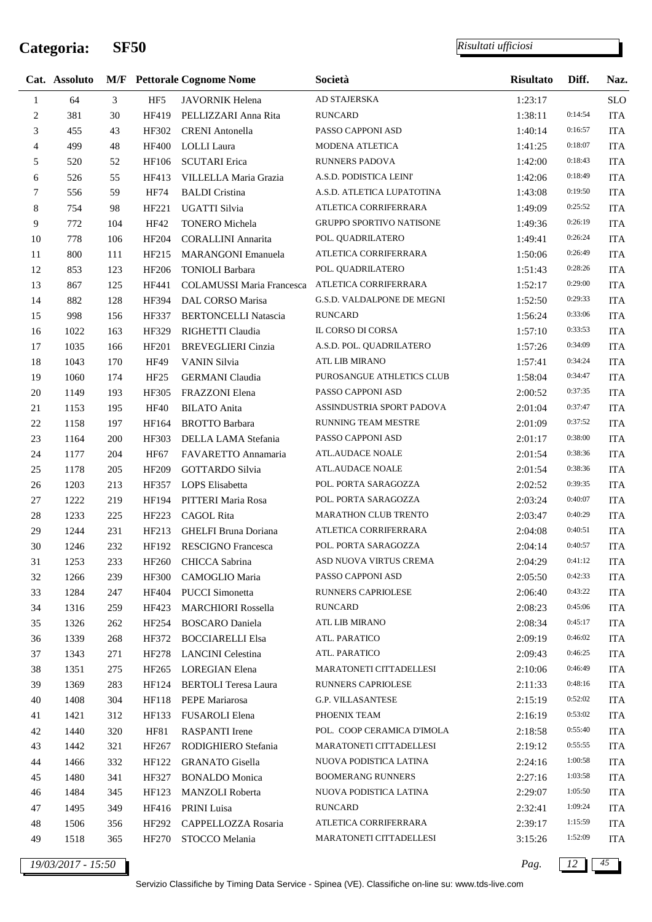# Categoria: SF50

*Risultati ufficiosi*

| Cat. | Assoluto | M/F | Pettorale | Cognome Nome | Società | Risultato | Diff. | Naz. |
|---|---|---|---|---|---|---|---|---|
| 1 | 64 | 3 | HF5 | JAVORNIK Helena | AD STAJERSKA | 1:23:17 | | SLO |
| 2 | 381 | 30 | HF419 | PELLIZZARI Anna Rita | RUNCARD | 1:38:11 | 0:14:54 | ITA |
| 3 | 455 | 43 | HF302 | CRENI Antonella | PASSO CAPPONI ASD | 1:40:14 | 0:16:57 | ITA |
| 4 | 499 | 48 | HF400 | LOLLI Laura | MODENA ATLETICA | 1:41:25 | 0:18:07 | ITA |
| 5 | 520 | 52 | HF106 | SCUTARI Erica | RUNNERS PADOVA | 1:42:00 | 0:18:43 | ITA |
| 6 | 526 | 55 | HF413 | VILLELLA Maria Grazia | A.S.D. PODISTICA LEINI' | 1:42:06 | 0:18:49 | ITA |
| 7 | 556 | 59 | HF74 | BALDI Cristina | A.S.D. ATLETICA LUPATOTINA | 1:43:08 | 0:19:50 | ITA |
| 8 | 754 | 98 | HF221 | UGATTI Silvia | ATLETICA CORRIFERRARA | 1:49:09 | 0:25:52 | ITA |
| 9 | 772 | 104 | HF42 | TONERO Michela | GRUPPO SPORTIVO NATISONE | 1:49:36 | 0:26:19 | ITA |
| 10 | 778 | 106 | HF204 | CORALLINI Annarita | POL. QUADRILATERO | 1:49:41 | 0:26:24 | ITA |
| 11 | 800 | 111 | HF215 | MARANGONI Emanuela | ATLETICA CORRIFERRARA | 1:50:06 | 0:26:49 | ITA |
| 12 | 853 | 123 | HF206 | TONIOLI Barbara | POL. QUADRILATERO | 1:51:43 | 0:28:26 | ITA |
| 13 | 867 | 125 | HF441 | COLAMUSSI Maria Francesca | ATLETICA CORRIFERRARA | 1:52:17 | 0:29:00 | ITA |
| 14 | 882 | 128 | HF394 | DAL CORSO Marisa | G.S.D. VALDALPONE DE MEGNI | 1:52:50 | 0:29:33 | ITA |
| 15 | 998 | 156 | HF337 | BERTONCELLI Natascia | RUNCARD | 1:56:24 | 0:33:06 | ITA |
| 16 | 1022 | 163 | HF329 | RIGHETTI Claudia | IL CORSO DI CORSA | 1:57:10 | 0:33:53 | ITA |
| 17 | 1035 | 166 | HF201 | BREVEGLIERI Cinzia | A.S.D. POL. QUADRILATERO | 1:57:26 | 0:34:09 | ITA |
| 18 | 1043 | 170 | HF49 | VANIN Silvia | ATL LIB MIRANO | 1:57:41 | 0:34:24 | ITA |
| 19 | 1060 | 174 | HF25 | GERMANI Claudia | PUROSANGUE ATHLETICS CLUB | 1:58:04 | 0:34:47 | ITA |
| 20 | 1149 | 193 | HF305 | FRAZZONI Elena | PASSO CAPPONI ASD | 2:00:52 | 0:37:35 | ITA |
| 21 | 1153 | 195 | HF40 | BILATO Anita | ASSINDUSTRIA SPORT PADOVA | 2:01:04 | 0:37:47 | ITA |
| 22 | 1158 | 197 | HF164 | BROTTO Barbara | RUNNING TEAM MESTRE | 2:01:09 | 0:37:52 | ITA |
| 23 | 1164 | 200 | HF303 | DELLA LAMA Stefania | PASSO CAPPONI ASD | 2:01:17 | 0:38:00 | ITA |
| 24 | 1177 | 204 | HF67 | FAVARETTO Annamaria | ATL.AUDACE NOALE | 2:01:54 | 0:38:36 | ITA |
| 25 | 1178 | 205 | HF209 | GOTTARDO Silvia | ATL.AUDACE NOALE | 2:01:54 | 0:38:36 | ITA |
| 26 | 1203 | 213 | HF357 | LOPS Elisabetta | POL. PORTA SARAGOZZA | 2:02:52 | 0:39:35 | ITA |
| 27 | 1222 | 219 | HF194 | PITTERI Maria Rosa | POL. PORTA SARAGOZZA | 2:03:24 | 0:40:07 | ITA |
| 28 | 1233 | 225 | HF223 | CAGOL Rita | MARATHON CLUB TRENTO | 2:03:47 | 0:40:29 | ITA |
| 29 | 1244 | 231 | HF213 | GHELFI Bruna Doriana | ATLETICA CORRIFERRARA | 2:04:08 | 0:40:51 | ITA |
| 30 | 1246 | 232 | HF192 | RESCIGNO Francesca | POL. PORTA SARAGOZZA | 2:04:14 | 0:40:57 | ITA |
| 31 | 1253 | 233 | HF260 | CHICCA Sabrina | ASD NUOVA VIRTUS CREMA | 2:04:29 | 0:41:12 | ITA |
| 32 | 1266 | 239 | HF300 | CAMOGLIO Maria | PASSO CAPPONI ASD | 2:05:50 | 0:42:33 | ITA |
| 33 | 1284 | 247 | HF404 | PUCCI Simonetta | RUNNERS CAPRIOLESE | 2:06:40 | 0:43:22 | ITA |
| 34 | 1316 | 259 | HF423 | MARCHIORI Rossella | RUNCARD | 2:08:23 | 0:45:06 | ITA |
| 35 | 1326 | 262 | HF254 | BOSCARO Daniela | ATL LIB MIRANO | 2:08:34 | 0:45:17 | ITA |
| 36 | 1339 | 268 | HF372 | BOCCIARELLI Elsa | ATL. PARATICO | 2:09:19 | 0:46:02 | ITA |
| 37 | 1343 | 271 | HF278 | LANCINI Celestina | ATL. PARATICO | 2:09:43 | 0:46:25 | ITA |
| 38 | 1351 | 275 | HF265 | LOREGIAN Elena | MARATONETI CITTADELLESI | 2:10:06 | 0:46:49 | ITA |
| 39 | 1369 | 283 | HF124 | BERTOLI Teresa Laura | RUNNERS CAPRIOLESE | 2:11:33 | 0:48:16 | ITA |
| 40 | 1408 | 304 | HF118 | PEPE Mariarosa | G.P. VILLASANTESE | 2:15:19 | 0:52:02 | ITA |
| 41 | 1421 | 312 | HF133 | FUSAROLI Elena | PHOENIX TEAM | 2:16:19 | 0:53:02 | ITA |
| 42 | 1440 | 320 | HF81 | RASPANTI Irene | POL. COOP CERAMICA D'IMOLA | 2:18:58 | 0:55:40 | ITA |
| 43 | 1442 | 321 | HF267 | RODIGHIERO Stefania | MARATONETI CITTADELLESI | 2:19:12 | 0:55:55 | ITA |
| 44 | 1466 | 332 | HF122 | GRANATO Gisella | NUOVA PODISTICA LATINA | 2:24:16 | 1:00:58 | ITA |
| 45 | 1480 | 341 | HF327 | BONALDO Monica | BOOMERANG RUNNERS | 2:27:16 | 1:03:58 | ITA |
| 46 | 1484 | 345 | HF123 | MANZOLI Roberta | NUOVA PODISTICA LATINA | 2:29:07 | 1:05:50 | ITA |
| 47 | 1495 | 349 | HF416 | PRINI Luisa | RUNCARD | 2:32:41 | 1:09:24 | ITA |
| 48 | 1506 | 356 | HF292 | CAPPELLOZZA Rosaria | ATLETICA CORRIFERRARA | 2:39:17 | 1:15:59 | ITA |
| 49 | 1518 | 365 | HF270 | STOCCO Melania | MARATONETI CITTADELLESI | 3:15:26 | 1:52:09 | ITA |

*19/03/2017 - 15:50*

Servizio Classifiche by Timing Data Service - Spinea (VE). Classifiche on-line su: www.tds-live.com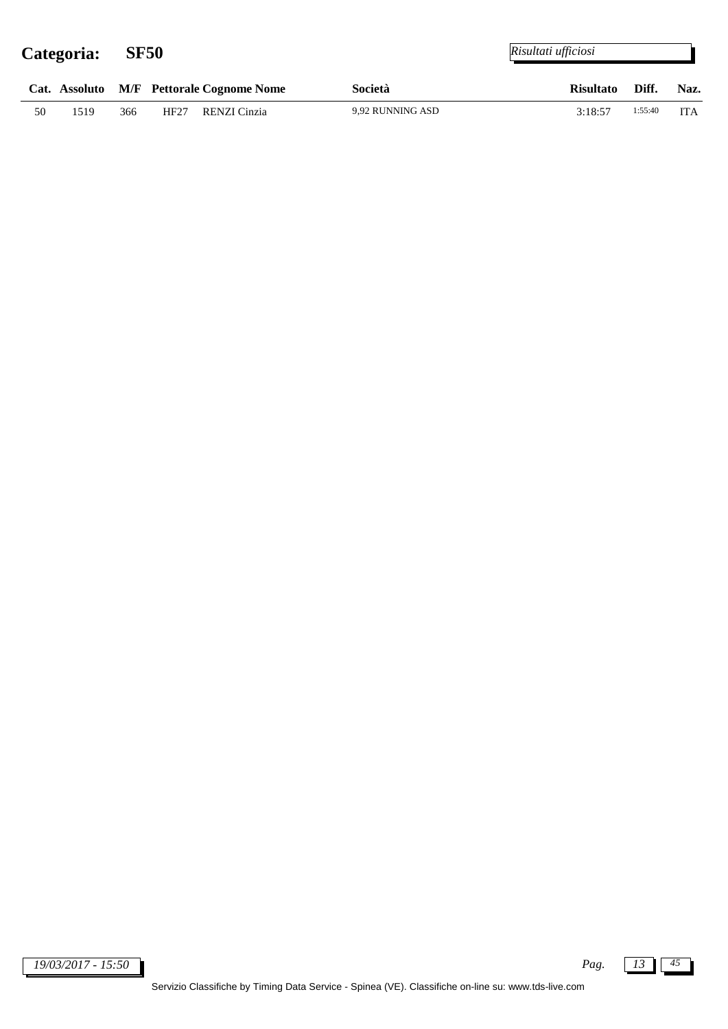## Categoria: SF50

*Risultati ufficiosi*

| Cat. | Assoluto | M/F | Pettorale | Cognome Nome | Società | Risultato | Diff. | Naz. |
|---|---|---|---|---|---|---|---|---|
| 50 | 1519 | 366 | HF27 | RENZI Cinzia | 9,92 RUNNING ASD | 3:18:57 | 1:55:40 | ITA |

*19/03/2017 - 15:50*

Servizio Classifiche by Timing Data Service - Spinea (VE). Classifiche on-line su: www.tds-live.com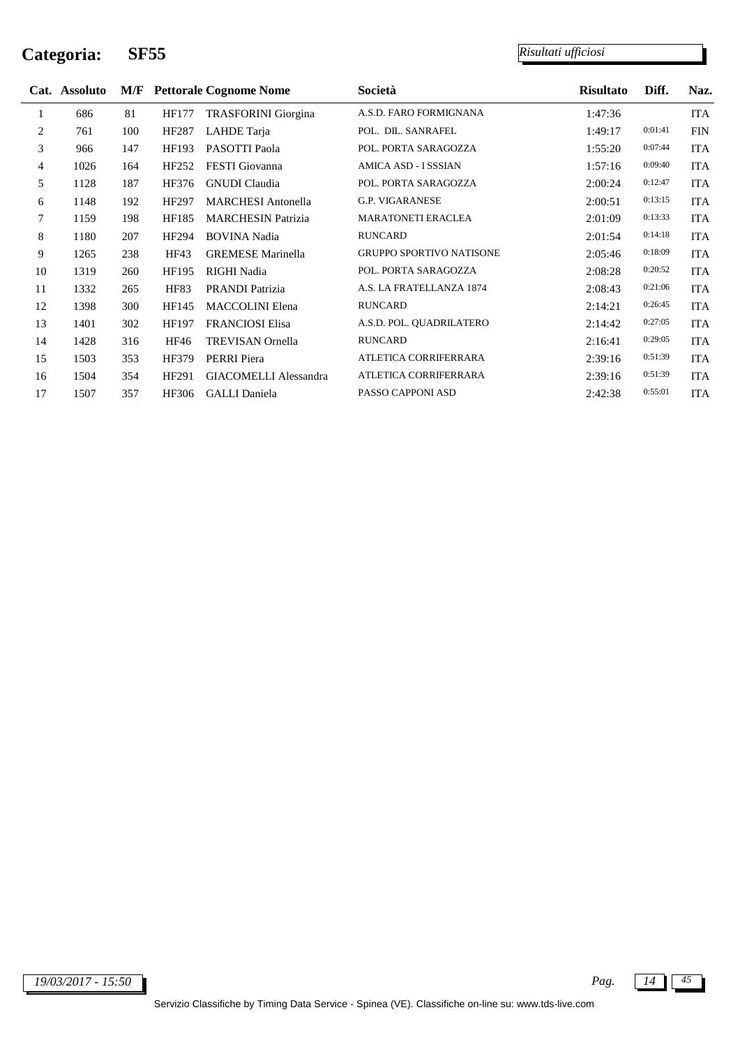# Categoria: SF55

*Risultati ufficiosi*

| Cat. | Assoluto | M/F | Pettorale | Cognome Nome | Società | Risultato | Diff. | Naz. |
|---|---|---|---|---|---|---|---|---|
| 1 | 686 | 81 | HF177 | TRASFORINI Giorgina | A.S.D. FARO FORMIGNANA | 1:47:36 | | ITA |
| 2 | 761 | 100 | HF287 | LAHDE Tarja | POL. DIL. SANRAFEL | 1:49:17 | 0:01:41 | FIN |
| 3 | 966 | 147 | HF193 | PASOTTI Paola | POL. PORTA SARAGOZZA | 1:55:20 | 0:07:44 | ITA |
| 4 | 1026 | 164 | HF252 | FESTI Giovanna | AMICA ASD - I SSSIAN | 1:57:16 | 0:09:40 | ITA |
| 5 | 1128 | 187 | HF376 | GNUDI Claudia | POL. PORTA SARAGOZZA | 2:00:24 | 0:12:47 | ITA |
| 6 | 1148 | 192 | HF297 | MARCHESI Antonella | G.P. VIGARANESE | 2:00:51 | 0:13:15 | ITA |
| 7 | 1159 | 198 | HF185 | MARCHESIN Patrizia | MARATONETI ERACLEA | 2:01:09 | 0:13:33 | ITA |
| 8 | 1180 | 207 | HF294 | BOVINA Nadia | RUNCARD | 2:01:54 | 0:14:18 | ITA |
| 9 | 1265 | 238 | HF43 | GREMESE Marinella | GRUPPO SPORTIVO NATISONE | 2:05:46 | 0:18:09 | ITA |
| 10 | 1319 | 260 | HF195 | RIGHI Nadia | POL. PORTA SARAGOZZA | 2:08:28 | 0:20:52 | ITA |
| 11 | 1332 | 265 | HF83 | PRANDI Patrizia | A.S. LA FRATELLANZA 1874 | 2:08:43 | 0:21:06 | ITA |
| 12 | 1398 | 300 | HF145 | MACCOLINI Elena | RUNCARD | 2:14:21 | 0:26:45 | ITA |
| 13 | 1401 | 302 | HF197 | FRANCIOSI Elisa | A.S.D. POL. QUADRILATERO | 2:14:42 | 0:27:05 | ITA |
| 14 | 1428 | 316 | HF46 | TREVISAN Ornella | RUNCARD | 2:16:41 | 0:29:05 | ITA |
| 15 | 1503 | 353 | HF379 | PERRI Piera | ATLETICA CORRIFERRARA | 2:39:16 | 0:51:39 | ITA |
| 16 | 1504 | 354 | HF291 | GIACOMELLI Alessandra | ATLETICA CORRIFERRARA | 2:39:16 | 0:51:39 | ITA |
| 17 | 1507 | 357 | HF306 | GALLI Daniela | PASSO CAPPONI ASD | 2:42:38 | 0:55:01 | ITA |

*19/03/2017 - 15:50*

Servizio Classifiche by Timing Data Service - Spinea (VE). Classifiche on-line su: www.tds-live.com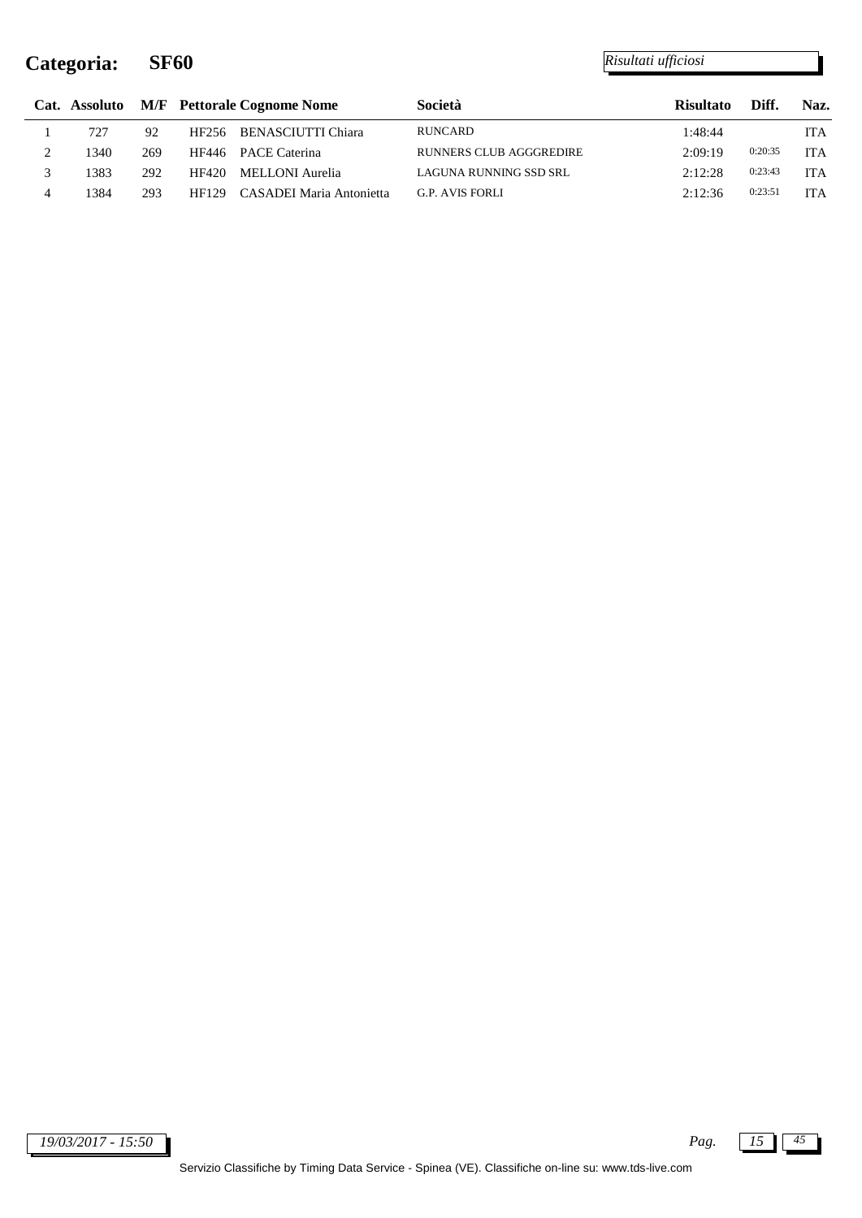# Categoria: SF60

*Risultati ufficiosi*

| Cat. | Assoluto | M/F | Pettorale | Cognome Nome | Società | Risultato | Diff. | Naz. |
|---|---|---|---|---|---|---|---|---|
| 1 | 727 | 92 | HF256 | BENASCIUTTI Chiara | RUNCARD | 1:48:44 | | ITA |
| 2 | 1340 | 269 | HF446 | PACE Caterina | RUNNERS CLUB AGGGREDIRE | 2:09:19 | 0:20:35 | ITA |
| 3 | 1383 | 292 | HF420 | MELLONI Aurelia | LAGUNA RUNNING SSD SRL | 2:12:28 | 0:23:43 | ITA |
| 4 | 1384 | 293 | HF129 | CASADEI Maria Antonietta | G.P. AVIS FORLI | 2:12:36 | 0:23:51 | ITA |

*19/03/2017 - 15:50*

Servizio Classifiche by Timing Data Service - Spinea (VE). Classifiche on-line su: www.tds-live.com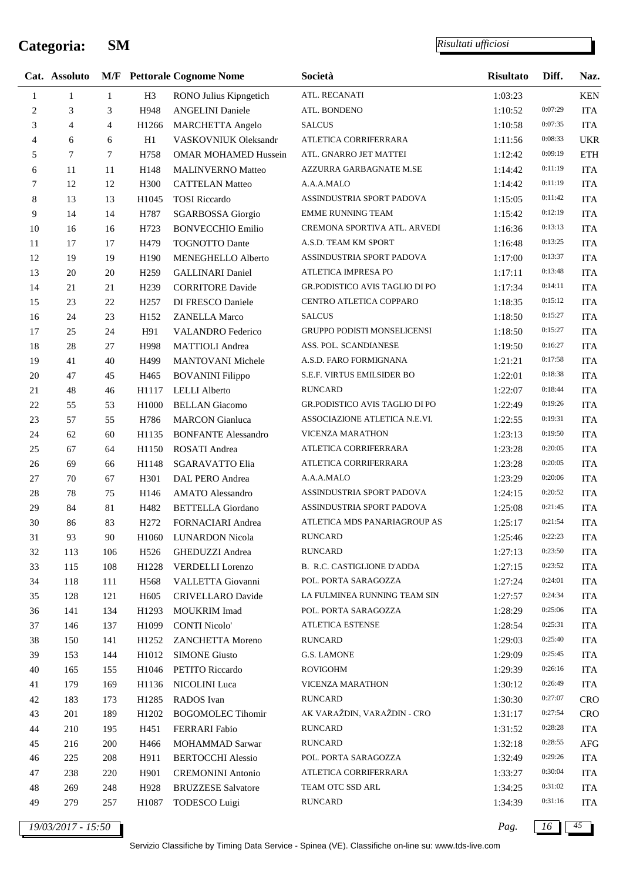# Categoria: SM

*Risultati ufficiosi*

| Cat. | Assoluto | M/F | Pettorale | Cognome Nome | Società | Risultato | Diff. | Naz. |
|---|---|---|---|---|---|---|---|---|
| 1 | 1 | 1 | H3 | RONO Julius Kipngetich | ATL. RECANATI | 1:03:23 | | KEN |
| 2 | 3 | 3 | H948 | ANGELINI Daniele | ATL. BONDENO | 1:10:52 | 0:07:29 | ITA |
| 3 | 4 | 4 | H1266 | MARCHETTA Angelo | SALCUS | 1:10:58 | 0:07:35 | ITA |
| 4 | 6 | 6 | H1 | VASKOVNIUK Oleksandr | ATLETICA CORRIFERRARA | 1:11:56 | 0:08:33 | UKR |
| 5 | 7 | 7 | H758 | OMAR MOHAMED Hussein | ATL. GNARRO JET MATTEI | 1:12:42 | 0:09:19 | ETH |
| 6 | 11 | 11 | H148 | MALINVERNO Matteo | AZZURRA GARBAGNATE M.SE | 1:14:42 | 0:11:19 | ITA |
| 7 | 12 | 12 | H300 | CATTELAN Matteo | A.A.A.MALO | 1:14:42 | 0:11:19 | ITA |
| 8 | 13 | 13 | H1045 | TOSI Riccardo | ASSINDUSTRIA SPORT PADOVA | 1:15:05 | 0:11:42 | ITA |
| 9 | 14 | 14 | H787 | SGARBOSSA Giorgio | EMME RUNNING TEAM | 1:15:42 | 0:12:19 | ITA |
| 10 | 16 | 16 | H723 | BONVECCHIO Emilio | CREMONA SPORTIVA ATL. ARVEDI | 1:16:36 | 0:13:13 | ITA |
| 11 | 17 | 17 | H479 | TOGNOTTO Dante | A.S.D. TEAM KM SPORT | 1:16:48 | 0:13:25 | ITA |
| 12 | 19 | 19 | H190 | MENEGHELLO Alberto | ASSINDUSTRIA SPORT PADOVA | 1:17:00 | 0:13:37 | ITA |
| 13 | 20 | 20 | H259 | GALLINARI Daniel | ATLETICA IMPRESA PO | 1:17:11 | 0:13:48 | ITA |
| 14 | 21 | 21 | H239 | CORRITORE Davide | GR.PODISTICO AVIS TAGLIO DI PO | 1:17:34 | 0:14:11 | ITA |
| 15 | 23 | 22 | H257 | DI FRESCO Daniele | CENTRO ATLETICA COPPARO | 1:18:35 | 0:15:12 | ITA |
| 16 | 24 | 23 | H152 | ZANELLA Marco | SALCUS | 1:18:50 | 0:15:27 | ITA |
| 17 | 25 | 24 | H91 | VALANDRO Federico | GRUPPO PODISTI MONSELICENSI | 1:18:50 | 0:15:27 | ITA |
| 18 | 28 | 27 | H998 | MATTIOLI Andrea | ASS. POL. SCANDIANESE | 1:19:50 | 0:16:27 | ITA |
| 19 | 41 | 40 | H499 | MANTOVANI Michele | A.S.D. FARO FORMIGNANA | 1:21:21 | 0:17:58 | ITA |
| 20 | 47 | 45 | H465 | BOVANINI Filippo | S.E.F. VIRTUS EMILSIDER BO | 1:22:01 | 0:18:38 | ITA |
| 21 | 48 | 46 | H1117 | LELLI Alberto | RUNCARD | 1:22:07 | 0:18:44 | ITA |
| 22 | 55 | 53 | H1000 | BELLAN Giacomo | GR.PODISTICO AVIS TAGLIO DI PO | 1:22:49 | 0:19:26 | ITA |
| 23 | 57 | 55 | H786 | MARCON Gianluca | ASSOCIAZIONE ATLETICA N.E.VI. | 1:22:55 | 0:19:31 | ITA |
| 24 | 62 | 60 | H1135 | BONFANTE Alessandro | VICENZA MARATHON | 1:23:13 | 0:19:50 | ITA |
| 25 | 67 | 64 | H1150 | ROSATI Andrea | ATLETICA CORRIFERRARA | 1:23:28 | 0:20:05 | ITA |
| 26 | 69 | 66 | H1148 | SGARAVATTO Elia | ATLETICA CORRIFERRARA | 1:23:28 | 0:20:05 | ITA |
| 27 | 70 | 67 | H301 | DAL PERO Andrea | A.A.A.MALO | 1:23:29 | 0:20:06 | ITA |
| 28 | 78 | 75 | H146 | AMATO Alessandro | ASSINDUSTRIA SPORT PADOVA | 1:24:15 | 0:20:52 | ITA |
| 29 | 84 | 81 | H482 | BETTELLA Giordano | ASSINDUSTRIA SPORT PADOVA | 1:25:08 | 0:21:45 | ITA |
| 30 | 86 | 83 | H272 | FORNACIARI Andrea | ATLETICA MDS PANARIAGROUP AS | 1:25:17 | 0:21:54 | ITA |
| 31 | 93 | 90 | H1060 | LUNARDON Nicola | RUNCARD | 1:25:46 | 0:22:23 | ITA |
| 32 | 113 | 106 | H526 | GHEDUZZI Andrea | RUNCARD | 1:27:13 | 0:23:50 | ITA |
| 33 | 115 | 108 | H1228 | VERDELLI Lorenzo | B. R.C. CASTIGLIONE D'ADDA | 1:27:15 | 0:23:52 | ITA |
| 34 | 118 | 111 | H568 | VALLETTA Giovanni | POL. PORTA SARAGOZZA | 1:27:24 | 0:24:01 | ITA |
| 35 | 128 | 121 | H605 | CRIVELLARO Davide | LA FULMINEA RUNNING TEAM SIN | 1:27:57 | 0:24:34 | ITA |
| 36 | 141 | 134 | H1293 | MOUKRIM Imad | POL. PORTA SARAGOZZA | 1:28:29 | 0:25:06 | ITA |
| 37 | 146 | 137 | H1099 | CONTI Nicolo' | ATLETICA ESTENSE | 1:28:54 | 0:25:31 | ITA |
| 38 | 150 | 141 | H1252 | ZANCHETTA Moreno | RUNCARD | 1:29:03 | 0:25:40 | ITA |
| 39 | 153 | 144 | H1012 | SIMONE Giusto | G.S. LAMONE | 1:29:09 | 0:25:45 | ITA |
| 40 | 165 | 155 | H1046 | PETITO Riccardo | ROVIGOHM | 1:29:39 | 0:26:16 | ITA |
| 41 | 179 | 169 | H1136 | NICOLINI Luca | VICENZA MARATHON | 1:30:12 | 0:26:49 | ITA |
| 42 | 183 | 173 | H1285 | RADOS Ivan | RUNCARD | 1:30:30 | 0:27:07 | CRO |
| 43 | 201 | 189 | H1202 | BOGOMOLEC Tihomir | AK VARAŽDIN, VARAŽDIN - CRO | 1:31:17 | 0:27:54 | CRO |
| 44 | 210 | 195 | H451 | FERRARI Fabio | RUNCARD | 1:31:52 | 0:28:28 | ITA |
| 45 | 216 | 200 | H466 | MOHAMMAD Sarwar | RUNCARD | 1:32:18 | 0:28:55 | AFG |
| 46 | 225 | 208 | H911 | BERTOCCHI Alessio | POL. PORTA SARAGOZZA | 1:32:49 | 0:29:26 | ITA |
| 47 | 238 | 220 | H901 | CREMONINI Antonio | ATLETICA CORRIFERRARA | 1:33:27 | 0:30:04 | ITA |
| 48 | 269 | 248 | H928 | BRUZZESE Salvatore | TEAM OTC SSD ARL | 1:34:25 | 0:31:02 | ITA |
| 49 | 279 | 257 | H1087 | TODESCO Luigi | RUNCARD | 1:34:39 | 0:31:16 | ITA |

*19/03/2017 - 15:50*

Servizio Classifiche by Timing Data Service - Spinea (VE). Classifiche on-line su: www.tds-live.com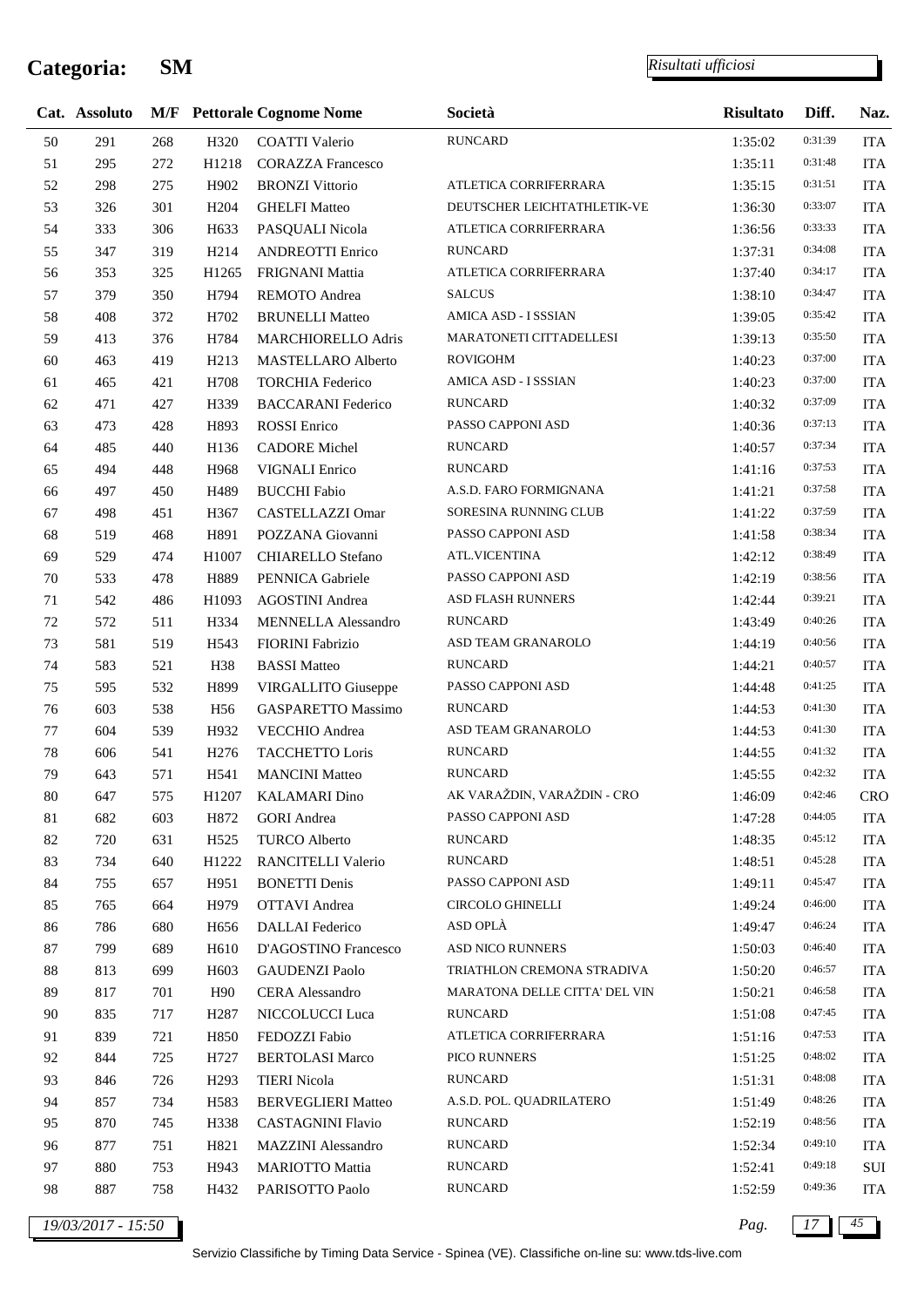# Categoria: SM

*Risultati ufficiosi*

| Cat. | Assoluto | M/F | Pettorale | Cognome Nome | Società | Risultato | Diff. | Naz. |
|---|---|---|---|---|---|---|---|---|
| 50 | 291 | 268 | H320 | COATTI Valerio | RUNCARD | 1:35:02 | 0:31:39 | ITA |
| 51 | 295 | 272 | H1218 | CORAZZA Francesco | | 1:35:11 | 0:31:48 | ITA |
| 52 | 298 | 275 | H902 | BRONZI Vittorio | ATLETICA CORRIFERRARA | 1:35:15 | 0:31:51 | ITA |
| 53 | 326 | 301 | H204 | GHELFI Matteo | DEUTSCHER LEICHTATHLETIK-VE | 1:36:30 | 0:33:07 | ITA |
| 54 | 333 | 306 | H633 | PASQUALI Nicola | ATLETICA CORRIFERRARA | 1:36:56 | 0:33:33 | ITA |
| 55 | 347 | 319 | H214 | ANDREOTTI Enrico | RUNCARD | 1:37:31 | 0:34:08 | ITA |
| 56 | 353 | 325 | H1265 | FRIGNANI Mattia | ATLETICA CORRIFERRARA | 1:37:40 | 0:34:17 | ITA |
| 57 | 379 | 350 | H794 | REMOTO Andrea | SALCUS | 1:38:10 | 0:34:47 | ITA |
| 58 | 408 | 372 | H702 | BRUNELLI Matteo | AMICA ASD - I SSSIAN | 1:39:05 | 0:35:42 | ITA |
| 59 | 413 | 376 | H784 | MARCHIORELLO Adris | MARATONETI CITTADELLESI | 1:39:13 | 0:35:50 | ITA |
| 60 | 463 | 419 | H213 | MASTELLARO Alberto | ROVIGOHM | 1:40:23 | 0:37:00 | ITA |
| 61 | 465 | 421 | H708 | TORCHIA Federico | AMICA ASD - I SSSIAN | 1:40:23 | 0:37:00 | ITA |
| 62 | 471 | 427 | H339 | BACCARANI Federico | RUNCARD | 1:40:32 | 0:37:09 | ITA |
| 63 | 473 | 428 | H893 | ROSSI Enrico | PASSO CAPPONI ASD | 1:40:36 | 0:37:13 | ITA |
| 64 | 485 | 440 | H136 | CADORE Michel | RUNCARD | 1:40:57 | 0:37:34 | ITA |
| 65 | 494 | 448 | H968 | VIGNALI Enrico | RUNCARD | 1:41:16 | 0:37:53 | ITA |
| 66 | 497 | 450 | H489 | BUCCHI Fabio | A.S.D. FARO FORMIGNANA | 1:41:21 | 0:37:58 | ITA |
| 67 | 498 | 451 | H367 | CASTELLAZZI Omar | SORESINA RUNNING CLUB | 1:41:22 | 0:37:59 | ITA |
| 68 | 519 | 468 | H891 | POZZANA Giovanni | PASSO CAPPONI ASD | 1:41:58 | 0:38:34 | ITA |
| 69 | 529 | 474 | H1007 | CHIARELLO Stefano | ATL.VICENTINA | 1:42:12 | 0:38:49 | ITA |
| 70 | 533 | 478 | H889 | PENNICA Gabriele | PASSO CAPPONI ASD | 1:42:19 | 0:38:56 | ITA |
| 71 | 542 | 486 | H1093 | AGOSTINI Andrea | ASD FLASH RUNNERS | 1:42:44 | 0:39:21 | ITA |
| 72 | 572 | 511 | H334 | MENNELLA Alessandro | RUNCARD | 1:43:49 | 0:40:26 | ITA |
| 73 | 581 | 519 | H543 | FIORINI Fabrizio | ASD TEAM GRANAROLO | 1:44:19 | 0:40:56 | ITA |
| 74 | 583 | 521 | H38 | BASSI Matteo | RUNCARD | 1:44:21 | 0:40:57 | ITA |
| 75 | 595 | 532 | H899 | VIRGALLITO Giuseppe | PASSO CAPPONI ASD | 1:44:48 | 0:41:25 | ITA |
| 76 | 603 | 538 | H56 | GASPARETTO Massimo | RUNCARD | 1:44:53 | 0:41:30 | ITA |
| 77 | 604 | 539 | H932 | VECCHIO Andrea | ASD TEAM GRANAROLO | 1:44:53 | 0:41:30 | ITA |
| 78 | 606 | 541 | H276 | TACCHETTO Loris | RUNCARD | 1:44:55 | 0:41:32 | ITA |
| 79 | 643 | 571 | H541 | MANCINI Matteo | RUNCARD | 1:45:55 | 0:42:32 | ITA |
| 80 | 647 | 575 | H1207 | KALAMARI Dino | AK VARAŽDIN, VARAŽDIN - CRO | 1:46:09 | 0:42:46 | CRO |
| 81 | 682 | 603 | H872 | GORI Andrea | PASSO CAPPONI ASD | 1:47:28 | 0:44:05 | ITA |
| 82 | 720 | 631 | H525 | TURCO Alberto | RUNCARD | 1:48:35 | 0:45:12 | ITA |
| 83 | 734 | 640 | H1222 | RANCITELLI Valerio | RUNCARD | 1:48:51 | 0:45:28 | ITA |
| 84 | 755 | 657 | H951 | BONETTI Denis | PASSO CAPPONI ASD | 1:49:11 | 0:45:47 | ITA |
| 85 | 765 | 664 | H979 | OTTAVI Andrea | CIRCOLO GHINELLI | 1:49:24 | 0:46:00 | ITA |
| 86 | 786 | 680 | H656 | DALLAI Federico | ASD OPLÀ | 1:49:47 | 0:46:24 | ITA |
| 87 | 799 | 689 | H610 | D'AGOSTINO Francesco | ASD NICO RUNNERS | 1:50:03 | 0:46:40 | ITA |
| 88 | 813 | 699 | H603 | GAUDENZI Paolo | TRIATHLON CREMONA STRADIVA | 1:50:20 | 0:46:57 | ITA |
| 89 | 817 | 701 | H90 | CERA Alessandro | MARATONA DELLE CITTA' DEL VIN | 1:50:21 | 0:46:58 | ITA |
| 90 | 835 | 717 | H287 | NICCOLUCCI Luca | RUNCARD | 1:51:08 | 0:47:45 | ITA |
| 91 | 839 | 721 | H850 | FEDOZZI Fabio | ATLETICA CORRIFERRARA | 1:51:16 | 0:47:53 | ITA |
| 92 | 844 | 725 | H727 | BERTOLASI Marco | PICO RUNNERS | 1:51:25 | 0:48:02 | ITA |
| 93 | 846 | 726 | H293 | TIERI Nicola | RUNCARD | 1:51:31 | 0:48:08 | ITA |
| 94 | 857 | 734 | H583 | BERVEGLIERI Matteo | A.S.D. POL. QUADRILATERO | 1:51:49 | 0:48:26 | ITA |
| 95 | 870 | 745 | H338 | CASTAGNINI Flavio | RUNCARD | 1:52:19 | 0:48:56 | ITA |
| 96 | 877 | 751 | H821 | MAZZINI Alessandro | RUNCARD | 1:52:34 | 0:49:10 | ITA |
| 97 | 880 | 753 | H943 | MARIOTTO Mattia | RUNCARD | 1:52:41 | 0:49:18 | SUI |
| 98 | 887 | 758 | H432 | PARISOTTO Paolo | RUNCARD | 1:52:59 | 0:49:36 | ITA |

*19/03/2017 - 15:50*

Servizio Classifiche by Timing Data Service - Spinea (VE). Classifiche on-line su: www.tds-live.com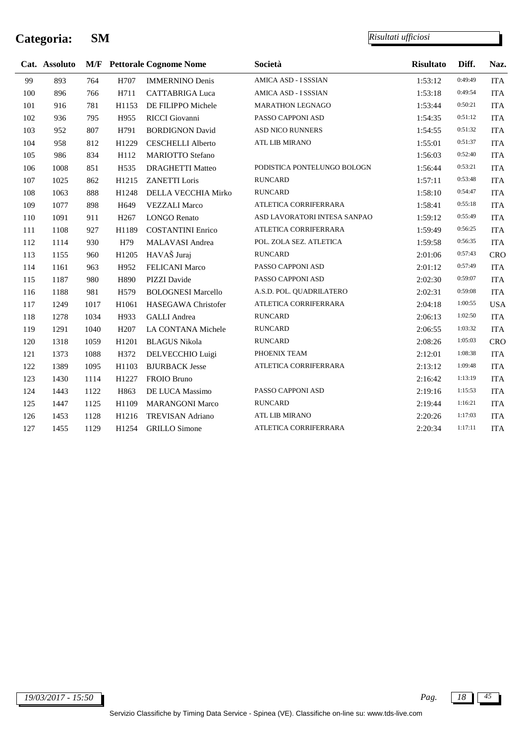# Categoria: SM

*Risultati ufficiosi*

| Cat. | Assoluto | M/F | Pettorale | Cognome Nome | Società | Risultato | Diff. | Naz. |
|---|---|---|---|---|---|---|---|---|
| 99 | 893 | 764 | H707 | IMMERNINO Denis | AMICA ASD - I SSSIAN | 1:53:12 | 0:49:49 | ITA |
| 100 | 896 | 766 | H711 | CATTABRIGA Luca | AMICA ASD - I SSSIAN | 1:53:18 | 0:49:54 | ITA |
| 101 | 916 | 781 | H1153 | DE FILIPPO Michele | MARATHON LEGNAGO | 1:53:44 | 0:50:21 | ITA |
| 102 | 936 | 795 | H955 | RICCI Giovanni | PASSO CAPPONI ASD | 1:54:35 | 0:51:12 | ITA |
| 103 | 952 | 807 | H791 | BORDIGNON David | ASD NICO RUNNERS | 1:54:55 | 0:51:32 | ITA |
| 104 | 958 | 812 | H1229 | CESCHELLI Alberto | ATL LIB MIRANO | 1:55:01 | 0:51:37 | ITA |
| 105 | 986 | 834 | H112 | MARIOTTO Stefano | | 1:56:03 | 0:52:40 | ITA |
| 106 | 1008 | 851 | H535 | DRAGHETTI Matteo | PODISTICA PONTELUNGO BOLOGN | 1:56:44 | 0:53:21 | ITA |
| 107 | 1025 | 862 | H1215 | ZANETTI Loris | RUNCARD | 1:57:11 | 0:53:48 | ITA |
| 108 | 1063 | 888 | H1248 | DELLA VECCHIA Mirko | RUNCARD | 1:58:10 | 0:54:47 | ITA |
| 109 | 1077 | 898 | H649 | VEZZALI Marco | ATLETICA CORRIFERRARA | 1:58:41 | 0:55:18 | ITA |
| 110 | 1091 | 911 | H267 | LONGO Renato | ASD LAVORATORI INTESA SANPAO | 1:59:12 | 0:55:49 | ITA |
| 111 | 1108 | 927 | H1189 | COSTANTINI Enrico | ATLETICA CORRIFERRARA | 1:59:49 | 0:56:25 | ITA |
| 112 | 1114 | 930 | H79 | MALAVASI Andrea | POL. ZOLA SEZ. ATLETICA | 1:59:58 | 0:56:35 | ITA |
| 113 | 1155 | 960 | H1205 | HAVAŠ Juraj | RUNCARD | 2:01:06 | 0:57:43 | CRO |
| 114 | 1161 | 963 | H952 | FELICANI Marco | PASSO CAPPONI ASD | 2:01:12 | 0:57:49 | ITA |
| 115 | 1187 | 980 | H890 | PIZZI Davide | PASSO CAPPONI ASD | 2:02:30 | 0:59:07 | ITA |
| 116 | 1188 | 981 | H579 | BOLOGNESI Marcello | A.S.D. POL. QUADRILATERO | 2:02:31 | 0:59:08 | ITA |
| 117 | 1249 | 1017 | H1061 | HASEGAWA Christofer | ATLETICA CORRIFERRARA | 2:04:18 | 1:00:55 | USA |
| 118 | 1278 | 1034 | H933 | GALLI Andrea | RUNCARD | 2:06:13 | 1:02:50 | ITA |
| 119 | 1291 | 1040 | H207 | LA CONTANA Michele | RUNCARD | 2:06:55 | 1:03:32 | ITA |
| 120 | 1318 | 1059 | H1201 | BLAGUS Nikola | RUNCARD | 2:08:26 | 1:05:03 | CRO |
| 121 | 1373 | 1088 | H372 | DELVECCHIO Luigi | PHOENIX TEAM | 2:12:01 | 1:08:38 | ITA |
| 122 | 1389 | 1095 | H1103 | BJURBACK Jesse | ATLETICA CORRIFERRARA | 2:13:12 | 1:09:48 | ITA |
| 123 | 1430 | 1114 | H1227 | FROIO Bruno | | 2:16:42 | 1:13:19 | ITA |
| 124 | 1443 | 1122 | H863 | DE LUCA Massimo | PASSO CAPPONI ASD | 2:19:16 | 1:15:53 | ITA |
| 125 | 1447 | 1125 | H1109 | MARANGONI Marco | RUNCARD | 2:19:44 | 1:16:21 | ITA |
| 126 | 1453 | 1128 | H1216 | TREVISAN Adriano | ATL LIB MIRANO | 2:20:26 | 1:17:03 | ITA |
| 127 | 1455 | 1129 | H1254 | GRILLO Simone | ATLETICA CORRIFERRARA | 2:20:34 | 1:17:11 | ITA |

*19/03/2017 - 15:50*

Servizio Classifiche by Timing Data Service - Spinea (VE). Classifiche on-line su: www.tds-live.com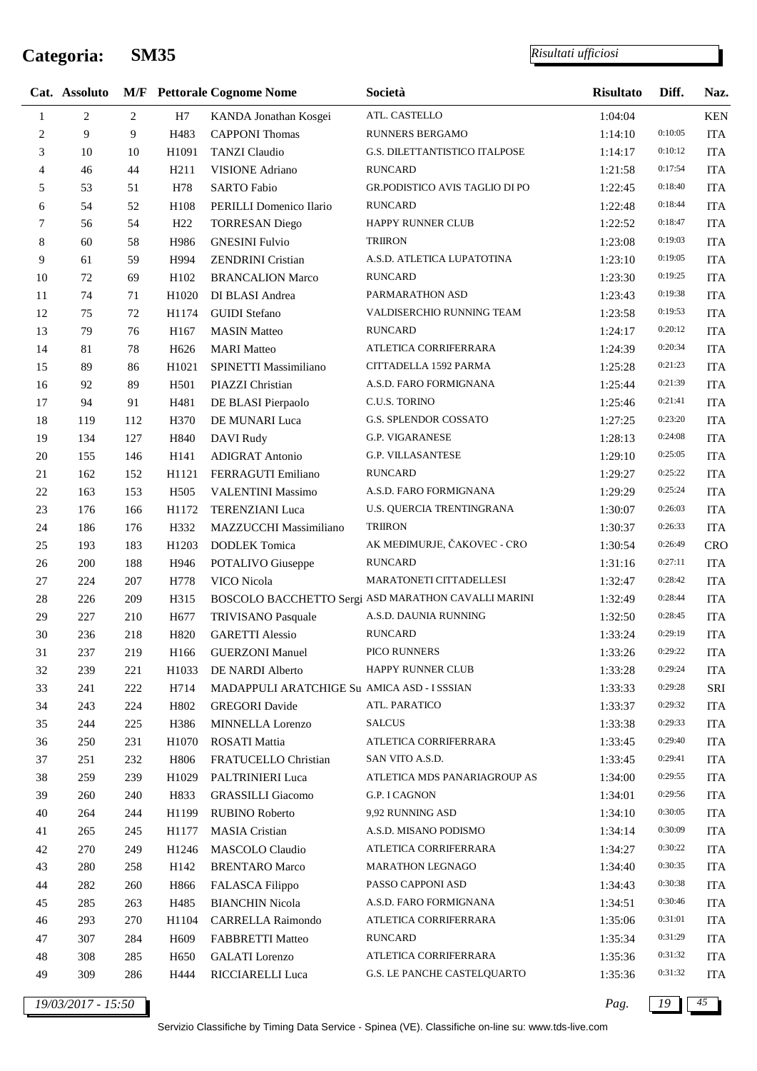# Categoria: SM35

*Risultati ufficiosi*

| Cat. | Assoluto | M/F | Pettorale | Cognome Nome | Società | Risultato | Diff. | Naz. |
|---|---|---|---|---|---|---|---|---|
| 1 | 2 | 2 | H7 | KANDA Jonathan Kosgei | ATL. CASTELLO | 1:04:04 | | KEN |
| 2 | 9 | 9 | H483 | CAPPONI Thomas | RUNNERS BERGAMO | 1:14:10 | 0:10:05 | ITA |
| 3 | 10 | 10 | H1091 | TANZI Claudio | G.S. DILETTANTISTICO ITALPOSE | 1:14:17 | 0:10:12 | ITA |
| 4 | 46 | 44 | H211 | VISIONE Adriano | RUNCARD | 1:21:58 | 0:17:54 | ITA |
| 5 | 53 | 51 | H78 | SARTO Fabio | GR.PODISTICO AVIS TAGLIO DI PO | 1:22:45 | 0:18:40 | ITA |
| 6 | 54 | 52 | H108 | PERILLI Domenico Ilario | RUNCARD | 1:22:48 | 0:18:44 | ITA |
| 7 | 56 | 54 | H22 | TORRESAN Diego | HAPPY RUNNER CLUB | 1:22:52 | 0:18:47 | ITA |
| 8 | 60 | 58 | H986 | GNESINI Fulvio | TRIIRON | 1:23:08 | 0:19:03 | ITA |
| 9 | 61 | 59 | H994 | ZENDRINI Cristian | A.S.D. ATLETICA LUPATOTINA | 1:23:10 | 0:19:05 | ITA |
| 10 | 72 | 69 | H102 | BRANCALION Marco | RUNCARD | 1:23:30 | 0:19:25 | ITA |
| 11 | 74 | 71 | H1020 | DI BLASI Andrea | PARMARATHON ASD | 1:23:43 | 0:19:38 | ITA |
| 12 | 75 | 72 | H1174 | GUIDI Stefano | VALDISERCHIO RUNNING TEAM | 1:23:58 | 0:19:53 | ITA |
| 13 | 79 | 76 | H167 | MASIN Matteo | RUNCARD | 1:24:17 | 0:20:12 | ITA |
| 14 | 81 | 78 | H626 | MARI Matteo | ATLETICA CORRIFERRARA | 1:24:39 | 0:20:34 | ITA |
| 15 | 89 | 86 | H1021 | SPINETTI Massimiliano | CITTADELLA 1592 PARMA | 1:25:28 | 0:21:23 | ITA |
| 16 | 92 | 89 | H501 | PIAZZI Christian | A.S.D. FARO FORMIGNANA | 1:25:44 | 0:21:39 | ITA |
| 17 | 94 | 91 | H481 | DE BLASI Pierpaolo | C.U.S. TORINO | 1:25:46 | 0:21:41 | ITA |
| 18 | 119 | 112 | H370 | DE MUNARI Luca | G.S. SPLENDOR COSSATO | 1:27:25 | 0:23:20 | ITA |
| 19 | 134 | 127 | H840 | DAVI Rudy | G.P. VIGARANESE | 1:28:13 | 0:24:08 | ITA |
| 20 | 155 | 146 | H141 | ADIGRAT Antonio | G.P. VILLASANTESE | 1:29:10 | 0:25:05 | ITA |
| 21 | 162 | 152 | H1121 | FERRAGUTI Emiliano | RUNCARD | 1:29:27 | 0:25:22 | ITA |
| 22 | 163 | 153 | H505 | VALENTINI Massimo | A.S.D. FARO FORMIGNANA | 1:29:29 | 0:25:24 | ITA |
| 23 | 176 | 166 | H1172 | TERENZIANI Luca | U.S. QUERCIA TRENTINGRANA | 1:30:07 | 0:26:03 | ITA |
| 24 | 186 | 176 | H332 | MAZZUCCHI Massimiliano | TRIIRON | 1:30:37 | 0:26:33 | ITA |
| 25 | 193 | 183 | H1203 | DODLEK Tomica | AK MEĐIMURJE, ČAKOVEC - CRO | 1:30:54 | 0:26:49 | CRO |
| 26 | 200 | 188 | H946 | POTALIVO Giuseppe | RUNCARD | 1:31:16 | 0:27:11 | ITA |
| 27 | 224 | 207 | H778 | VICO Nicola | MARATONETI CITTADELLESI | 1:32:47 | 0:28:42 | ITA |
| 28 | 226 | 209 | H315 | BOSCOLO BACCHETTO Sergi | ASD MARATHON CAVALLI MARINI | 1:32:49 | 0:28:44 | ITA |
| 29 | 227 | 210 | H677 | TRIVISANO Pasquale | A.S.D. DAUNIA RUNNING | 1:32:50 | 0:28:45 | ITA |
| 30 | 236 | 218 | H820 | GARETTI Alessio | RUNCARD | 1:33:24 | 0:29:19 | ITA |
| 31 | 237 | 219 | H166 | GUERZONI Manuel | PICO RUNNERS | 1:33:26 | 0:29:22 | ITA |
| 32 | 239 | 221 | H1033 | DE NARDI Alberto | HAPPY RUNNER CLUB | 1:33:28 | 0:29:24 | ITA |
| 33 | 241 | 222 | H714 | MADAPPULI ARATCHIGE Su | AMICA ASD - I SSSIAN | 1:33:33 | 0:29:28 | SRI |
| 34 | 243 | 224 | H802 | GREGORI Davide | ATL. PARATICO | 1:33:37 | 0:29:32 | ITA |
| 35 | 244 | 225 | H386 | MINNELLA Lorenzo | SALCUS | 1:33:38 | 0:29:33 | ITA |
| 36 | 250 | 231 | H1070 | ROSATI Mattia | ATLETICA CORRIFERRARA | 1:33:45 | 0:29:40 | ITA |
| 37 | 251 | 232 | H806 | FRATUCELLO Christian | SAN VITO A.S.D. | 1:33:45 | 0:29:41 | ITA |
| 38 | 259 | 239 | H1029 | PALTRINIERI Luca | ATLETICA MDS PANARIAGROUP AS | 1:34:00 | 0:29:55 | ITA |
| 39 | 260 | 240 | H833 | GRASSILLI Giacomo | G.P. I CAGNON | 1:34:01 | 0:29:56 | ITA |
| 40 | 264 | 244 | H1199 | RUBINO Roberto | 9,92 RUNNING ASD | 1:34:10 | 0:30:05 | ITA |
| 41 | 265 | 245 | H1177 | MASIA Cristian | A.S.D. MISANO PODISMO | 1:34:14 | 0:30:09 | ITA |
| 42 | 270 | 249 | H1246 | MASCOLO Claudio | ATLETICA CORRIFERRARA | 1:34:27 | 0:30:22 | ITA |
| 43 | 280 | 258 | H142 | BRENTARO Marco | MARATHON LEGNAGO | 1:34:40 | 0:30:35 | ITA |
| 44 | 282 | 260 | H866 | FALASCA Filippo | PASSO CAPPONI ASD | 1:34:43 | 0:30:38 | ITA |
| 45 | 285 | 263 | H485 | BIANCHIN Nicola | A.S.D. FARO FORMIGNANA | 1:34:51 | 0:30:46 | ITA |
| 46 | 293 | 270 | H1104 | CARRELLA Raimondo | ATLETICA CORRIFERRARA | 1:35:06 | 0:31:01 | ITA |
| 47 | 307 | 284 | H609 | FABBRETTI Matteo | RUNCARD | 1:35:34 | 0:31:29 | ITA |
| 48 | 308 | 285 | H650 | GALATI Lorenzo | ATLETICA CORRIFERRARA | 1:35:36 | 0:31:32 | ITA |
| 49 | 309 | 286 | H444 | RICCIARELLI Luca | G.S. LE PANCHE CASTELQUARTO | 1:35:36 | 0:31:32 | ITA |

*19/03/2017 - 15:50*

Servizio Classifiche by Timing Data Service - Spinea (VE). Classifiche on-line su: www.tds-live.com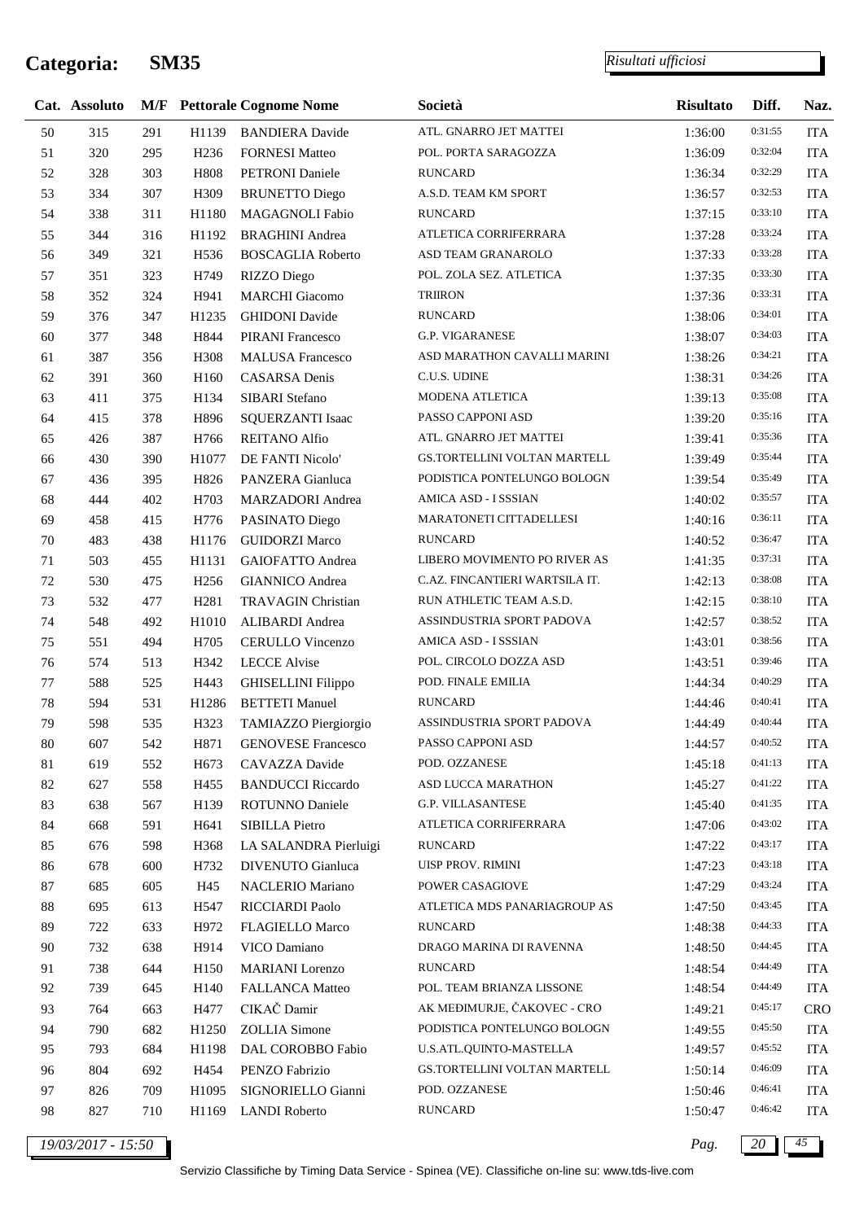# Categoria: SM35

*Risultati ufficiosi*

| Cat. | Assoluto | M/F | Pettorale | Cognome Nome | Società | Risultato | Diff. | Naz. |
|---|---|---|---|---|---|---|---|---|
| 50 | 315 | 291 | H1139 | BANDIERA Davide | ATL. GNARRO JET MATTEI | 1:36:00 | 0:31:55 | ITA |
| 51 | 320 | 295 | H236 | FORNESI Matteo | POL. PORTA SARAGOZZA | 1:36:09 | 0:32:04 | ITA |
| 52 | 328 | 303 | H808 | PETRONI Daniele | RUNCARD | 1:36:34 | 0:32:29 | ITA |
| 53 | 334 | 307 | H309 | BRUNETTO Diego | A.S.D. TEAM KM SPORT | 1:36:57 | 0:32:53 | ITA |
| 54 | 338 | 311 | H1180 | MAGAGNOLI Fabio | RUNCARD | 1:37:15 | 0:33:10 | ITA |
| 55 | 344 | 316 | H1192 | BRAGHINI Andrea | ATLETICA CORRIFERRARA | 1:37:28 | 0:33:24 | ITA |
| 56 | 349 | 321 | H536 | BOSCAGLIA Roberto | ASD TEAM GRANAROLO | 1:37:33 | 0:33:28 | ITA |
| 57 | 351 | 323 | H749 | RIZZO Diego | POL. ZOLA SEZ. ATLETICA | 1:37:35 | 0:33:30 | ITA |
| 58 | 352 | 324 | H941 | MARCHI Giacomo | TRIIRON | 1:37:36 | 0:33:31 | ITA |
| 59 | 376 | 347 | H1235 | GHIDONI Davide | RUNCARD | 1:38:06 | 0:34:01 | ITA |
| 60 | 377 | 348 | H844 | PIRANI Francesco | G.P. VIGARANESE | 1:38:07 | 0:34:03 | ITA |
| 61 | 387 | 356 | H308 | MALUSA Francesco | ASD MARATHON CAVALLI MARINI | 1:38:26 | 0:34:21 | ITA |
| 62 | 391 | 360 | H160 | CASARSA Denis | C.U.S. UDINE | 1:38:31 | 0:34:26 | ITA |
| 63 | 411 | 375 | H134 | SIBARI Stefano | MODENA ATLETICA | 1:39:13 | 0:35:08 | ITA |
| 64 | 415 | 378 | H896 | SQUERZANTI Isaac | PASSO CAPPONI ASD | 1:39:20 | 0:35:16 | ITA |
| 65 | 426 | 387 | H766 | REITANO Alfio | ATL. GNARRO JET MATTEI | 1:39:41 | 0:35:36 | ITA |
| 66 | 430 | 390 | H1077 | DE FANTI Nicolo' | GS.TORTELLINI VOLTAN MARTELL | 1:39:49 | 0:35:44 | ITA |
| 67 | 436 | 395 | H826 | PANZERA Gianluca | PODISTICA PONTELUNGO BOLOGN | 1:39:54 | 0:35:49 | ITA |
| 68 | 444 | 402 | H703 | MARZADORI Andrea | AMICA ASD - I SSSIAN | 1:40:02 | 0:35:57 | ITA |
| 69 | 458 | 415 | H776 | PASINATO Diego | MARATONETI CITTADELLESI | 1:40:16 | 0:36:11 | ITA |
| 70 | 483 | 438 | H1176 | GUIDORZI Marco | RUNCARD | 1:40:52 | 0:36:47 | ITA |
| 71 | 503 | 455 | H1131 | GAIOFATTO Andrea | LIBERO MOVIMENTO PO RIVER AS | 1:41:35 | 0:37:31 | ITA |
| 72 | 530 | 475 | H256 | GIANNICO Andrea | C.AZ. FINCANTIERI WARTSILA IT. | 1:42:13 | 0:38:08 | ITA |
| 73 | 532 | 477 | H281 | TRAVAGIN Christian | RUN ATHLETIC TEAM A.S.D. | 1:42:15 | 0:38:10 | ITA |
| 74 | 548 | 492 | H1010 | ALIBARDI Andrea | ASSINDUSTRIA SPORT PADOVA | 1:42:57 | 0:38:52 | ITA |
| 75 | 551 | 494 | H705 | CERULLO Vincenzo | AMICA ASD - I SSSIAN | 1:43:01 | 0:38:56 | ITA |
| 76 | 574 | 513 | H342 | LECCE Alvise | POL. CIRCOLO DOZZA ASD | 1:43:51 | 0:39:46 | ITA |
| 77 | 588 | 525 | H443 | GHISELLINI Filippo | POD. FINALE EMILIA | 1:44:34 | 0:40:29 | ITA |
| 78 | 594 | 531 | H1286 | BETTETI Manuel | RUNCARD | 1:44:46 | 0:40:41 | ITA |
| 79 | 598 | 535 | H323 | TAMIAZZO Piergiorgio | ASSINDUSTRIA SPORT PADOVA | 1:44:49 | 0:40:44 | ITA |
| 80 | 607 | 542 | H871 | GENOVESE Francesco | PASSO CAPPONI ASD | 1:44:57 | 0:40:52 | ITA |
| 81 | 619 | 552 | H673 | CAVAZZA Davide | POD. OZZANESE | 1:45:18 | 0:41:13 | ITA |
| 82 | 627 | 558 | H455 | BANDUCCI Riccardo | ASD LUCCA MARATHON | 1:45:27 | 0:41:22 | ITA |
| 83 | 638 | 567 | H139 | ROTUNNO Daniele | G.P. VILLASANTESE | 1:45:40 | 0:41:35 | ITA |
| 84 | 668 | 591 | H641 | SIBILLA Pietro | ATLETICA CORRIFERRARA | 1:47:06 | 0:43:02 | ITA |
| 85 | 676 | 598 | H368 | LA SALANDRA Pierluigi | RUNCARD | 1:47:22 | 0:43:17 | ITA |
| 86 | 678 | 600 | H732 | DIVENUTO Gianluca | UISP PROV. RIMINI | 1:47:23 | 0:43:18 | ITA |
| 87 | 685 | 605 | H45 | NACLERIO Mariano | POWER CASAGIOVE | 1:47:29 | 0:43:24 | ITA |
| 88 | 695 | 613 | H547 | RICCIARDI Paolo | ATLETICA MDS PANARIAGROUP AS | 1:47:50 | 0:43:45 | ITA |
| 89 | 722 | 633 | H972 | FLAGIELLO Marco | RUNCARD | 1:48:38 | 0:44:33 | ITA |
| 90 | 732 | 638 | H914 | VICO Damiano | DRAGO MARINA DI RAVENNA | 1:48:50 | 0:44:45 | ITA |
| 91 | 738 | 644 | H150 | MARIANI Lorenzo | RUNCARD | 1:48:54 | 0:44:49 | ITA |
| 92 | 739 | 645 | H140 | FALLANCA Matteo | POL. TEAM BRIANZA LISSONE | 1:48:54 | 0:44:49 | ITA |
| 93 | 764 | 663 | H477 | CIKAČ Damir | AK MEĐIMURJE, ČAKOVEC - CRO | 1:49:21 | 0:45:17 | CRO |
| 94 | 790 | 682 | H1250 | ZOLLIA Simone | PODISTICA PONTELUNGO BOLOGN | 1:49:55 | 0:45:50 | ITA |
| 95 | 793 | 684 | H1198 | DAL COROBBO Fabio | U.S.ATL.QUINTO-MASTELLA | 1:49:57 | 0:45:52 | ITA |
| 96 | 804 | 692 | H454 | PENZO Fabrizio | GS.TORTELLINI VOLTAN MARTELL | 1:50:14 | 0:46:09 | ITA |
| 97 | 826 | 709 | H1095 | SIGNORIELLO Gianni | POD. OZZANESE | 1:50:46 | 0:46:41 | ITA |
| 98 | 827 | 710 | H1169 | LANDI Roberto | RUNCARD | 1:50:47 | 0:46:42 | ITA |

19/03/2017 - 15:50

Servizio Classifiche by Timing Data Service - Spinea (VE). Classifiche on-line su: www.tds-live.com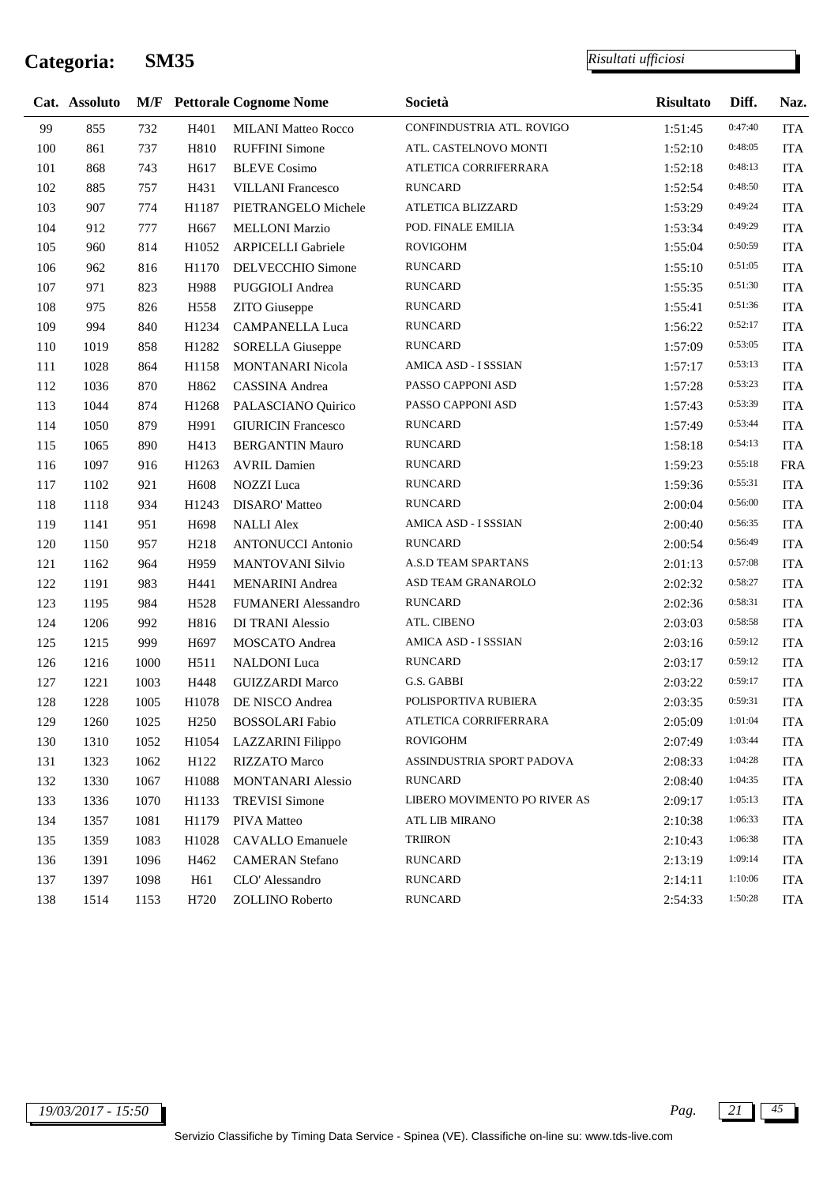# Categoria: SM35

*Risultati ufficiosi*

| Cat. | Assoluto | M/F | Pettorale | Cognome Nome | Società | Risultato | Diff. | Naz. |
|---|---|---|---|---|---|---|---|---|
| 99 | 855 | 732 | H401 | MILANI Matteo Rocco | CONFINDUSTRIA ATL. ROVIGO | 1:51:45 | 0:47:40 | ITA |
| 100 | 861 | 737 | H810 | RUFFINI Simone | ATL. CASTELNOVO MONTI | 1:52:10 | 0:48:05 | ITA |
| 101 | 868 | 743 | H617 | BLEVE Cosimo | ATLETICA CORRIFERRARA | 1:52:18 | 0:48:13 | ITA |
| 102 | 885 | 757 | H431 | VILLANI Francesco | RUNCARD | 1:52:54 | 0:48:50 | ITA |
| 103 | 907 | 774 | H1187 | PIETRANGELO Michele | ATLETICA BLIZZARD | 1:53:29 | 0:49:24 | ITA |
| 104 | 912 | 777 | H667 | MELLONI Marzio | POD. FINALE EMILIA | 1:53:34 | 0:49:29 | ITA |
| 105 | 960 | 814 | H1052 | ARPICELLI Gabriele | ROVIGOHM | 1:55:04 | 0:50:59 | ITA |
| 106 | 962 | 816 | H1170 | DELVECCHIO Simone | RUNCARD | 1:55:10 | 0:51:05 | ITA |
| 107 | 971 | 823 | H988 | PUGGIOLI Andrea | RUNCARD | 1:55:35 | 0:51:30 | ITA |
| 108 | 975 | 826 | H558 | ZITO Giuseppe | RUNCARD | 1:55:41 | 0:51:36 | ITA |
| 109 | 994 | 840 | H1234 | CAMPANELLA Luca | RUNCARD | 1:56:22 | 0:52:17 | ITA |
| 110 | 1019 | 858 | H1282 | SORELLA Giuseppe | RUNCARD | 1:57:09 | 0:53:05 | ITA |
| 111 | 1028 | 864 | H1158 | MONTANARI Nicola | AMICA ASD - I SSSIAN | 1:57:17 | 0:53:13 | ITA |
| 112 | 1036 | 870 | H862 | CASSINA Andrea | PASSO CAPPONI ASD | 1:57:28 | 0:53:23 | ITA |
| 113 | 1044 | 874 | H1268 | PALASCIANO Quirico | PASSO CAPPONI ASD | 1:57:43 | 0:53:39 | ITA |
| 114 | 1050 | 879 | H991 | GIURICIN Francesco | RUNCARD | 1:57:49 | 0:53:44 | ITA |
| 115 | 1065 | 890 | H413 | BERGANTIN Mauro | RUNCARD | 1:58:18 | 0:54:13 | ITA |
| 116 | 1097 | 916 | H1263 | AVRIL Damien | RUNCARD | 1:59:23 | 0:55:18 | FRA |
| 117 | 1102 | 921 | H608 | NOZZI Luca | RUNCARD | 1:59:36 | 0:55:31 | ITA |
| 118 | 1118 | 934 | H1243 | DISARO' Matteo | RUNCARD | 2:00:04 | 0:56:00 | ITA |
| 119 | 1141 | 951 | H698 | NALLI Alex | AMICA ASD - I SSSIAN | 2:00:40 | 0:56:35 | ITA |
| 120 | 1150 | 957 | H218 | ANTONUCCI Antonio | RUNCARD | 2:00:54 | 0:56:49 | ITA |
| 121 | 1162 | 964 | H959 | MANTOVANI Silvio | A.S.D TEAM SPARTANS | 2:01:13 | 0:57:08 | ITA |
| 122 | 1191 | 983 | H441 | MENARINI Andrea | ASD TEAM GRANAROLO | 2:02:32 | 0:58:27 | ITA |
| 123 | 1195 | 984 | H528 | FUMANERI Alessandro | RUNCARD | 2:02:36 | 0:58:31 | ITA |
| 124 | 1206 | 992 | H816 | DI TRANI Alessio | ATL. CIBENO | 2:03:03 | 0:58:58 | ITA |
| 125 | 1215 | 999 | H697 | MOSCATO Andrea | AMICA ASD - I SSSIAN | 2:03:16 | 0:59:12 | ITA |
| 126 | 1216 | 1000 | H511 | NALDONI Luca | RUNCARD | 2:03:17 | 0:59:12 | ITA |
| 127 | 1221 | 1003 | H448 | GUIZZARDI Marco | G.S. GABBI | 2:03:22 | 0:59:17 | ITA |
| 128 | 1228 | 1005 | H1078 | DE NISCO Andrea | POLISPORTIVA RUBIERA | 2:03:35 | 0:59:31 | ITA |
| 129 | 1260 | 1025 | H250 | BOSSOLARI Fabio | ATLETICA CORRIFERRARA | 2:05:09 | 1:01:04 | ITA |
| 130 | 1310 | 1052 | H1054 | LAZZARINI Filippo | ROVIGOHM | 2:07:49 | 1:03:44 | ITA |
| 131 | 1323 | 1062 | H122 | RIZZATO Marco | ASSINDUSTRIA SPORT PADOVA | 2:08:33 | 1:04:28 | ITA |
| 132 | 1330 | 1067 | H1088 | MONTANARI Alessio | RUNCARD | 2:08:40 | 1:04:35 | ITA |
| 133 | 1336 | 1070 | H1133 | TREVISI Simone | LIBERO MOVIMENTO PO RIVER AS | 2:09:17 | 1:05:13 | ITA |
| 134 | 1357 | 1081 | H1179 | PIVA Matteo | ATL LIB MIRANO | 2:10:38 | 1:06:33 | ITA |
| 135 | 1359 | 1083 | H1028 | CAVALLO Emanuele | TRIIRON | 2:10:43 | 1:06:38 | ITA |
| 136 | 1391 | 1096 | H462 | CAMERAN Stefano | RUNCARD | 2:13:19 | 1:09:14 | ITA |
| 137 | 1397 | 1098 | H61 | CLO' Alessandro | RUNCARD | 2:14:11 | 1:10:06 | ITA |
| 138 | 1514 | 1153 | H720 | ZOLLINO Roberto | RUNCARD | 2:54:33 | 1:50:28 | ITA |

*19/03/2017 - 15:50*

Servizio Classifiche by Timing Data Service - Spinea (VE). Classifiche on-line su: www.tds-live.com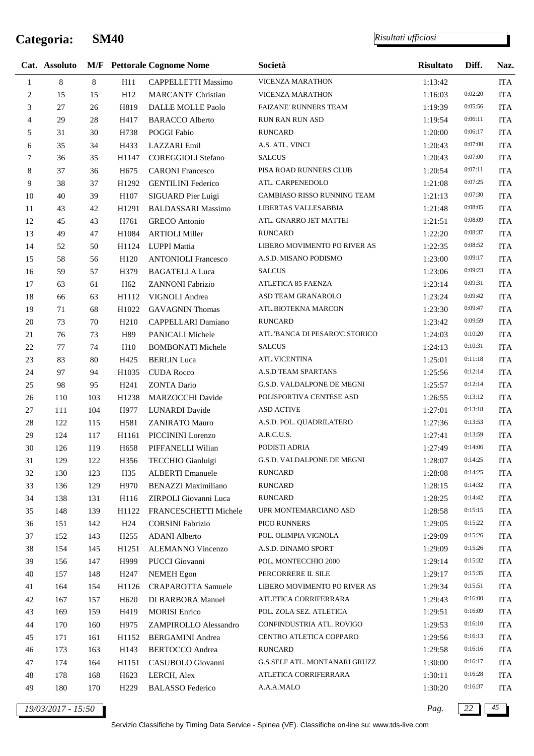# Categoria: SM40

*Risultati ufficiosi*

| Cat. | Assoluto | M/F | Pettorale | Cognome Nome | Società | Risultato | Diff. | Naz. |
|---|---|---|---|---|---|---|---|---|
| 1 | 8 | 8 | H11 | CAPPELLETTI Massimo | VICENZA MARATHON | 1:13:42 | | ITA |
| 2 | 15 | 15 | H12 | MARCANTE Christian | VICENZA MARATHON | 1:16:03 | 0:02:20 | ITA |
| 3 | 27 | 26 | H819 | DALLE MOLLE Paolo | FAIZANE' RUNNERS TEAM | 1:19:39 | 0:05:56 | ITA |
| 4 | 29 | 28 | H417 | BARACCO Alberto | RUN RAN RUN ASD | 1:19:54 | 0:06:11 | ITA |
| 5 | 31 | 30 | H738 | POGGI Fabio | RUNCARD | 1:20:00 | 0:06:17 | ITA |
| 6 | 35 | 34 | H433 | LAZZARI Emil | A.S. ATL. VINCI | 1:20:43 | 0:07:00 | ITA |
| 7 | 36 | 35 | H1147 | COREGGIOLI Stefano | SALCUS | 1:20:43 | 0:07:00 | ITA |
| 8 | 37 | 36 | H675 | CARONI Francesco | PISA ROAD RUNNERS CLUB | 1:20:54 | 0:07:11 | ITA |
| 9 | 38 | 37 | H1292 | GENTILINI Federico | ATL. CARPENEDOLO | 1:21:08 | 0:07:25 | ITA |
| 10 | 40 | 39 | H107 | SIGUARD Pier Luigi | CAMBIASO RISSO RUNNING TEAM | 1:21:13 | 0:07:30 | ITA |
| 11 | 43 | 42 | H1291 | BALDASSARI Massimo | LIBERTAS VALLESABBIA | 1:21:48 | 0:08:05 | ITA |
| 12 | 45 | 43 | H761 | GRECO Antonio | ATL. GNARRO JET MATTEI | 1:21:51 | 0:08:09 | ITA |
| 13 | 49 | 47 | H1084 | ARTIOLI Miller | RUNCARD | 1:22:20 | 0:08:37 | ITA |
| 14 | 52 | 50 | H1124 | LUPPI Mattia | LIBERO MOVIMENTO PO RIVER AS | 1:22:35 | 0:08:52 | ITA |
| 15 | 58 | 56 | H120 | ANTONIOLI Francesco | A.S.D. MISANO PODISMO | 1:23:00 | 0:09:17 | ITA |
| 16 | 59 | 57 | H379 | BAGATELLA Luca | SALCUS | 1:23:06 | 0:09:23 | ITA |
| 17 | 63 | 61 | H62 | ZANNONI Fabrizio | ATLETICA 85 FAENZA | 1:23:14 | 0:09:31 | ITA |
| 18 | 66 | 63 | H1112 | VIGNOLI Andrea | ASD TEAM GRANAROLO | 1:23:24 | 0:09:42 | ITA |
| 19 | 71 | 68 | H1022 | GAVAGNIN Thomas | ATL.BIOTEKNA MARCON | 1:23:30 | 0:09:47 | ITA |
| 20 | 73 | 70 | H210 | CAPPELLARI Damiano | RUNCARD | 1:23:42 | 0:09:59 | ITA |
| 21 | 76 | 73 | H89 | PANICALI Michele | ATL.'BANCA DI PESARO'C.STORICO | 1:24:03 | 0:10:20 | ITA |
| 22 | 77 | 74 | H10 | BOMBONATI Michele | SALCUS | 1:24:13 | 0:10:31 | ITA |
| 23 | 83 | 80 | H425 | BERLIN Luca | ATL.VICENTINA | 1:25:01 | 0:11:18 | ITA |
| 24 | 97 | 94 | H1035 | CUDA Rocco | A.S.D TEAM SPARTANS | 1:25:56 | 0:12:14 | ITA |
| 25 | 98 | 95 | H241 | ZONTA Dario | G.S.D. VALDALPONE DE MEGNI | 1:25:57 | 0:12:14 | ITA |
| 26 | 110 | 103 | H1238 | MARZOCCHI Davide | POLISPORTIVA CENTESE ASD | 1:26:55 | 0:13:12 | ITA |
| 27 | 111 | 104 | H977 | LUNARDI Davide | ASD ACTIVE | 1:27:01 | 0:13:18 | ITA |
| 28 | 122 | 115 | H581 | ZANIRATO Mauro | A.S.D. POL. QUADRILATERO | 1:27:36 | 0:13:53 | ITA |
| 29 | 124 | 117 | H1161 | PICCININI Lorenzo | A.R.C.U.S. | 1:27:41 | 0:13:59 | ITA |
| 30 | 126 | 119 | H658 | PIFFANELLI Wilian | PODISTI ADRIA | 1:27:49 | 0:14:06 | ITA |
| 31 | 129 | 122 | H356 | TECCHIO Gianluigi | G.S.D. VALDALPONE DE MEGNI | 1:28:07 | 0:14:25 | ITA |
| 32 | 130 | 123 | H35 | ALBERTI Emanuele | RUNCARD | 1:28:08 | 0:14:25 | ITA |
| 33 | 136 | 129 | H970 | BENAZZI Maximiliano | RUNCARD | 1:28:15 | 0:14:32 | ITA |
| 34 | 138 | 131 | H116 | ZIRPOLI Giovanni Luca | RUNCARD | 1:28:25 | 0:14:42 | ITA |
| 35 | 148 | 139 | H1122 | FRANCESCHETTI Michele | UPR MONTEMARCIANO ASD | 1:28:58 | 0:15:15 | ITA |
| 36 | 151 | 142 | H24 | CORSINI Fabrizio | PICO RUNNERS | 1:29:05 | 0:15:22 | ITA |
| 37 | 152 | 143 | H255 | ADANI Alberto | POL. OLIMPIA VIGNOLA | 1:29:09 | 0:15:26 | ITA |
| 38 | 154 | 145 | H1251 | ALEMANNO Vincenzo | A.S.D. DINAMO SPORT | 1:29:09 | 0:15:26 | ITA |
| 39 | 156 | 147 | H999 | PUCCI Giovanni | POL. MONTECCHIO 2000 | 1:29:14 | 0:15:32 | ITA |
| 40 | 157 | 148 | H247 | NEMEH Egon | PERCORRERE IL SILE | 1:29:17 | 0:15:35 | ITA |
| 41 | 164 | 154 | H1126 | CRAPAROTTA Samuele | LIBERO MOVIMENTO PO RIVER AS | 1:29:34 | 0:15:51 | ITA |
| 42 | 167 | 157 | H620 | DI BARBORA Manuel | ATLETICA CORRIFERRARA | 1:29:43 | 0:16:00 | ITA |
| 43 | 169 | 159 | H419 | MORISI Enrico | POL. ZOLA SEZ. ATLETICA | 1:29:51 | 0:16:09 | ITA |
| 44 | 170 | 160 | H975 | ZAMPIROLLO Alessandro | CONFINDUSTRIA ATL. ROVIGO | 1:29:53 | 0:16:10 | ITA |
| 45 | 171 | 161 | H1152 | BERGAMINI Andrea | CENTRO ATLETICA COPPARO | 1:29:56 | 0:16:13 | ITA |
| 46 | 173 | 163 | H143 | BERTOCCO Andrea | RUNCARD | 1:29:58 | 0:16:16 | ITA |
| 47 | 174 | 164 | H1151 | CASUBOLO Giovanni | G.S.SELF ATL. MONTANARI GRUZZ | 1:30:00 | 0:16:17 | ITA |
| 48 | 178 | 168 | H623 | LERCH, Alex | ATLETICA CORRIFERRARA | 1:30:11 | 0:16:28 | ITA |
| 49 | 180 | 170 | H229 | BALASSO Federico | A.A.A.MALO | 1:30:20 | 0:16:37 | ITA |

*19/03/2017 - 15:50*

Servizio Classifiche by Timing Data Service - Spinea (VE). Classifiche on-line su: www.tds-live.com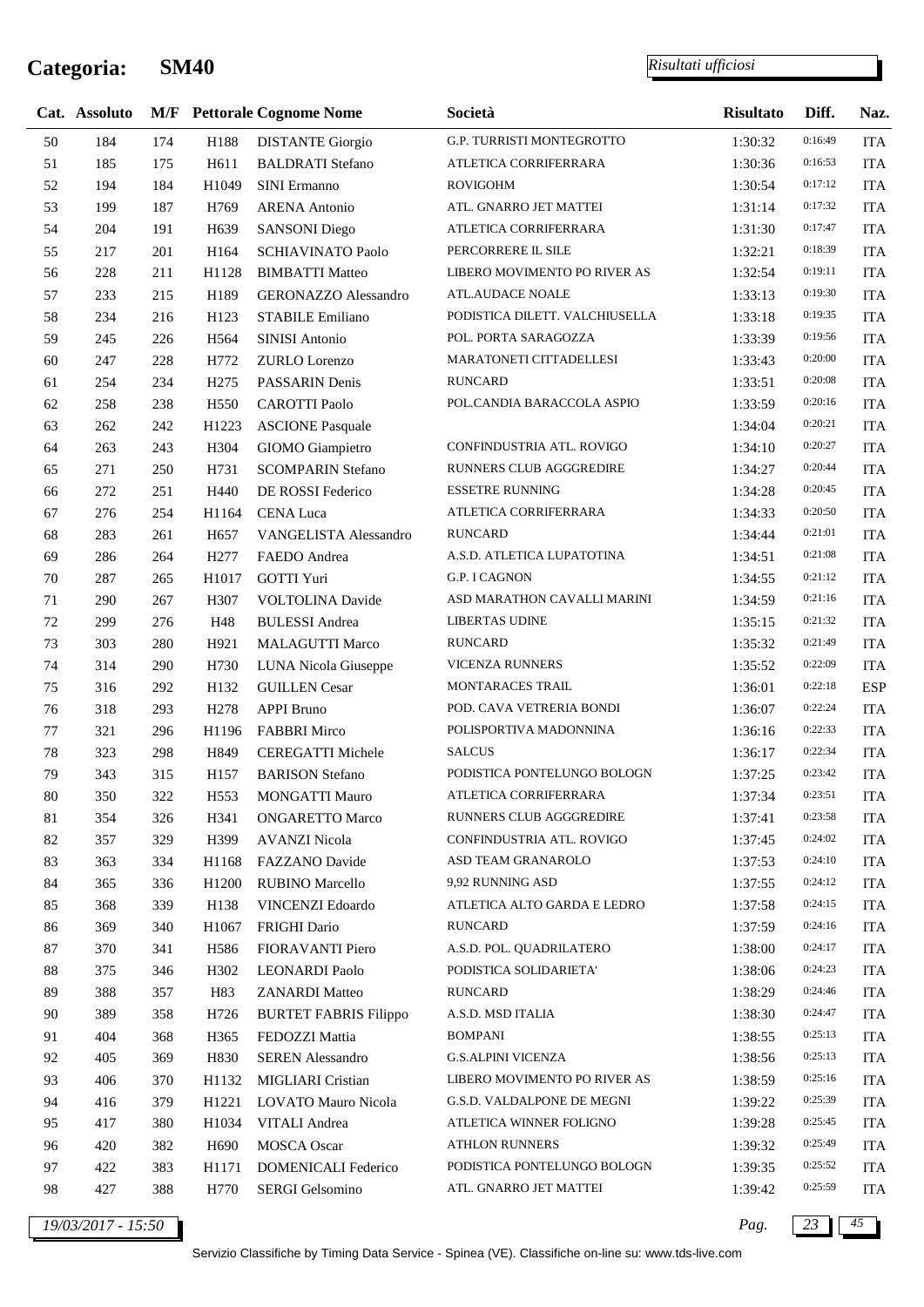# Categoria: SM40

*Risultati ufficiosi*

| Cat. | Assoluto | M/F | Pettorale | Cognome Nome | Società | Risultato | Diff. | Naz. |
|---|---|---|---|---|---|---|---|---|
| 50 | 184 | 174 | H188 | DISTANTE Giorgio | G.P. TURRISTI MONTEGROTTO | 1:30:32 | 0:16:49 | ITA |
| 51 | 185 | 175 | H611 | BALDRATI Stefano | ATLETICA CORRIFERRARA | 1:30:36 | 0:16:53 | ITA |
| 52 | 194 | 184 | H1049 | SINI Ermanno | ROVIGOHM | 1:30:54 | 0:17:12 | ITA |
| 53 | 199 | 187 | H769 | ARENA Antonio | ATL. GNARRO JET MATTEI | 1:31:14 | 0:17:32 | ITA |
| 54 | 204 | 191 | H639 | SANSONI Diego | ATLETICA CORRIFERRARA | 1:31:30 | 0:17:47 | ITA |
| 55 | 217 | 201 | H164 | SCHIAVINATO Paolo | PERCORRERE IL SILE | 1:32:21 | 0:18:39 | ITA |
| 56 | 228 | 211 | H1128 | BIMBATTI Matteo | LIBERO MOVIMENTO PO RIVER AS | 1:32:54 | 0:19:11 | ITA |
| 57 | 233 | 215 | H189 | GERONAZZO Alessandro | ATL.AUDACE NOALE | 1:33:13 | 0:19:30 | ITA |
| 58 | 234 | 216 | H123 | STABILE Emiliano | PODISTICA DILETT. VALCHIUSELLA | 1:33:18 | 0:19:35 | ITA |
| 59 | 245 | 226 | H564 | SINISI Antonio | POL. PORTA SARAGOZZA | 1:33:39 | 0:19:56 | ITA |
| 60 | 247 | 228 | H772 | ZURLO Lorenzo | MARATONETI CITTADELLESI | 1:33:43 | 0:20:00 | ITA |
| 61 | 254 | 234 | H275 | PASSARIN Denis | RUNCARD | 1:33:51 | 0:20:08 | ITA |
| 62 | 258 | 238 | H550 | CAROTTI Paolo | POL.CANDIA BARACCOLA ASPIO | 1:33:59 | 0:20:16 | ITA |
| 63 | 262 | 242 | H1223 | ASCIONE Pasquale | | 1:34:04 | 0:20:21 | ITA |
| 64 | 263 | 243 | H304 | GIOMO Giampietro | CONFINDUSTRIA ATL. ROVIGO | 1:34:10 | 0:20:27 | ITA |
| 65 | 271 | 250 | H731 | SCOMPARIN Stefano | RUNNERS CLUB AGGGREDIRE | 1:34:27 | 0:20:44 | ITA |
| 66 | 272 | 251 | H440 | DE ROSSI Federico | ESSETRE RUNNING | 1:34:28 | 0:20:45 | ITA |
| 67 | 276 | 254 | H1164 | CENA Luca | ATLETICA CORRIFERRARA | 1:34:33 | 0:20:50 | ITA |
| 68 | 283 | 261 | H657 | VANGELISTA Alessandro | RUNCARD | 1:34:44 | 0:21:01 | ITA |
| 69 | 286 | 264 | H277 | FAEDO Andrea | A.S.D. ATLETICA LUPATOTINA | 1:34:51 | 0:21:08 | ITA |
| 70 | 287 | 265 | H1017 | GOTTI Yuri | G.P. I CAGNON | 1:34:55 | 0:21:12 | ITA |
| 71 | 290 | 267 | H307 | VOLTOLINA Davide | ASD MARATHON CAVALLI MARINI | 1:34:59 | 0:21:16 | ITA |
| 72 | 299 | 276 | H48 | BULESSI Andrea | LIBERTAS UDINE | 1:35:15 | 0:21:32 | ITA |
| 73 | 303 | 280 | H921 | MALAGUTTI Marco | RUNCARD | 1:35:32 | 0:21:49 | ITA |
| 74 | 314 | 290 | H730 | LUNA Nicola Giuseppe | VICENZA RUNNERS | 1:35:52 | 0:22:09 | ITA |
| 75 | 316 | 292 | H132 | GUILLEN Cesar | MONTARACES TRAIL | 1:36:01 | 0:22:18 | ESP |
| 76 | 318 | 293 | H278 | APPI Bruno | POD. CAVA VETRERIA BONDI | 1:36:07 | 0:22:24 | ITA |
| 77 | 321 | 296 | H1196 | FABBRI Mirco | POLISPORTIVA MADONNINA | 1:36:16 | 0:22:33 | ITA |
| 78 | 323 | 298 | H849 | CEREGATTI Michele | SALCUS | 1:36:17 | 0:22:34 | ITA |
| 79 | 343 | 315 | H157 | BARISON Stefano | PODISTICA PONTELUNGO BOLOGN | 1:37:25 | 0:23:42 | ITA |
| 80 | 350 | 322 | H553 | MONGATTI Mauro | ATLETICA CORRIFERRARA | 1:37:34 | 0:23:51 | ITA |
| 81 | 354 | 326 | H341 | ONGARETTO Marco | RUNNERS CLUB AGGGREDIRE | 1:37:41 | 0:23:58 | ITA |
| 82 | 357 | 329 | H399 | AVANZI Nicola | CONFINDUSTRIA ATL. ROVIGO | 1:37:45 | 0:24:02 | ITA |
| 83 | 363 | 334 | H1168 | FAZZANO Davide | ASD TEAM GRANAROLO | 1:37:53 | 0:24:10 | ITA |
| 84 | 365 | 336 | H1200 | RUBINO Marcello | 9,92 RUNNING ASD | 1:37:55 | 0:24:12 | ITA |
| 85 | 368 | 339 | H138 | VINCENZI Edoardo | ATLETICA ALTO GARDA E LEDRO | 1:37:58 | 0:24:15 | ITA |
| 86 | 369 | 340 | H1067 | FRIGHI Dario | RUNCARD | 1:37:59 | 0:24:16 | ITA |
| 87 | 370 | 341 | H586 | FIORAVANTI Piero | A.S.D. POL. QUADRILATERO | 1:38:00 | 0:24:17 | ITA |
| 88 | 375 | 346 | H302 | LEONARDI Paolo | PODISTICA SOLIDARIETA' | 1:38:06 | 0:24:23 | ITA |
| 89 | 388 | 357 | H83 | ZANARDI Matteo | RUNCARD | 1:38:29 | 0:24:46 | ITA |
| 90 | 389 | 358 | H726 | BURTET FABRIS Filippo | A.S.D. MSD ITALIA | 1:38:30 | 0:24:47 | ITA |
| 91 | 404 | 368 | H365 | FEDOZZI Mattia | BOMPANI | 1:38:55 | 0:25:13 | ITA |
| 92 | 405 | 369 | H830 | SEREN Alessandro | G.S.ALPINI VICENZA | 1:38:56 | 0:25:13 | ITA |
| 93 | 406 | 370 | H1132 | MIGLIARI Cristian | LIBERO MOVIMENTO PO RIVER AS | 1:38:59 | 0:25:16 | ITA |
| 94 | 416 | 379 | H1221 | LOVATO Mauro Nicola | G.S.D. VALDALPONE DE MEGNI | 1:39:22 | 0:25:39 | ITA |
| 95 | 417 | 380 | H1034 | VITALI Andrea | ATLETICA WINNER FOLIGNO | 1:39:28 | 0:25:45 | ITA |
| 96 | 420 | 382 | H690 | MOSCA Oscar | ATHLON RUNNERS | 1:39:32 | 0:25:49 | ITA |
| 97 | 422 | 383 | H1171 | DOMENICALI Federico | PODISTICA PONTELUNGO BOLOGN | 1:39:35 | 0:25:52 | ITA |
| 98 | 427 | 388 | H770 | SERGI Gelsomino | ATL. GNARRO JET MATTEI | 1:39:42 | 0:25:59 | ITA |

*19/03/2017 - 15:50*

Servizio Classifiche by Timing Data Service - Spinea (VE). Classifiche on-line su: www.tds-live.com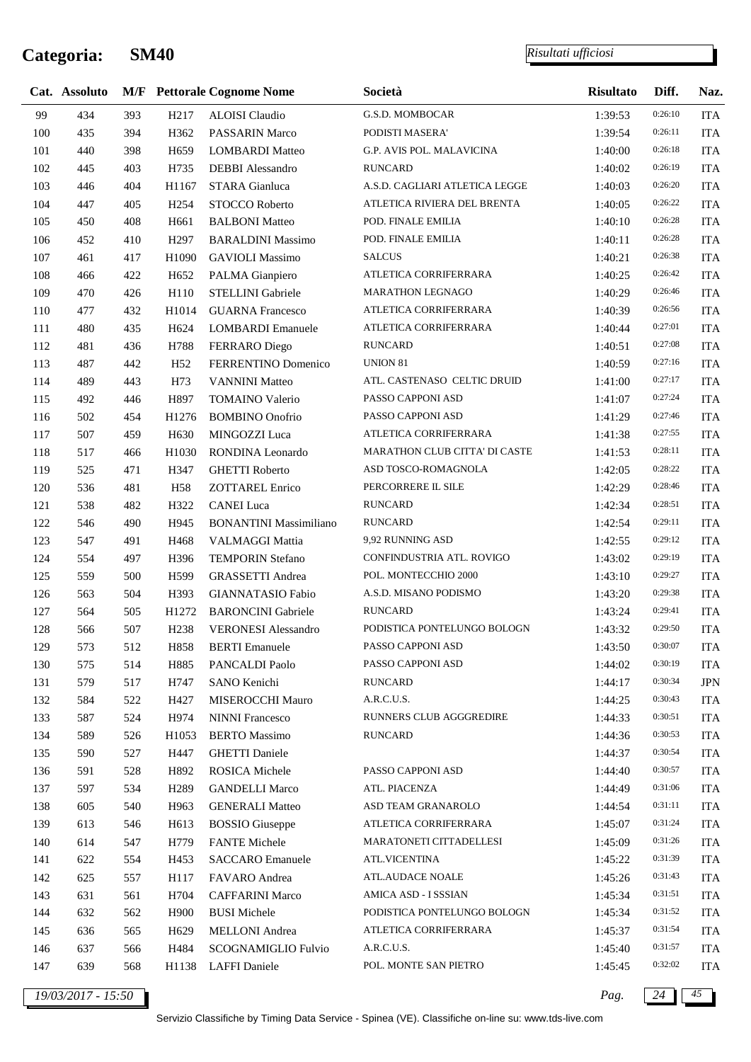# Categoria: SM40

*Risultati ufficiosi*

| Cat. | Assoluto | M/F | Pettorale | Cognome Nome | Società | Risultato | Diff. | Naz. |
|---|---|---|---|---|---|---|---|---|
| 99 | 434 | 393 | H217 | ALOISI Claudio | G.S.D. MOMBOCAR | 1:39:53 | 0:26:10 | ITA |
| 100 | 435 | 394 | H362 | PASSARIN Marco | PODISTI MASERA' | 1:39:54 | 0:26:11 | ITA |
| 101 | 440 | 398 | H659 | LOMBARDI Matteo | G.P. AVIS POL. MALAVICINA | 1:40:00 | 0:26:18 | ITA |
| 102 | 445 | 403 | H735 | DEBBI Alessandro | RUNCARD | 1:40:02 | 0:26:19 | ITA |
| 103 | 446 | 404 | H1167 | STARA Gianluca | A.S.D. CAGLIARI ATLETICA LEGGE | 1:40:03 | 0:26:20 | ITA |
| 104 | 447 | 405 | H254 | STOCCO Roberto | ATLETICA RIVIERA DEL BRENTA | 1:40:05 | 0:26:22 | ITA |
| 105 | 450 | 408 | H661 | BALBONI Matteo | POD. FINALE EMILIA | 1:40:10 | 0:26:28 | ITA |
| 106 | 452 | 410 | H297 | BARALDINI Massimo | POD. FINALE EMILIA | 1:40:11 | 0:26:28 | ITA |
| 107 | 461 | 417 | H1090 | GAVIOLI Massimo | SALCUS | 1:40:21 | 0:26:38 | ITA |
| 108 | 466 | 422 | H652 | PALMA Gianpiero | ATLETICA CORRIFERRARA | 1:40:25 | 0:26:42 | ITA |
| 109 | 470 | 426 | H110 | STELLINI Gabriele | MARATHON LEGNAGO | 1:40:29 | 0:26:46 | ITA |
| 110 | 477 | 432 | H1014 | GUARNA Francesco | ATLETICA CORRIFERRARA | 1:40:39 | 0:26:56 | ITA |
| 111 | 480 | 435 | H624 | LOMBARDI Emanuele | ATLETICA CORRIFERRARA | 1:40:44 | 0:27:01 | ITA |
| 112 | 481 | 436 | H788 | FERRARO Diego | RUNCARD | 1:40:51 | 0:27:08 | ITA |
| 113 | 487 | 442 | H52 | FERRENTINO Domenico | UNION 81 | 1:40:59 | 0:27:16 | ITA |
| 114 | 489 | 443 | H73 | VANNINI Matteo | ATL. CASTENASO CELTIC DRUID | 1:41:00 | 0:27:17 | ITA |
| 115 | 492 | 446 | H897 | TOMAINO Valerio | PASSO CAPPONI ASD | 1:41:07 | 0:27:24 | ITA |
| 116 | 502 | 454 | H1276 | BOMBINO Onofrio | PASSO CAPPONI ASD | 1:41:29 | 0:27:46 | ITA |
| 117 | 507 | 459 | H630 | MINGOZZI Luca | ATLETICA CORRIFERRARA | 1:41:38 | 0:27:55 | ITA |
| 118 | 517 | 466 | H1030 | RONDINA Leonardo | MARATHON CLUB CITTA' DI CASTE | 1:41:53 | 0:28:11 | ITA |
| 119 | 525 | 471 | H347 | GHETTI Roberto | ASD TOSCO-ROMAGNOLA | 1:42:05 | 0:28:22 | ITA |
| 120 | 536 | 481 | H58 | ZOTTAREL Enrico | PERCORRERE IL SILE | 1:42:29 | 0:28:46 | ITA |
| 121 | 538 | 482 | H322 | CANEI Luca | RUNCARD | 1:42:34 | 0:28:51 | ITA |
| 122 | 546 | 490 | H945 | BONANTINI Massimiliano | RUNCARD | 1:42:54 | 0:29:11 | ITA |
| 123 | 547 | 491 | H468 | VALMAGGI Mattia | 9,92 RUNNING ASD | 1:42:55 | 0:29:12 | ITA |
| 124 | 554 | 497 | H396 | TEMPORIN Stefano | CONFINDUSTRIA ATL. ROVIGO | 1:43:02 | 0:29:19 | ITA |
| 125 | 559 | 500 | H599 | GRASSETTI Andrea | POL. MONTECCHIO 2000 | 1:43:10 | 0:29:27 | ITA |
| 126 | 563 | 504 | H393 | GIANNATASIO Fabio | A.S.D. MISANO PODISMO | 1:43:20 | 0:29:38 | ITA |
| 127 | 564 | 505 | H1272 | BARONCINI Gabriele | RUNCARD | 1:43:24 | 0:29:41 | ITA |
| 128 | 566 | 507 | H238 | VERONESI Alessandro | PODISTICA PONTELUNGO BOLOGN | 1:43:32 | 0:29:50 | ITA |
| 129 | 573 | 512 | H858 | BERTI Emanuele | PASSO CAPPONI ASD | 1:43:50 | 0:30:07 | ITA |
| 130 | 575 | 514 | H885 | PANCALDI Paolo | PASSO CAPPONI ASD | 1:44:02 | 0:30:19 | ITA |
| 131 | 579 | 517 | H747 | SANO Kenichi | RUNCARD | 1:44:17 | 0:30:34 | JPN |
| 132 | 584 | 522 | H427 | MISEROCCHI Mauro | A.R.C.U.S. | 1:44:25 | 0:30:43 | ITA |
| 133 | 587 | 524 | H974 | NINNI Francesco | RUNNERS CLUB AGGGREDIRE | 1:44:33 | 0:30:51 | ITA |
| 134 | 589 | 526 | H1053 | BERTO Massimo | RUNCARD | 1:44:36 | 0:30:53 | ITA |
| 135 | 590 | 527 | H447 | GHETTI Daniele | | 1:44:37 | 0:30:54 | ITA |
| 136 | 591 | 528 | H892 | ROSICA Michele | PASSO CAPPONI ASD | 1:44:40 | 0:30:57 | ITA |
| 137 | 597 | 534 | H289 | GANDELLI Marco | ATL. PIACENZA | 1:44:49 | 0:31:06 | ITA |
| 138 | 605 | 540 | H963 | GENERALI Matteo | ASD TEAM GRANAROLO | 1:44:54 | 0:31:11 | ITA |
| 139 | 613 | 546 | H613 | BOSSIO Giuseppe | ATLETICA CORRIFERRARA | 1:45:07 | 0:31:24 | ITA |
| 140 | 614 | 547 | H779 | FANTE Michele | MARATONETI CITTADELLESI | 1:45:09 | 0:31:26 | ITA |
| 141 | 622 | 554 | H453 | SACCARO Emanuele | ATL.VICENTINA | 1:45:22 | 0:31:39 | ITA |
| 142 | 625 | 557 | H117 | FAVARO Andrea | ATL.AUDACE NOALE | 1:45:26 | 0:31:43 | ITA |
| 143 | 631 | 561 | H704 | CAFFARINI Marco | AMICA ASD - I SSSIAN | 1:45:34 | 0:31:51 | ITA |
| 144 | 632 | 562 | H900 | BUSI Michele | PODISTICA PONTELUNGO BOLOGN | 1:45:34 | 0:31:52 | ITA |
| 145 | 636 | 565 | H629 | MELLONI Andrea | ATLETICA CORRIFERRARA | 1:45:37 | 0:31:54 | ITA |
| 146 | 637 | 566 | H484 | SCOGNAMIGLIO Fulvio | A.R.C.U.S. | 1:45:40 | 0:31:57 | ITA |
| 147 | 639 | 568 | H1138 | LAFFI Daniele | POL. MONTE SAN PIETRO | 1:45:45 | 0:32:02 | ITA |

*19/03/2017 - 15:50*

Servizio Classifiche by Timing Data Service - Spinea (VE). Classifiche on-line su: www.tds-live.com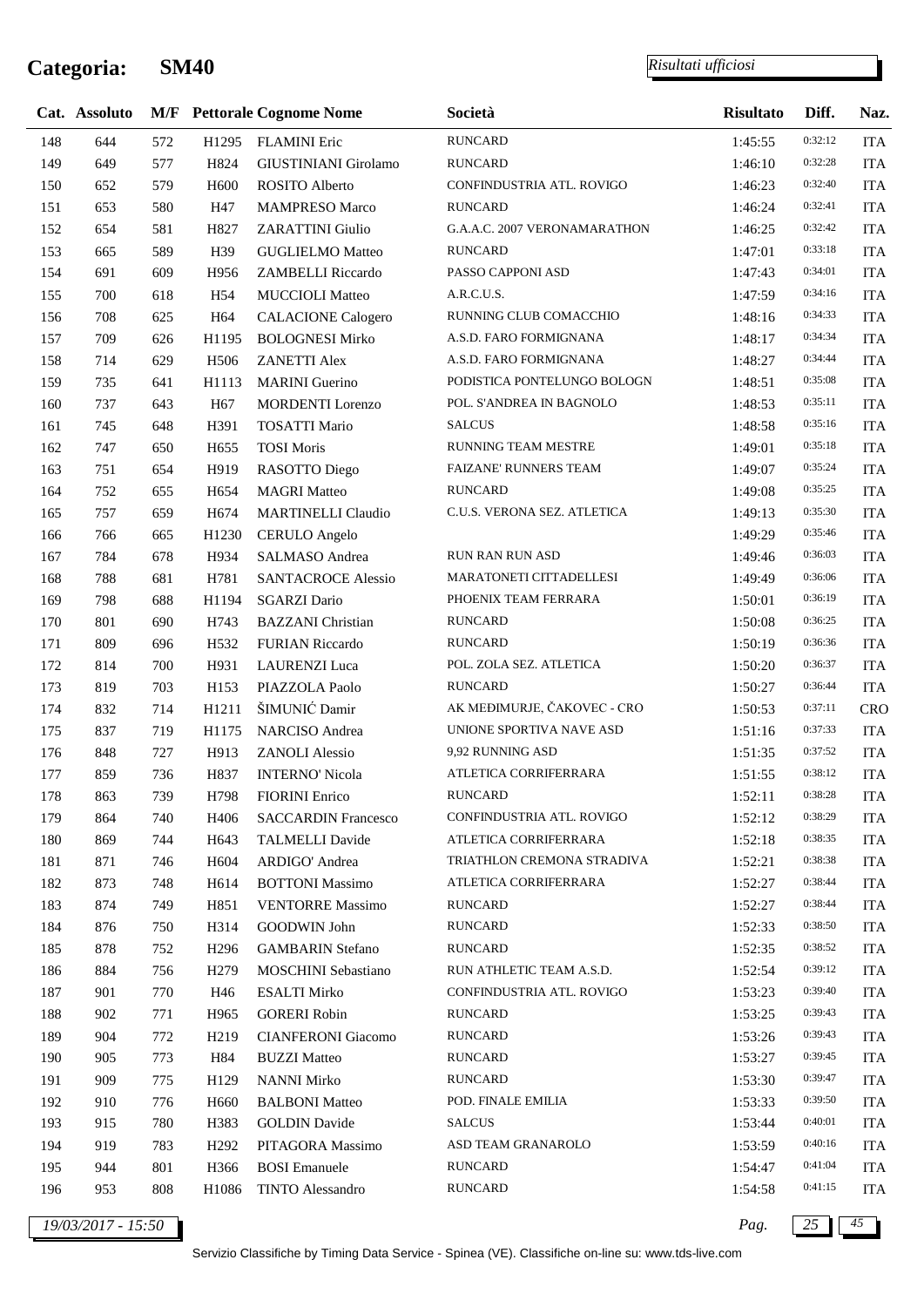# Categoria: SM40

*Risultati ufficiosi*

| Cat. | Assoluto | M/F | Pettorale | Cognome Nome | Società | Risultato | Diff. | Naz. |
|---|---|---|---|---|---|---|---|---|
| 148 | 644 | 572 | H1295 | FLAMINI Eric | RUNCARD | 1:45:55 | 0:32:12 | ITA |
| 149 | 649 | 577 | H824 | GIUSTINIANI Girolamo | RUNCARD | 1:46:10 | 0:32:28 | ITA |
| 150 | 652 | 579 | H600 | ROSITO Alberto | CONFINDUSTRIA ATL. ROVIGO | 1:46:23 | 0:32:40 | ITA |
| 151 | 653 | 580 | H47 | MAMPRESO Marco | RUNCARD | 1:46:24 | 0:32:41 | ITA |
| 152 | 654 | 581 | H827 | ZARATTINI Giulio | G.A.A.C. 2007 VERONAMARATHON | 1:46:25 | 0:32:42 | ITA |
| 153 | 665 | 589 | H39 | GUGLIELMO Matteo | RUNCARD | 1:47:01 | 0:33:18 | ITA |
| 154 | 691 | 609 | H956 | ZAMBELLI Riccardo | PASSO CAPPONI ASD | 1:47:43 | 0:34:01 | ITA |
| 155 | 700 | 618 | H54 | MUCCIOLI Matteo | A.R.C.U.S. | 1:47:59 | 0:34:16 | ITA |
| 156 | 708 | 625 | H64 | CALACIONE Calogero | RUNNING CLUB COMACCHIO | 1:48:16 | 0:34:33 | ITA |
| 157 | 709 | 626 | H1195 | BOLOGNESI Mirko | A.S.D. FARO FORMIGNANA | 1:48:17 | 0:34:34 | ITA |
| 158 | 714 | 629 | H506 | ZANETTI Alex | A.S.D. FARO FORMIGNANA | 1:48:27 | 0:34:44 | ITA |
| 159 | 735 | 641 | H1113 | MARINI Guerino | PODISTICA PONTELUNGO BOLOGN | 1:48:51 | 0:35:08 | ITA |
| 160 | 737 | 643 | H67 | MORDENTI Lorenzo | POL. S'ANDREA IN BAGNOLO | 1:48:53 | 0:35:11 | ITA |
| 161 | 745 | 648 | H391 | TOSATTI Mario | SALCUS | 1:48:58 | 0:35:16 | ITA |
| 162 | 747 | 650 | H655 | TOSI Moris | RUNNING TEAM MESTRE | 1:49:01 | 0:35:18 | ITA |
| 163 | 751 | 654 | H919 | RASOTTO Diego | FAIZANE' RUNNERS TEAM | 1:49:07 | 0:35:24 | ITA |
| 164 | 752 | 655 | H654 | MAGRI Matteo | RUNCARD | 1:49:08 | 0:35:25 | ITA |
| 165 | 757 | 659 | H674 | MARTINELLI Claudio | C.U.S. VERONA SEZ. ATLETICA | 1:49:13 | 0:35:30 | ITA |
| 166 | 766 | 665 | H1230 | CERULO Angelo | | 1:49:29 | 0:35:46 | ITA |
| 167 | 784 | 678 | H934 | SALMASO Andrea | RUN RAN RUN ASD | 1:49:46 | 0:36:03 | ITA |
| 168 | 788 | 681 | H781 | SANTACROCE Alessio | MARATONETI CITTADELLESI | 1:49:49 | 0:36:06 | ITA |
| 169 | 798 | 688 | H1194 | SGARZI Dario | PHOENIX TEAM FERRARA | 1:50:01 | 0:36:19 | ITA |
| 170 | 801 | 690 | H743 | BAZZANI Christian | RUNCARD | 1:50:08 | 0:36:25 | ITA |
| 171 | 809 | 696 | H532 | FURIAN Riccardo | RUNCARD | 1:50:19 | 0:36:36 | ITA |
| 172 | 814 | 700 | H931 | LAURENZI Luca | POL. ZOLA SEZ. ATLETICA | 1:50:20 | 0:36:37 | ITA |
| 173 | 819 | 703 | H153 | PIAZZOLA Paolo | RUNCARD | 1:50:27 | 0:36:44 | ITA |
| 174 | 832 | 714 | H1211 | ŠIMUNIĆ Damir | AK MEĐIMURJE, ČAKOVEC - CRO | 1:50:53 | 0:37:11 | CRO |
| 175 | 837 | 719 | H1175 | NARCISO Andrea | UNIONE SPORTIVA NAVE ASD | 1:51:16 | 0:37:33 | ITA |
| 176 | 848 | 727 | H913 | ZANOLI Alessio | 9,92 RUNNING ASD | 1:51:35 | 0:37:52 | ITA |
| 177 | 859 | 736 | H837 | INTERNO' Nicola | ATLETICA CORRIFERRARA | 1:51:55 | 0:38:12 | ITA |
| 178 | 863 | 739 | H798 | FIORINI Enrico | RUNCARD | 1:52:11 | 0:38:28 | ITA |
| 179 | 864 | 740 | H406 | SACCARDIN Francesco | CONFINDUSTRIA ATL. ROVIGO | 1:52:12 | 0:38:29 | ITA |
| 180 | 869 | 744 | H643 | TALMELLI Davide | ATLETICA CORRIFERRARA | 1:52:18 | 0:38:35 | ITA |
| 181 | 871 | 746 | H604 | ARDIGO' Andrea | TRIATHLON CREMONA STRADIVA | 1:52:21 | 0:38:38 | ITA |
| 182 | 873 | 748 | H614 | BOTTONI Massimo | ATLETICA CORRIFERRARA | 1:52:27 | 0:38:44 | ITA |
| 183 | 874 | 749 | H851 | VENTORRE Massimo | RUNCARD | 1:52:27 | 0:38:44 | ITA |
| 184 | 876 | 750 | H314 | GOODWIN John | RUNCARD | 1:52:33 | 0:38:50 | ITA |
| 185 | 878 | 752 | H296 | GAMBARIN Stefano | RUNCARD | 1:52:35 | 0:38:52 | ITA |
| 186 | 884 | 756 | H279 | MOSCHINI Sebastiano | RUN ATHLETIC TEAM A.S.D. | 1:52:54 | 0:39:12 | ITA |
| 187 | 901 | 770 | H46 | ESALTI Mirko | CONFINDUSTRIA ATL. ROVIGO | 1:53:23 | 0:39:40 | ITA |
| 188 | 902 | 771 | H965 | GORERI Robin | RUNCARD | 1:53:25 | 0:39:43 | ITA |
| 189 | 904 | 772 | H219 | CIANFERONI Giacomo | RUNCARD | 1:53:26 | 0:39:43 | ITA |
| 190 | 905 | 773 | H84 | BUZZI Matteo | RUNCARD | 1:53:27 | 0:39:45 | ITA |
| 191 | 909 | 775 | H129 | NANNI Mirko | RUNCARD | 1:53:30 | 0:39:47 | ITA |
| 192 | 910 | 776 | H660 | BALBONI Matteo | POD. FINALE EMILIA | 1:53:33 | 0:39:50 | ITA |
| 193 | 915 | 780 | H383 | GOLDIN Davide | SALCUS | 1:53:44 | 0:40:01 | ITA |
| 194 | 919 | 783 | H292 | PITAGORA Massimo | ASD TEAM GRANAROLO | 1:53:59 | 0:40:16 | ITA |
| 195 | 944 | 801 | H366 | BOSI Emanuele | RUNCARD | 1:54:47 | 0:41:04 | ITA |
| 196 | 953 | 808 | H1086 | TINTO Alessandro | RUNCARD | 1:54:58 | 0:41:15 | ITA |

*19/03/2017 - 15:50*

Servizio Classifiche by Timing Data Service - Spinea (VE). Classifiche on-line su: www.tds-live.com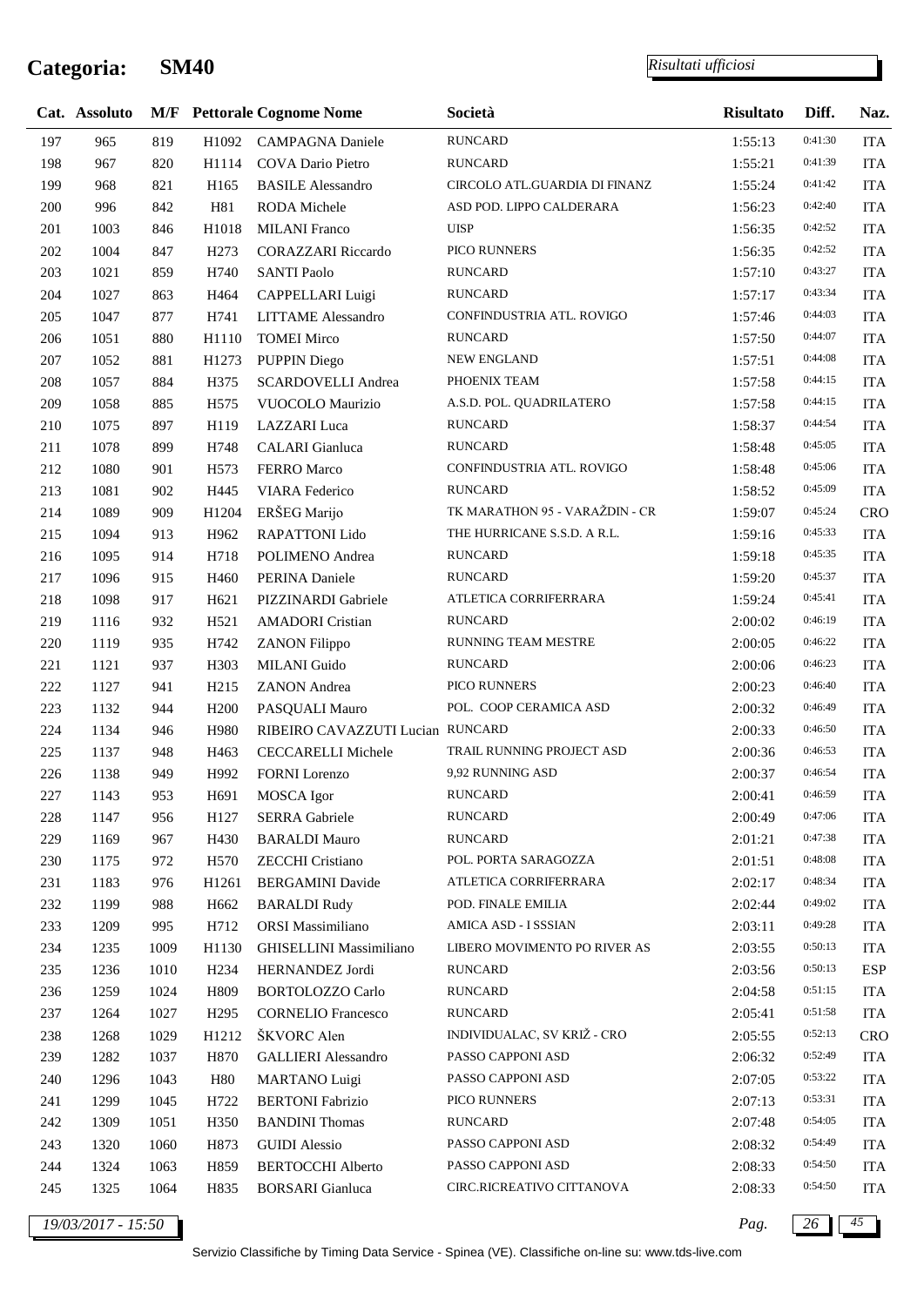# Categoria: SM40

*Risultati ufficiosi*

| Cat. | Assoluto | M/F | Pettorale | Cognome Nome | Società | Risultato | Diff. | Naz. |
|---|---|---|---|---|---|---|---|---|
| 197 | 965 | 819 | H1092 | CAMPAGNA Daniele | RUNCARD | 1:55:13 | 0:41:30 | ITA |
| 198 | 967 | 820 | H1114 | COVA Dario Pietro | RUNCARD | 1:55:21 | 0:41:39 | ITA |
| 199 | 968 | 821 | H165 | BASILE Alessandro | CIRCOLO ATL.GUARDIA DI FINANZ | 1:55:24 | 0:41:42 | ITA |
| 200 | 996 | 842 | H81 | RODA Michele | ASD POD. LIPPO CALDERARA | 1:56:23 | 0:42:40 | ITA |
| 201 | 1003 | 846 | H1018 | MILANI Franco | UISP | 1:56:35 | 0:42:52 | ITA |
| 202 | 1004 | 847 | H273 | CORAZZARI Riccardo | PICO RUNNERS | 1:56:35 | 0:42:52 | ITA |
| 203 | 1021 | 859 | H740 | SANTI Paolo | RUNCARD | 1:57:10 | 0:43:27 | ITA |
| 204 | 1027 | 863 | H464 | CAPPELLARI Luigi | RUNCARD | 1:57:17 | 0:43:34 | ITA |
| 205 | 1047 | 877 | H741 | LITTAME Alessandro | CONFINDUSTRIA ATL. ROVIGO | 1:57:46 | 0:44:03 | ITA |
| 206 | 1051 | 880 | H1110 | TOMEI Mirco | RUNCARD | 1:57:50 | 0:44:07 | ITA |
| 207 | 1052 | 881 | H1273 | PUPPIN Diego | NEW ENGLAND | 1:57:51 | 0:44:08 | ITA |
| 208 | 1057 | 884 | H375 | SCARDOVELLI Andrea | PHOENIX TEAM | 1:57:58 | 0:44:15 | ITA |
| 209 | 1058 | 885 | H575 | VUOCOLO Maurizio | A.S.D. POL. QUADRILATERO | 1:57:58 | 0:44:15 | ITA |
| 210 | 1075 | 897 | H119 | LAZZARI Luca | RUNCARD | 1:58:37 | 0:44:54 | ITA |
| 211 | 1078 | 899 | H748 | CALARI Gianluca | RUNCARD | 1:58:48 | 0:45:05 | ITA |
| 212 | 1080 | 901 | H573 | FERRO Marco | CONFINDUSTRIA ATL. ROVIGO | 1:58:48 | 0:45:06 | ITA |
| 213 | 1081 | 902 | H445 | VIARA Federico | RUNCARD | 1:58:52 | 0:45:09 | ITA |
| 214 | 1089 | 909 | H1204 | ERŠEG Marijo | TK MARATHON 95 - VARAŽDIN - CR | 1:59:07 | 0:45:24 | CRO |
| 215 | 1094 | 913 | H962 | RAPATTONI Lido | THE HURRICANE S.S.D. A R.L. | 1:59:16 | 0:45:33 | ITA |
| 216 | 1095 | 914 | H718 | POLIMENO Andrea | RUNCARD | 1:59:18 | 0:45:35 | ITA |
| 217 | 1096 | 915 | H460 | PERINA Daniele | RUNCARD | 1:59:20 | 0:45:37 | ITA |
| 218 | 1098 | 917 | H621 | PIZZINARDI Gabriele | ATLETICA CORRIFERRARA | 1:59:24 | 0:45:41 | ITA |
| 219 | 1116 | 932 | H521 | AMADORI Cristian | RUNCARD | 2:00:02 | 0:46:19 | ITA |
| 220 | 1119 | 935 | H742 | ZANON Filippo | RUNNING TEAM MESTRE | 2:00:05 | 0:46:22 | ITA |
| 221 | 1121 | 937 | H303 | MILANI Guido | RUNCARD | 2:00:06 | 0:46:23 | ITA |
| 222 | 1127 | 941 | H215 | ZANON Andrea | PICO RUNNERS | 2:00:23 | 0:46:40 | ITA |
| 223 | 1132 | 944 | H200 | PASQUALI Mauro | POL. COOP CERAMICA ASD | 2:00:32 | 0:46:49 | ITA |
| 224 | 1134 | 946 | H980 | RIBEIRO CAVAZZUTI Lucian | RUNCARD | 2:00:33 | 0:46:50 | ITA |
| 225 | 1137 | 948 | H463 | CECCARELLI Michele | TRAIL RUNNING PROJECT ASD | 2:00:36 | 0:46:53 | ITA |
| 226 | 1138 | 949 | H992 | FORNI Lorenzo | 9,92 RUNNING ASD | 2:00:37 | 0:46:54 | ITA |
| 227 | 1143 | 953 | H691 | MOSCA Igor | RUNCARD | 2:00:41 | 0:46:59 | ITA |
| 228 | 1147 | 956 | H127 | SERRA Gabriele | RUNCARD | 2:00:49 | 0:47:06 | ITA |
| 229 | 1169 | 967 | H430 | BARALDI Mauro | RUNCARD | 2:01:21 | 0:47:38 | ITA |
| 230 | 1175 | 972 | H570 | ZECCHI Cristiano | POL. PORTA SARAGOZZA | 2:01:51 | 0:48:08 | ITA |
| 231 | 1183 | 976 | H1261 | BERGAMINI Davide | ATLETICA CORRIFERRARA | 2:02:17 | 0:48:34 | ITA |
| 232 | 1199 | 988 | H662 | BARALDI Rudy | POD. FINALE EMILIA | 2:02:44 | 0:49:02 | ITA |
| 233 | 1209 | 995 | H712 | ORSI Massimiliano | AMICA ASD - I SSSIAN | 2:03:11 | 0:49:28 | ITA |
| 234 | 1235 | 1009 | H1130 | GHISELLINI Massimiliano | LIBERO MOVIMENTO PO RIVER AS | 2:03:55 | 0:50:13 | ITA |
| 235 | 1236 | 1010 | H234 | HERNANDEZ Jordi | RUNCARD | 2:03:56 | 0:50:13 | ESP |
| 236 | 1259 | 1024 | H809 | BORTOLOZZO Carlo | RUNCARD | 2:04:58 | 0:51:15 | ITA |
| 237 | 1264 | 1027 | H295 | CORNELIO Francesco | RUNCARD | 2:05:41 | 0:51:58 | ITA |
| 238 | 1268 | 1029 | H1212 | ŠKVORC Alen | INDIVIDUALAC, SV KRIŽ - CRO | 2:05:55 | 0:52:13 | CRO |
| 239 | 1282 | 1037 | H870 | GALLIERI Alessandro | PASSO CAPPONI ASD | 2:06:32 | 0:52:49 | ITA |
| 240 | 1296 | 1043 | H80 | MARTANO Luigi | PASSO CAPPONI ASD | 2:07:05 | 0:53:22 | ITA |
| 241 | 1299 | 1045 | H722 | BERTONI Fabrizio | PICO RUNNERS | 2:07:13 | 0:53:31 | ITA |
| 242 | 1309 | 1051 | H350 | BANDINI Thomas | RUNCARD | 2:07:48 | 0:54:05 | ITA |
| 243 | 1320 | 1060 | H873 | GUIDI Alessio | PASSO CAPPONI ASD | 2:08:32 | 0:54:49 | ITA |
| 244 | 1324 | 1063 | H859 | BERTOCCHI Alberto | PASSO CAPPONI ASD | 2:08:33 | 0:54:50 | ITA |
| 245 | 1325 | 1064 | H835 | BORSARI Gianluca | CIRC.RICREATIVO CITTANOVA | 2:08:33 | 0:54:50 | ITA |

*19/03/2017 - 15:50*

Servizio Classifiche by Timing Data Service - Spinea (VE). Classifiche on-line su: www.tds-live.com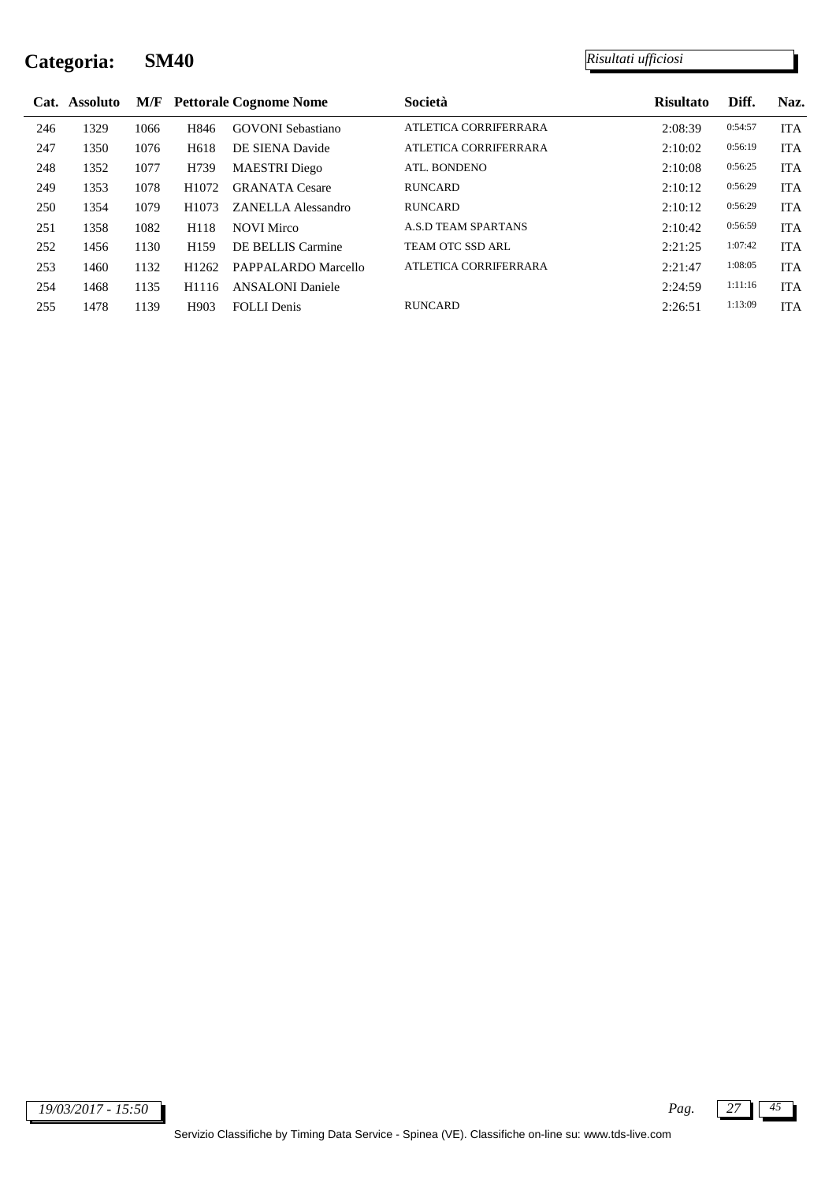# Categoria: SM40

*Risultati ufficiosi*

| Cat. | Assoluto | M/F | Pettorale | Cognome Nome | Società | Risultato | Diff. | Naz. |
|---|---|---|---|---|---|---|---|---|
| 246 | 1329 | 1066 | H846 | GOVONI Sebastiano | ATLETICA CORRIFERRARA | 2:08:39 | 0:54:57 | ITA |
| 247 | 1350 | 1076 | H618 | DE SIENA Davide | ATLETICA CORRIFERRARA | 2:10:02 | 0:56:19 | ITA |
| 248 | 1352 | 1077 | H739 | MAESTRI Diego | ATL. BONDENO | 2:10:08 | 0:56:25 | ITA |
| 249 | 1353 | 1078 | H1072 | GRANATA Cesare | RUNCARD | 2:10:12 | 0:56:29 | ITA |
| 250 | 1354 | 1079 | H1073 | ZANELLA Alessandro | RUNCARD | 2:10:12 | 0:56:29 | ITA |
| 251 | 1358 | 1082 | H118 | NOVI Mirco | A.S.D TEAM SPARTANS | 2:10:42 | 0:56:59 | ITA |
| 252 | 1456 | 1130 | H159 | DE BELLIS Carmine | TEAM OTC SSD ARL | 2:21:25 | 1:07:42 | ITA |
| 253 | 1460 | 1132 | H1262 | PAPPALARDO Marcello | ATLETICA CORRIFERRARA | 2:21:47 | 1:08:05 | ITA |
| 254 | 1468 | 1135 | H1116 | ANSALONI Daniele | | 2:24:59 | 1:11:16 | ITA |
| 255 | 1478 | 1139 | H903 | FOLLI Denis | RUNCARD | 2:26:51 | 1:13:09 | ITA |

*19/03/2017 - 15:50*

Servizio Classifiche by Timing Data Service - Spinea (VE). Classifiche on-line su: www.tds-live.com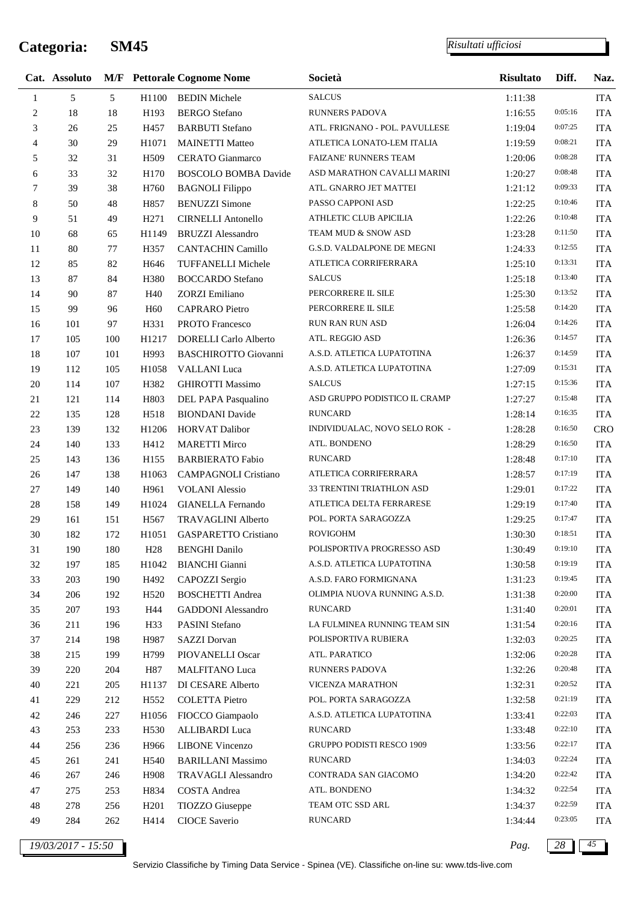# Categoria: SM45

*Risultati ufficiosi*

| Cat. | Assoluto | M/F | Pettorale | Cognome Nome | Società | Risultato | Diff. | Naz. |
|---|---|---|---|---|---|---|---|---|
| 1 | 5 | 5 | H1100 | BEDIN Michele | SALCUS | 1:11:38 | | ITA |
| 2 | 18 | 18 | H193 | BERGO Stefano | RUNNERS PADOVA | 1:16:55 | 0:05:16 | ITA |
| 3 | 26 | 25 | H457 | BARBUTI Stefano | ATL. FRIGNANO - POL. PAVULLESE | 1:19:04 | 0:07:25 | ITA |
| 4 | 30 | 29 | H1071 | MAINETTI Matteo | ATLETICA LONATO-LEM ITALIA | 1:19:59 | 0:08:21 | ITA |
| 5 | 32 | 31 | H509 | CERATO Gianmarco | FAIZANE' RUNNERS TEAM | 1:20:06 | 0:08:28 | ITA |
| 6 | 33 | 32 | H170 | BOSCOLO BOMBA Davide | ASD MARATHON CAVALLI MARINI | 1:20:27 | 0:08:48 | ITA |
| 7 | 39 | 38 | H760 | BAGNOLI Filippo | ATL. GNARRO JET MATTEI | 1:21:12 | 0:09:33 | ITA |
| 8 | 50 | 48 | H857 | BENUZZI Simone | PASSO CAPPONI ASD | 1:22:25 | 0:10:46 | ITA |
| 9 | 51 | 49 | H271 | CIRNELLI Antonello | ATHLETIC CLUB APICILIA | 1:22:26 | 0:10:48 | ITA |
| 10 | 68 | 65 | H1149 | BRUZZI Alessandro | TEAM MUD & SNOW ASD | 1:23:28 | 0:11:50 | ITA |
| 11 | 80 | 77 | H357 | CANTACHIN Camillo | G.S.D. VALDALPONE DE MEGNI | 1:24:33 | 0:12:55 | ITA |
| 12 | 85 | 82 | H646 | TUFFANELLI Michele | ATLETICA CORRIFERRARA | 1:25:10 | 0:13:31 | ITA |
| 13 | 87 | 84 | H380 | BOCCARDO Stefano | SALCUS | 1:25:18 | 0:13:40 | ITA |
| 14 | 90 | 87 | H40 | ZORZI Emiliano | PERCORRERE IL SILE | 1:25:30 | 0:13:52 | ITA |
| 15 | 99 | 96 | H60 | CAPRARO Pietro | PERCORRERE IL SILE | 1:25:58 | 0:14:20 | ITA |
| 16 | 101 | 97 | H331 | PROTO Francesco | RUN RAN RUN ASD | 1:26:04 | 0:14:26 | ITA |
| 17 | 105 | 100 | H1217 | DORELLI Carlo Alberto | ATL. REGGIO ASD | 1:26:36 | 0:14:57 | ITA |
| 18 | 107 | 101 | H993 | BASCHIROTTO Giovanni | A.S.D. ATLETICA LUPATOTINA | 1:26:37 | 0:14:59 | ITA |
| 19 | 112 | 105 | H1058 | VALLANI Luca | A.S.D. ATLETICA LUPATOTINA | 1:27:09 | 0:15:31 | ITA |
| 20 | 114 | 107 | H382 | GHIROTTI Massimo | SALCUS | 1:27:15 | 0:15:36 | ITA |
| 21 | 121 | 114 | H803 | DEL PAPA Pasqualino | ASD GRUPPO PODISTICO IL CRAMP | 1:27:27 | 0:15:48 | ITA |
| 22 | 135 | 128 | H518 | BIONDANI Davide | RUNCARD | 1:28:14 | 0:16:35 | ITA |
| 23 | 139 | 132 | H1206 | HORVAT Dalibor | INDIVIDUALAC, NOVO SELO ROK - | 1:28:28 | 0:16:50 | CRO |
| 24 | 140 | 133 | H412 | MARETTI Mirco | ATL. BONDENO | 1:28:29 | 0:16:50 | ITA |
| 25 | 143 | 136 | H155 | BARBIERATO Fabio | RUNCARD | 1:28:48 | 0:17:10 | ITA |
| 26 | 147 | 138 | H1063 | CAMPAGNOLI Cristiano | ATLETICA CORRIFERRARA | 1:28:57 | 0:17:19 | ITA |
| 27 | 149 | 140 | H961 | VOLANI Alessio | 33 TRENTINI TRIATHLON ASD | 1:29:01 | 0:17:22 | ITA |
| 28 | 158 | 149 | H1024 | GIANELLA Fernando | ATLETICA DELTA FERRARESE | 1:29:19 | 0:17:40 | ITA |
| 29 | 161 | 151 | H567 | TRAVAGLINI Alberto | POL. PORTA SARAGOZZA | 1:29:25 | 0:17:47 | ITA |
| 30 | 182 | 172 | H1051 | GASPARETTO Cristiano | ROVIGOHM | 1:30:30 | 0:18:51 | ITA |
| 31 | 190 | 180 | H28 | BENGHI Danilo | POLISPORTIVA PROGRESSO ASD | 1:30:49 | 0:19:10 | ITA |
| 32 | 197 | 185 | H1042 | BIANCHI Gianni | A.S.D. ATLETICA LUPATOTINA | 1:30:58 | 0:19:19 | ITA |
| 33 | 203 | 190 | H492 | CAPOZZI Sergio | A.S.D. FARO FORMIGNANA | 1:31:23 | 0:19:45 | ITA |
| 34 | 206 | 192 | H520 | BOSCHETTI Andrea | OLIMPIA NUOVA RUNNING A.S.D. | 1:31:38 | 0:20:00 | ITA |
| 35 | 207 | 193 | H44 | GADDONI Alessandro | RUNCARD | 1:31:40 | 0:20:01 | ITA |
| 36 | 211 | 196 | H33 | PASINI Stefano | LA FULMINEA RUNNING TEAM SIN | 1:31:54 | 0:20:16 | ITA |
| 37 | 214 | 198 | H987 | SAZZI Dorvan | POLISPORTIVA RUBIERA | 1:32:03 | 0:20:25 | ITA |
| 38 | 215 | 199 | H799 | PIOVANELLI Oscar | ATL. PARATICO | 1:32:06 | 0:20:28 | ITA |
| 39 | 220 | 204 | H87 | MALFITANO Luca | RUNNERS PADOVA | 1:32:26 | 0:20:48 | ITA |
| 40 | 221 | 205 | H1137 | DI CESARE Alberto | VICENZA MARATHON | 1:32:31 | 0:20:52 | ITA |
| 41 | 229 | 212 | H552 | COLETTA Pietro | POL. PORTA SARAGOZZA | 1:32:58 | 0:21:19 | ITA |
| 42 | 246 | 227 | H1056 | FIOCCO Giampaolo | A.S.D. ATLETICA LUPATOTINA | 1:33:41 | 0:22:03 | ITA |
| 43 | 253 | 233 | H530 | ALLIBARDI Luca | RUNCARD | 1:33:48 | 0:22:10 | ITA |
| 44 | 256 | 236 | H966 | LIBONE Vincenzo | GRUPPO PODISTI RESCO 1909 | 1:33:56 | 0:22:17 | ITA |
| 45 | 261 | 241 | H540 | BARILLANI Massimo | RUNCARD | 1:34:03 | 0:22:24 | ITA |
| 46 | 267 | 246 | H908 | TRAVAGLI Alessandro | CONTRADA SAN GIACOMO | 1:34:20 | 0:22:42 | ITA |
| 47 | 275 | 253 | H834 | COSTA Andrea | ATL. BONDENO | 1:34:32 | 0:22:54 | ITA |
| 48 | 278 | 256 | H201 | TIOZZO Giuseppe | TEAM OTC SSD ARL | 1:34:37 | 0:22:59 | ITA |
| 49 | 284 | 262 | H414 | CIOCE Saverio | RUNCARD | 1:34:44 | 0:23:05 | ITA |

19/03/2017 - 15:50

Servizio Classifiche by Timing Data Service - Spinea (VE). Classifiche on-line su: www.tds-live.com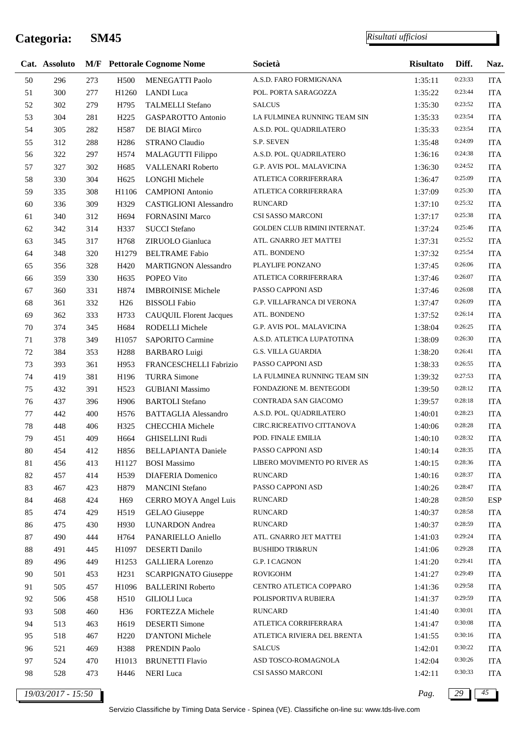# Categoria: SM45

*Risultati ufficiosi*

| Cat. | Assoluto | M/F | Pettorale | Cognome Nome | Società | Risultato | Diff. | Naz. |
|---|---|---|---|---|---|---|---|---|
| 50 | 296 | 273 | H500 | MENEGATTI Paolo | A.S.D. FARO FORMIGNANA | 1:35:11 | 0:23:33 | ITA |
| 51 | 300 | 277 | H1260 | LANDI Luca | POL. PORTA SARAGOZZA | 1:35:22 | 0:23:44 | ITA |
| 52 | 302 | 279 | H795 | TALMELLI Stefano | SALCUS | 1:35:30 | 0:23:52 | ITA |
| 53 | 304 | 281 | H225 | GASPAROTTO Antonio | LA FULMINEA RUNNING TEAM SIN | 1:35:33 | 0:23:54 | ITA |
| 54 | 305 | 282 | H587 | DE BIAGI Mirco | A.S.D. POL. QUADRILATERO | 1:35:33 | 0:23:54 | ITA |
| 55 | 312 | 288 | H286 | STRANO Claudio | S.P. SEVEN | 1:35:48 | 0:24:09 | ITA |
| 56 | 322 | 297 | H574 | MALAGUTTI Filippo | A.S.D. POL. QUADRILATERO | 1:36:16 | 0:24:38 | ITA |
| 57 | 327 | 302 | H685 | VALLENARI Roberto | G.P. AVIS POL. MALAVICINA | 1:36:30 | 0:24:52 | ITA |
| 58 | 330 | 304 | H625 | LONGHI Michele | ATLETICA CORRIFERRARA | 1:36:47 | 0:25:09 | ITA |
| 59 | 335 | 308 | H1106 | CAMPIONI Antonio | ATLETICA CORRIFERRARA | 1:37:09 | 0:25:30 | ITA |
| 60 | 336 | 309 | H329 | CASTIGLIONI Alessandro | RUNCARD | 1:37:10 | 0:25:32 | ITA |
| 61 | 340 | 312 | H694 | FORNASINI Marco | CSI SASSO MARCONI | 1:37:17 | 0:25:38 | ITA |
| 62 | 342 | 314 | H337 | SUCCI Stefano | GOLDEN CLUB RIMINI INTERNAT. | 1:37:24 | 0:25:46 | ITA |
| 63 | 345 | 317 | H768 | ZIRUOLO Gianluca | ATL. GNARRO JET MATTEI | 1:37:31 | 0:25:52 | ITA |
| 64 | 348 | 320 | H1279 | BELTRAME Fabio | ATL. BONDENO | 1:37:32 | 0:25:54 | ITA |
| 65 | 356 | 328 | H420 | MARTIGNON Alessandro | PLAYLIFE PONZANO | 1:37:45 | 0:26:06 | ITA |
| 66 | 359 | 330 | H635 | POPEO Vito | ATLETICA CORRIFERRARA | 1:37:46 | 0:26:07 | ITA |
| 67 | 360 | 331 | H874 | IMBROINISE Michele | PASSO CAPPONI ASD | 1:37:46 | 0:26:08 | ITA |
| 68 | 361 | 332 | H26 | BISSOLI Fabio | G.P. VILLAFRANCA DI VERONA | 1:37:47 | 0:26:09 | ITA |
| 69 | 362 | 333 | H733 | CAUQUIL Florent Jacques | ATL. BONDENO | 1:37:52 | 0:26:14 | ITA |
| 70 | 374 | 345 | H684 | RODELLI Michele | G.P. AVIS POL. MALAVICINA | 1:38:04 | 0:26:25 | ITA |
| 71 | 378 | 349 | H1057 | SAPORITO Carmine | A.S.D. ATLETICA LUPATOTINA | 1:38:09 | 0:26:30 | ITA |
| 72 | 384 | 353 | H288 | BARBARO Luigi | G.S. VILLA GUARDIA | 1:38:20 | 0:26:41 | ITA |
| 73 | 393 | 361 | H953 | FRANCESCHELLI Fabrizio | PASSO CAPPONI ASD | 1:38:33 | 0:26:55 | ITA |
| 74 | 419 | 381 | H196 | TURRA Simone | LA FULMINEA RUNNING TEAM SIN | 1:39:32 | 0:27:53 | ITA |
| 75 | 432 | 391 | H523 | GUBIANI Massimo | FONDAZIONE M. BENTEGODI | 1:39:50 | 0:28:12 | ITA |
| 76 | 437 | 396 | H906 | BARTOLI Stefano | CONTRADA SAN GIACOMO | 1:39:57 | 0:28:18 | ITA |
| 77 | 442 | 400 | H576 | BATTAGLIA Alessandro | A.S.D. POL. QUADRILATERO | 1:40:01 | 0:28:23 | ITA |
| 78 | 448 | 406 | H325 | CHECCHIA Michele | CIRC.RICREATIVO CITTANOVA | 1:40:06 | 0:28:28 | ITA |
| 79 | 451 | 409 | H664 | GHISELLINI Rudi | POD. FINALE EMILIA | 1:40:10 | 0:28:32 | ITA |
| 80 | 454 | 412 | H856 | BELLAPIANTA Daniele | PASSO CAPPONI ASD | 1:40:14 | 0:28:35 | ITA |
| 81 | 456 | 413 | H1127 | BOSI Massimo | LIBERO MOVIMENTO PO RIVER AS | 1:40:15 | 0:28:36 | ITA |
| 82 | 457 | 414 | H539 | DIAFERIA Domenico | RUNCARD | 1:40:16 | 0:28:37 | ITA |
| 83 | 467 | 423 | H879 | MANCINI Stefano | PASSO CAPPONI ASD | 1:40:26 | 0:28:47 | ITA |
| 84 | 468 | 424 | H69 | CERRO MOYA Angel Luis | RUNCARD | 1:40:28 | 0:28:50 | ESP |
| 85 | 474 | 429 | H519 | GELAO Giuseppe | RUNCARD | 1:40:37 | 0:28:58 | ITA |
| 86 | 475 | 430 | H930 | LUNARDON Andrea | RUNCARD | 1:40:37 | 0:28:59 | ITA |
| 87 | 490 | 444 | H764 | PANARIELLO Aniello | ATL. GNARRO JET MATTEI | 1:41:03 | 0:29:24 | ITA |
| 88 | 491 | 445 | H1097 | DESERTI Danilo | BUSHIDO TRI&RUN | 1:41:06 | 0:29:28 | ITA |
| 89 | 496 | 449 | H1253 | GALLIERA Lorenzo | G.P. I CAGNON | 1:41:20 | 0:29:41 | ITA |
| 90 | 501 | 453 | H231 | SCARPIGNATO Giuseppe | ROVIGOHM | 1:41:27 | 0:29:49 | ITA |
| 91 | 505 | 457 | H1096 | BALLERINI Roberto | CENTRO ATLETICA COPPARO | 1:41:36 | 0:29:58 | ITA |
| 92 | 506 | 458 | H510 | GILIOLI Luca | POLISPORTIVA RUBIERA | 1:41:37 | 0:29:59 | ITA |
| 93 | 508 | 460 | H36 | FORTEZZA Michele | RUNCARD | 1:41:40 | 0:30:01 | ITA |
| 94 | 513 | 463 | H619 | DESERTI Simone | ATLETICA CORRIFERRARA | 1:41:47 | 0:30:08 | ITA |
| 95 | 518 | 467 | H220 | D'ANTONI Michele | ATLETICA RIVIERA DEL BRENTA | 1:41:55 | 0:30:16 | ITA |
| 96 | 521 | 469 | H388 | PRENDIN Paolo | SALCUS | 1:42:01 | 0:30:22 | ITA |
| 97 | 524 | 470 | H1013 | BRUNETTI Flavio | ASD TOSCO-ROMAGNOLA | 1:42:04 | 0:30:26 | ITA |
| 98 | 528 | 473 | H446 | NERI Luca | CSI SASSO MARCONI | 1:42:11 | 0:30:33 | ITA |

19/03/2017 - 15:50

Servizio Classifiche by Timing Data Service - Spinea (VE). Classifiche on-line su: www.tds-live.com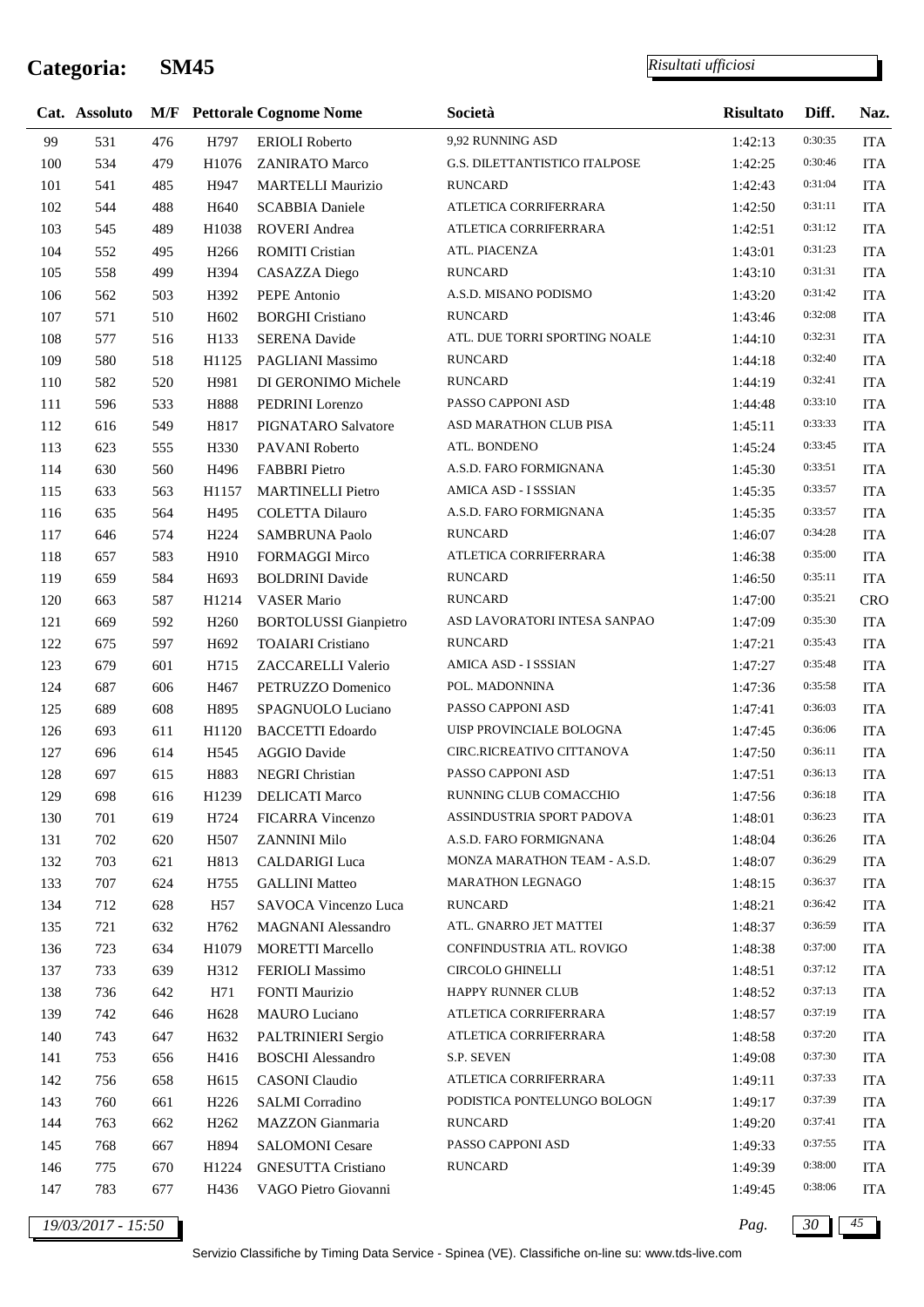# Categoria: SM45

*Risultati ufficiosi*

| Cat. | Assoluto | M/F | Pettorale | Cognome Nome | Società | Risultato | Diff. | Naz. |
|---|---|---|---|---|---|---|---|---|
| 99 | 531 | 476 | H797 | ERIOLI Roberto | 9,92 RUNNING ASD | 1:42:13 | 0:30:35 | ITA |
| 100 | 534 | 479 | H1076 | ZANIRATO Marco | G.S. DILETTANTISTICO ITALPOSE | 1:42:25 | 0:30:46 | ITA |
| 101 | 541 | 485 | H947 | MARTELLI Maurizio | RUNCARD | 1:42:43 | 0:31:04 | ITA |
| 102 | 544 | 488 | H640 | SCABBIA Daniele | ATLETICA CORRIFERRARA | 1:42:50 | 0:31:11 | ITA |
| 103 | 545 | 489 | H1038 | ROVERI Andrea | ATLETICA CORRIFERRARA | 1:42:51 | 0:31:12 | ITA |
| 104 | 552 | 495 | H266 | ROMITI Cristian | ATL. PIACENZA | 1:43:01 | 0:31:23 | ITA |
| 105 | 558 | 499 | H394 | CASAZZA Diego | RUNCARD | 1:43:10 | 0:31:31 | ITA |
| 106 | 562 | 503 | H392 | PEPE Antonio | A.S.D. MISANO PODISMO | 1:43:20 | 0:31:42 | ITA |
| 107 | 571 | 510 | H602 | BORGHI Cristiano | RUNCARD | 1:43:46 | 0:32:08 | ITA |
| 108 | 577 | 516 | H133 | SERENA Davide | ATL. DUE TORRI SPORTING NOALE | 1:44:10 | 0:32:31 | ITA |
| 109 | 580 | 518 | H1125 | PAGLIANI Massimo | RUNCARD | 1:44:18 | 0:32:40 | ITA |
| 110 | 582 | 520 | H981 | DI GERONIMO Michele | RUNCARD | 1:44:19 | 0:32:41 | ITA |
| 111 | 596 | 533 | H888 | PEDRINI Lorenzo | PASSO CAPPONI ASD | 1:44:48 | 0:33:10 | ITA |
| 112 | 616 | 549 | H817 | PIGNATARO Salvatore | ASD MARATHON CLUB PISA | 1:45:11 | 0:33:33 | ITA |
| 113 | 623 | 555 | H330 | PAVANI Roberto | ATL. BONDENO | 1:45:24 | 0:33:45 | ITA |
| 114 | 630 | 560 | H496 | FABBRI Pietro | A.S.D. FARO FORMIGNANA | 1:45:30 | 0:33:51 | ITA |
| 115 | 633 | 563 | H1157 | MARTINELLI Pietro | AMICA ASD - I SSSIAN | 1:45:35 | 0:33:57 | ITA |
| 116 | 635 | 564 | H495 | COLETTA Dilauro | A.S.D. FARO FORMIGNANA | 1:45:35 | 0:33:57 | ITA |
| 117 | 646 | 574 | H224 | SAMBRUNA Paolo | RUNCARD | 1:46:07 | 0:34:28 | ITA |
| 118 | 657 | 583 | H910 | FORMAGGI Mirco | ATLETICA CORRIFERRARA | 1:46:38 | 0:35:00 | ITA |
| 119 | 659 | 584 | H693 | BOLDRINI Davide | RUNCARD | 1:46:50 | 0:35:11 | ITA |
| 120 | 663 | 587 | H1214 | VASER Mario | RUNCARD | 1:47:00 | 0:35:21 | CRO |
| 121 | 669 | 592 | H260 | BORTOLUSSI Gianpietro | ASD LAVORATORI INTESA SANPAO | 1:47:09 | 0:35:30 | ITA |
| 122 | 675 | 597 | H692 | TOAIARI Cristiano | RUNCARD | 1:47:21 | 0:35:43 | ITA |
| 123 | 679 | 601 | H715 | ZACCARELLI Valerio | AMICA ASD - I SSSIAN | 1:47:27 | 0:35:48 | ITA |
| 124 | 687 | 606 | H467 | PETRUZZO Domenico | POL. MADONNINA | 1:47:36 | 0:35:58 | ITA |
| 125 | 689 | 608 | H895 | SPAGNUOLO Luciano | PASSO CAPPONI ASD | 1:47:41 | 0:36:03 | ITA |
| 126 | 693 | 611 | H1120 | BACCETTI Edoardo | UISP PROVINCIALE BOLOGNA | 1:47:45 | 0:36:06 | ITA |
| 127 | 696 | 614 | H545 | AGGIO Davide | CIRC.RICREATIVO CITTANOVA | 1:47:50 | 0:36:11 | ITA |
| 128 | 697 | 615 | H883 | NEGRI Christian | PASSO CAPPONI ASD | 1:47:51 | 0:36:13 | ITA |
| 129 | 698 | 616 | H1239 | DELICATI Marco | RUNNING CLUB COMACCHIO | 1:47:56 | 0:36:18 | ITA |
| 130 | 701 | 619 | H724 | FICARRA Vincenzo | ASSINDUSTRIA SPORT PADOVA | 1:48:01 | 0:36:23 | ITA |
| 131 | 702 | 620 | H507 | ZANNINI Milo | A.S.D. FARO FORMIGNANA | 1:48:04 | 0:36:26 | ITA |
| 132 | 703 | 621 | H813 | CALDARIGI Luca | MONZA MARATHON TEAM - A.S.D. | 1:48:07 | 0:36:29 | ITA |
| 133 | 707 | 624 | H755 | GALLINI Matteo | MARATHON LEGNAGO | 1:48:15 | 0:36:37 | ITA |
| 134 | 712 | 628 | H57 | SAVOCA Vincenzo Luca | RUNCARD | 1:48:21 | 0:36:42 | ITA |
| 135 | 721 | 632 | H762 | MAGNANI Alessandro | ATL. GNARRO JET MATTEI | 1:48:37 | 0:36:59 | ITA |
| 136 | 723 | 634 | H1079 | MORETTI Marcello | CONFINDUSTRIA ATL. ROVIGO | 1:48:38 | 0:37:00 | ITA |
| 137 | 733 | 639 | H312 | FERIOLI Massimo | CIRCOLO GHINELLI | 1:48:51 | 0:37:12 | ITA |
| 138 | 736 | 642 | H71 | FONTI Maurizio | HAPPY RUNNER CLUB | 1:48:52 | 0:37:13 | ITA |
| 139 | 742 | 646 | H628 | MAURO Luciano | ATLETICA CORRIFERRARA | 1:48:57 | 0:37:19 | ITA |
| 140 | 743 | 647 | H632 | PALTRINIERI Sergio | ATLETICA CORRIFERRARA | 1:48:58 | 0:37:20 | ITA |
| 141 | 753 | 656 | H416 | BOSCHI Alessandro | S.P. SEVEN | 1:49:08 | 0:37:30 | ITA |
| 142 | 756 | 658 | H615 | CASONI Claudio | ATLETICA CORRIFERRARA | 1:49:11 | 0:37:33 | ITA |
| 143 | 760 | 661 | H226 | SALMI Corradino | PODISTICA PONTELUNGO BOLOGN | 1:49:17 | 0:37:39 | ITA |
| 144 | 763 | 662 | H262 | MAZZON Gianmaria | RUNCARD | 1:49:20 | 0:37:41 | ITA |
| 145 | 768 | 667 | H894 | SALOMONI Cesare | PASSO CAPPONI ASD | 1:49:33 | 0:37:55 | ITA |
| 146 | 775 | 670 | H1224 | GNESUTTA Cristiano | RUNCARD | 1:49:39 | 0:38:00 | ITA |
| 147 | 783 | 677 | H436 | VAGO Pietro Giovanni | | 1:49:45 | 0:38:06 | ITA |

*19/03/2017 - 15:50*

Servizio Classifiche by Timing Data Service - Spinea (VE). Classifiche on-line su: www.tds-live.com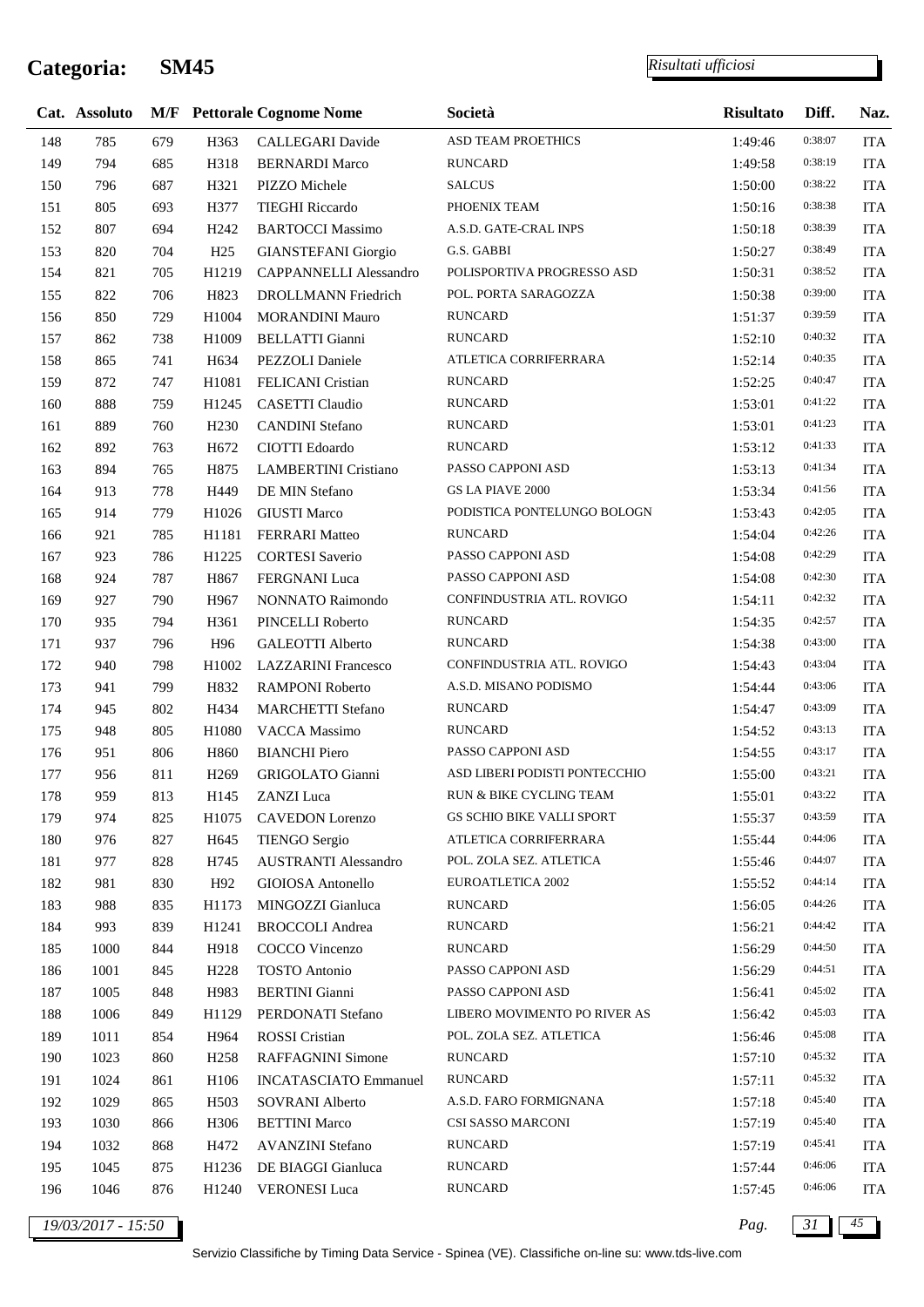# Categoria: SM45

*Risultati ufficiosi*

| Cat. | Assoluto | M/F | Pettorale | Cognome Nome | Società | Risultato | Diff. | Naz. |
|---|---|---|---|---|---|---|---|---|
| 148 | 785 | 679 | H363 | CALLEGARI Davide | ASD TEAM PROETHICS | 1:49:46 | 0:38:07 | ITA |
| 149 | 794 | 685 | H318 | BERNARDI Marco | RUNCARD | 1:49:58 | 0:38:19 | ITA |
| 150 | 796 | 687 | H321 | PIZZO Michele | SALCUS | 1:50:00 | 0:38:22 | ITA |
| 151 | 805 | 693 | H377 | TIEGHI Riccardo | PHOENIX TEAM | 1:50:16 | 0:38:38 | ITA |
| 152 | 807 | 694 | H242 | BARTOCCI Massimo | A.S.D. GATE-CRAL INPS | 1:50:18 | 0:38:39 | ITA |
| 153 | 820 | 704 | H25 | GIANSTEFANI Giorgio | G.S. GABBI | 1:50:27 | 0:38:49 | ITA |
| 154 | 821 | 705 | H1219 | CAPPANNELLI Alessandro | POLISPORTIVA PROGRESSO ASD | 1:50:31 | 0:38:52 | ITA |
| 155 | 822 | 706 | H823 | DROLLMANN Friedrich | POL. PORTA SARAGOZZA | 1:50:38 | 0:39:00 | ITA |
| 156 | 850 | 729 | H1004 | MORANDINI Mauro | RUNCARD | 1:51:37 | 0:39:59 | ITA |
| 157 | 862 | 738 | H1009 | BELLATTI Gianni | RUNCARD | 1:52:10 | 0:40:32 | ITA |
| 158 | 865 | 741 | H634 | PEZZOLI Daniele | ATLETICA CORRIFERRARA | 1:52:14 | 0:40:35 | ITA |
| 159 | 872 | 747 | H1081 | FELICANI Cristian | RUNCARD | 1:52:25 | 0:40:47 | ITA |
| 160 | 888 | 759 | H1245 | CASETTI Claudio | RUNCARD | 1:53:01 | 0:41:22 | ITA |
| 161 | 889 | 760 | H230 | CANDINI Stefano | RUNCARD | 1:53:01 | 0:41:23 | ITA |
| 162 | 892 | 763 | H672 | CIOTTI Edoardo | RUNCARD | 1:53:12 | 0:41:33 | ITA |
| 163 | 894 | 765 | H875 | LAMBERTINI Cristiano | PASSO CAPPONI ASD | 1:53:13 | 0:41:34 | ITA |
| 164 | 913 | 778 | H449 | DE MIN Stefano | GS LA PIAVE 2000 | 1:53:34 | 0:41:56 | ITA |
| 165 | 914 | 779 | H1026 | GIUSTI Marco | PODISTICA PONTELUNGO BOLOGN | 1:53:43 | 0:42:05 | ITA |
| 166 | 921 | 785 | H1181 | FERRARI Matteo | RUNCARD | 1:54:04 | 0:42:26 | ITA |
| 167 | 923 | 786 | H1225 | CORTESI Saverio | PASSO CAPPONI ASD | 1:54:08 | 0:42:29 | ITA |
| 168 | 924 | 787 | H867 | FERGNANI Luca | PASSO CAPPONI ASD | 1:54:08 | 0:42:30 | ITA |
| 169 | 927 | 790 | H967 | NONNATO Raimondo | CONFINDUSTRIA ATL. ROVIGO | 1:54:11 | 0:42:32 | ITA |
| 170 | 935 | 794 | H361 | PINCELLI Roberto | RUNCARD | 1:54:35 | 0:42:57 | ITA |
| 171 | 937 | 796 | H96 | GALEOTTI Alberto | RUNCARD | 1:54:38 | 0:43:00 | ITA |
| 172 | 940 | 798 | H1002 | LAZZARINI Francesco | CONFINDUSTRIA ATL. ROVIGO | 1:54:43 | 0:43:04 | ITA |
| 173 | 941 | 799 | H832 | RAMPONI Roberto | A.S.D. MISANO PODISMO | 1:54:44 | 0:43:06 | ITA |
| 174 | 945 | 802 | H434 | MARCHETTI Stefano | RUNCARD | 1:54:47 | 0:43:09 | ITA |
| 175 | 948 | 805 | H1080 | VACCA Massimo | RUNCARD | 1:54:52 | 0:43:13 | ITA |
| 176 | 951 | 806 | H860 | BIANCHI Piero | PASSO CAPPONI ASD | 1:54:55 | 0:43:17 | ITA |
| 177 | 956 | 811 | H269 | GRIGOLATO Gianni | ASD LIBERI PODISTI PONTECCHIO | 1:55:00 | 0:43:21 | ITA |
| 178 | 959 | 813 | H145 | ZANZI Luca | RUN & BIKE CYCLING TEAM | 1:55:01 | 0:43:22 | ITA |
| 179 | 974 | 825 | H1075 | CAVEDON Lorenzo | GS SCHIO BIKE VALLI SPORT | 1:55:37 | 0:43:59 | ITA |
| 180 | 976 | 827 | H645 | TIENGO Sergio | ATLETICA CORRIFERRARA | 1:55:44 | 0:44:06 | ITA |
| 181 | 977 | 828 | H745 | AUSTRANTI Alessandro | POL. ZOLA SEZ. ATLETICA | 1:55:46 | 0:44:07 | ITA |
| 182 | 981 | 830 | H92 | GIOIOSA Antonello | EUROATLETICA 2002 | 1:55:52 | 0:44:14 | ITA |
| 183 | 988 | 835 | H1173 | MINGOZZI Gianluca | RUNCARD | 1:56:05 | 0:44:26 | ITA |
| 184 | 993 | 839 | H1241 | BROCCOLI Andrea | RUNCARD | 1:56:21 | 0:44:42 | ITA |
| 185 | 1000 | 844 | H918 | COCCO Vincenzo | RUNCARD | 1:56:29 | 0:44:50 | ITA |
| 186 | 1001 | 845 | H228 | TOSTO Antonio | PASSO CAPPONI ASD | 1:56:29 | 0:44:51 | ITA |
| 187 | 1005 | 848 | H983 | BERTINI Gianni | PASSO CAPPONI ASD | 1:56:41 | 0:45:02 | ITA |
| 188 | 1006 | 849 | H1129 | PERDONATI Stefano | LIBERO MOVIMENTO PO RIVER AS | 1:56:42 | 0:45:03 | ITA |
| 189 | 1011 | 854 | H964 | ROSSI Cristian | POL. ZOLA SEZ. ATLETICA | 1:56:46 | 0:45:08 | ITA |
| 190 | 1023 | 860 | H258 | RAFFAGNINI Simone | RUNCARD | 1:57:10 | 0:45:32 | ITA |
| 191 | 1024 | 861 | H106 | INCATASCIATO Emmanuel | RUNCARD | 1:57:11 | 0:45:32 | ITA |
| 192 | 1029 | 865 | H503 | SOVRANI Alberto | A.S.D. FARO FORMIGNANA | 1:57:18 | 0:45:40 | ITA |
| 193 | 1030 | 866 | H306 | BETTINI Marco | CSI SASSO MARCONI | 1:57:19 | 0:45:40 | ITA |
| 194 | 1032 | 868 | H472 | AVANZINI Stefano | RUNCARD | 1:57:19 | 0:45:41 | ITA |
| 195 | 1045 | 875 | H1236 | DE BIAGGI Gianluca | RUNCARD | 1:57:44 | 0:46:06 | ITA |
| 196 | 1046 | 876 | H1240 | VERONESI Luca | RUNCARD | 1:57:45 | 0:46:06 | ITA |

19/03/2017 - 15:50

Servizio Classifiche by Timing Data Service - Spinea (VE). Classifiche on-line su: www.tds-live.com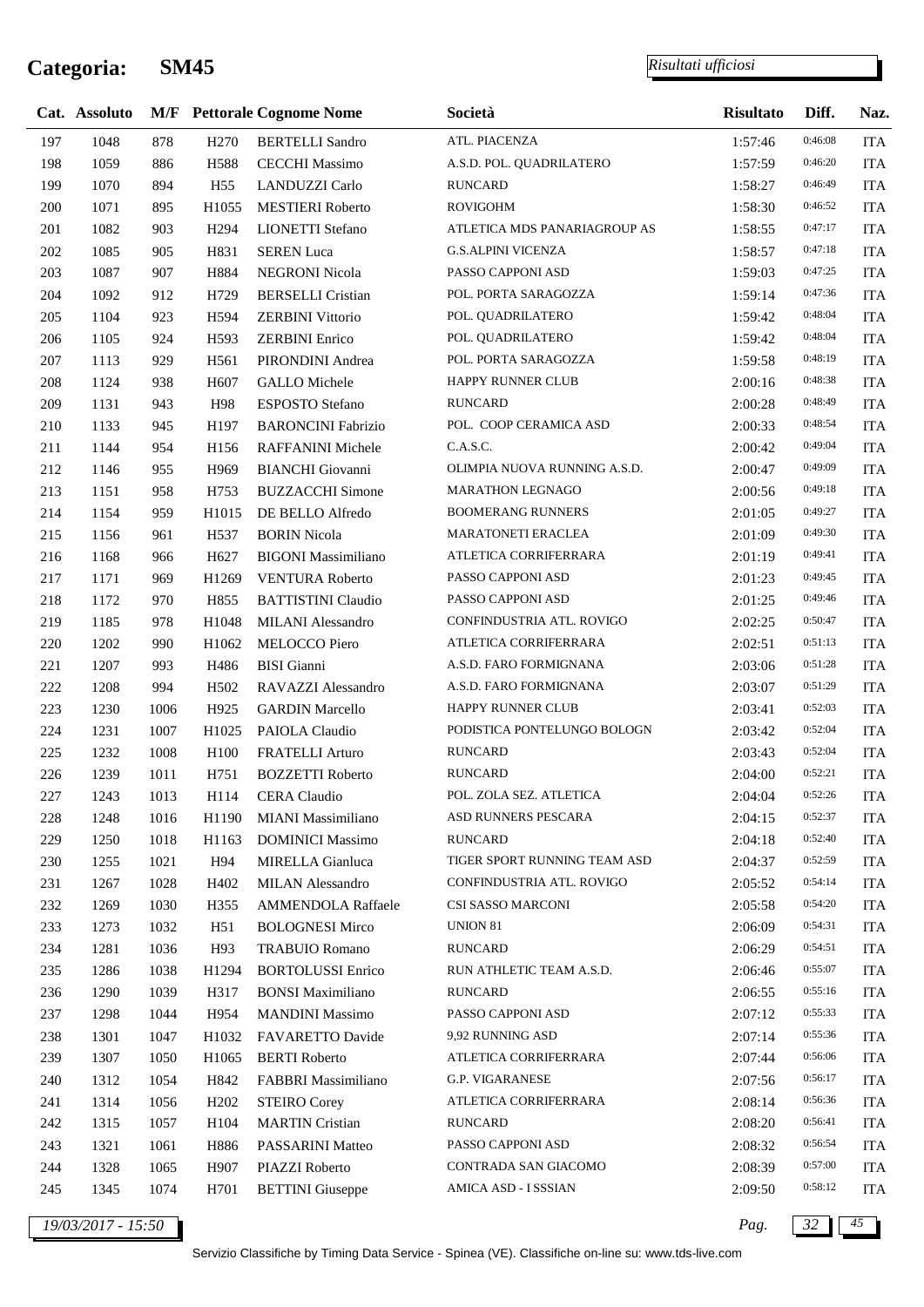# Categoria: SM45

*Risultati ufficiosi*

| Cat. | Assoluto | M/F | Pettorale | Cognome Nome | Società | Risultato | Diff. | Naz. |
|---|---|---|---|---|---|---|---|---|
| 197 | 1048 | 878 | H270 | BERTELLI Sandro | ATL. PIACENZA | 1:57:46 | 0:46:08 | ITA |
| 198 | 1059 | 886 | H588 | CECCHI Massimo | A.S.D. POL. QUADRILATERO | 1:57:59 | 0:46:20 | ITA |
| 199 | 1070 | 894 | H55 | LANDUZZI Carlo | RUNCARD | 1:58:27 | 0:46:49 | ITA |
| 200 | 1071 | 895 | H1055 | MESTIERI Roberto | ROVIGOHM | 1:58:30 | 0:46:52 | ITA |
| 201 | 1082 | 903 | H294 | LIONETTI Stefano | ATLETICA MDS PANARIAGROUP AS | 1:58:55 | 0:47:17 | ITA |
| 202 | 1085 | 905 | H831 | SEREN Luca | G.S.ALPINI VICENZA | 1:58:57 | 0:47:18 | ITA |
| 203 | 1087 | 907 | H884 | NEGRONI Nicola | PASSO CAPPONI ASD | 1:59:03 | 0:47:25 | ITA |
| 204 | 1092 | 912 | H729 | BERSELLI Cristian | POL. PORTA SARAGOZZA | 1:59:14 | 0:47:36 | ITA |
| 205 | 1104 | 923 | H594 | ZERBINI Vittorio | POL. QUADRILATERO | 1:59:42 | 0:48:04 | ITA |
| 206 | 1105 | 924 | H593 | ZERBINI Enrico | POL. QUADRILATERO | 1:59:42 | 0:48:04 | ITA |
| 207 | 1113 | 929 | H561 | PIRONDINI Andrea | POL. PORTA SARAGOZZA | 1:59:58 | 0:48:19 | ITA |
| 208 | 1124 | 938 | H607 | GALLO Michele | HAPPY RUNNER CLUB | 2:00:16 | 0:48:38 | ITA |
| 209 | 1131 | 943 | H98 | ESPOSTO Stefano | RUNCARD | 2:00:28 | 0:48:49 | ITA |
| 210 | 1133 | 945 | H197 | BARONCINI Fabrizio | POL. COOP CERAMICA ASD | 2:00:33 | 0:48:54 | ITA |
| 211 | 1144 | 954 | H156 | RAFFANINI Michele | C.A.S.C. | 2:00:42 | 0:49:04 | ITA |
| 212 | 1146 | 955 | H969 | BIANCHI Giovanni | OLIMPIA NUOVA RUNNING A.S.D. | 2:00:47 | 0:49:09 | ITA |
| 213 | 1151 | 958 | H753 | BUZZACCHI Simone | MARATHON LEGNAGO | 2:00:56 | 0:49:18 | ITA |
| 214 | 1154 | 959 | H1015 | DE BELLO Alfredo | BOOMERANG RUNNERS | 2:01:05 | 0:49:27 | ITA |
| 215 | 1156 | 961 | H537 | BORIN Nicola | MARATONETI ERACLEA | 2:01:09 | 0:49:30 | ITA |
| 216 | 1168 | 966 | H627 | BIGONI Massimiliano | ATLETICA CORRIFERRARA | 2:01:19 | 0:49:41 | ITA |
| 217 | 1171 | 969 | H1269 | VENTURA Roberto | PASSO CAPPONI ASD | 2:01:23 | 0:49:45 | ITA |
| 218 | 1172 | 970 | H855 | BATTISTINI Claudio | PASSO CAPPONI ASD | 2:01:25 | 0:49:46 | ITA |
| 219 | 1185 | 978 | H1048 | MILANI Alessandro | CONFINDUSTRIA ATL. ROVIGO | 2:02:25 | 0:50:47 | ITA |
| 220 | 1202 | 990 | H1062 | MELOCCO Piero | ATLETICA CORRIFERRARA | 2:02:51 | 0:51:13 | ITA |
| 221 | 1207 | 993 | H486 | BISI Gianni | A.S.D. FARO FORMIGNANA | 2:03:06 | 0:51:28 | ITA |
| 222 | 1208 | 994 | H502 | RAVAZZI Alessandro | A.S.D. FARO FORMIGNANA | 2:03:07 | 0:51:29 | ITA |
| 223 | 1230 | 1006 | H925 | GARDIN Marcello | HAPPY RUNNER CLUB | 2:03:41 | 0:52:03 | ITA |
| 224 | 1231 | 1007 | H1025 | PAIOLA Claudio | PODISTICA PONTELUNGO BOLOGN | 2:03:42 | 0:52:04 | ITA |
| 225 | 1232 | 1008 | H100 | FRATELLI Arturo | RUNCARD | 2:03:43 | 0:52:04 | ITA |
| 226 | 1239 | 1011 | H751 | BOZZETTI Roberto | RUNCARD | 2:04:00 | 0:52:21 | ITA |
| 227 | 1243 | 1013 | H114 | CERA Claudio | POL. ZOLA SEZ. ATLETICA | 2:04:04 | 0:52:26 | ITA |
| 228 | 1248 | 1016 | H1190 | MIANI Massimiliano | ASD RUNNERS PESCARA | 2:04:15 | 0:52:37 | ITA |
| 229 | 1250 | 1018 | H1163 | DOMINICI Massimo | RUNCARD | 2:04:18 | 0:52:40 | ITA |
| 230 | 1255 | 1021 | H94 | MIRELLA Gianluca | TIGER SPORT RUNNING TEAM ASD | 2:04:37 | 0:52:59 | ITA |
| 231 | 1267 | 1028 | H402 | MILAN Alessandro | CONFINDUSTRIA ATL. ROVIGO | 2:05:52 | 0:54:14 | ITA |
| 232 | 1269 | 1030 | H355 | AMMENDOLA Raffaele | CSI SASSO MARCONI | 2:05:58 | 0:54:20 | ITA |
| 233 | 1273 | 1032 | H51 | BOLOGNESI Mirco | UNION 81 | 2:06:09 | 0:54:31 | ITA |
| 234 | 1281 | 1036 | H93 | TRABUIO Romano | RUNCARD | 2:06:29 | 0:54:51 | ITA |
| 235 | 1286 | 1038 | H1294 | BORTOLUSSI Enrico | RUN ATHLETIC TEAM A.S.D. | 2:06:46 | 0:55:07 | ITA |
| 236 | 1290 | 1039 | H317 | BONSI Maximiliano | RUNCARD | 2:06:55 | 0:55:16 | ITA |
| 237 | 1298 | 1044 | H954 | MANDINI Massimo | PASSO CAPPONI ASD | 2:07:12 | 0:55:33 | ITA |
| 238 | 1301 | 1047 | H1032 | FAVARETTO Davide | 9,92 RUNNING ASD | 2:07:14 | 0:55:36 | ITA |
| 239 | 1307 | 1050 | H1065 | BERTI Roberto | ATLETICA CORRIFERRARA | 2:07:44 | 0:56:06 | ITA |
| 240 | 1312 | 1054 | H842 | FABBRI Massimiliano | G.P. VIGARANESE | 2:07:56 | 0:56:17 | ITA |
| 241 | 1314 | 1056 | H202 | STEIRO Corey | ATLETICA CORRIFERRARA | 2:08:14 | 0:56:36 | ITA |
| 242 | 1315 | 1057 | H104 | MARTIN Cristian | RUNCARD | 2:08:20 | 0:56:41 | ITA |
| 243 | 1321 | 1061 | H886 | PASSARINI Matteo | PASSO CAPPONI ASD | 2:08:32 | 0:56:54 | ITA |
| 244 | 1328 | 1065 | H907 | PIAZZI Roberto | CONTRADA SAN GIACOMO | 2:08:39 | 0:57:00 | ITA |
| 245 | 1345 | 1074 | H701 | BETTINI Giuseppe | AMICA ASD - I SSSIAN | 2:09:50 | 0:58:12 | ITA |

19/03/2017 - 15:50

Servizio Classifiche by Timing Data Service - Spinea (VE). Classifiche on-line su: www.tds-live.com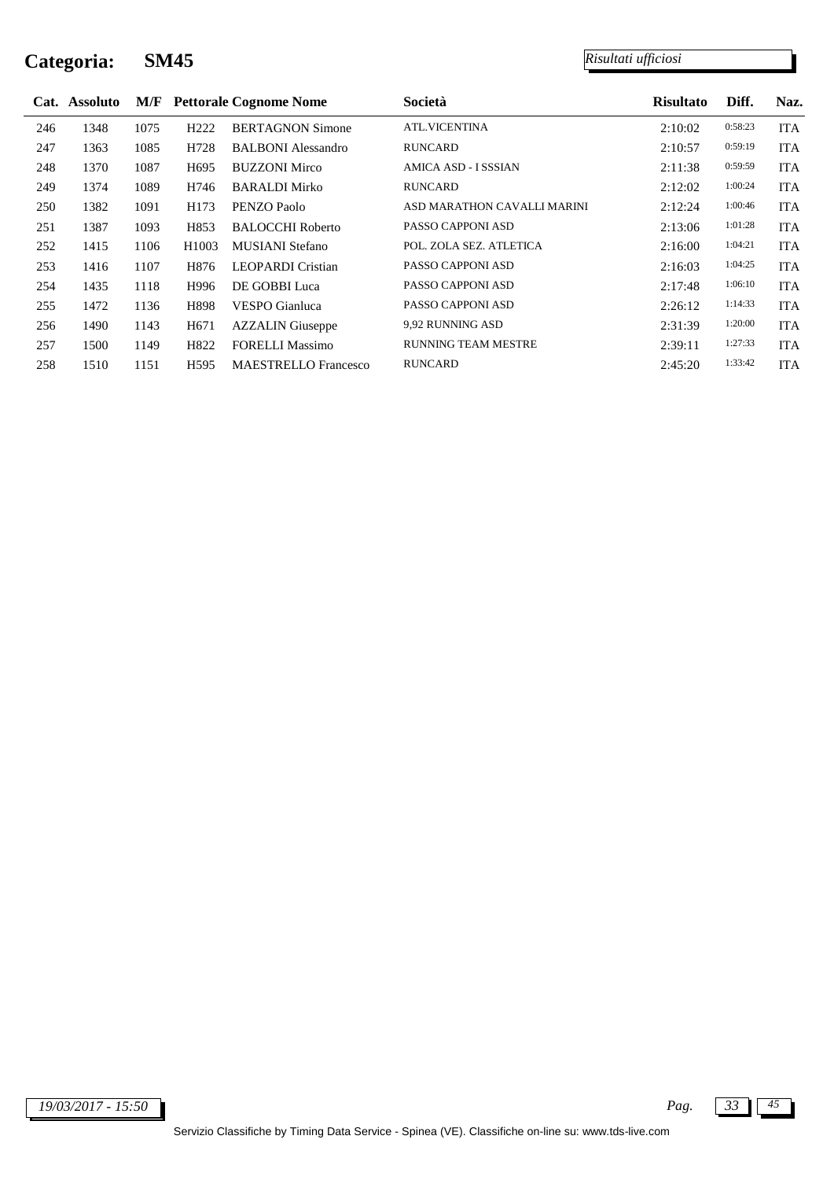# Categoria: SM45

*Risultati ufficiosi*

| Cat. | Assoluto | M/F | Pettorale | Cognome Nome | Società | Risultato | Diff. | Naz. |
|---|---|---|---|---|---|---|---|---|
| 246 | 1348 | 1075 | H222 | BERTAGNON Simone | ATL.VICENTINA | 2:10:02 | 0:58:23 | ITA |
| 247 | 1363 | 1085 | H728 | BALBONI Alessandro | RUNCARD | 2:10:57 | 0:59:19 | ITA |
| 248 | 1370 | 1087 | H695 | BUZZONI Mirco | AMICA ASD - I SSSIAN | 2:11:38 | 0:59:59 | ITA |
| 249 | 1374 | 1089 | H746 | BARALDI Mirko | RUNCARD | 2:12:02 | 1:00:24 | ITA |
| 250 | 1382 | 1091 | H173 | PENZO Paolo | ASD MARATHON CAVALLI MARINI | 2:12:24 | 1:00:46 | ITA |
| 251 | 1387 | 1093 | H853 | BALOCCHI Roberto | PASSO CAPPONI ASD | 2:13:06 | 1:01:28 | ITA |
| 252 | 1415 | 1106 | H1003 | MUSIANI Stefano | POL. ZOLA SEZ. ATLETICA | 2:16:00 | 1:04:21 | ITA |
| 253 | 1416 | 1107 | H876 | LEOPARDI Cristian | PASSO CAPPONI ASD | 2:16:03 | 1:04:25 | ITA |
| 254 | 1435 | 1118 | H996 | DE GOBBI Luca | PASSO CAPPONI ASD | 2:17:48 | 1:06:10 | ITA |
| 255 | 1472 | 1136 | H898 | VESPO Gianluca | PASSO CAPPONI ASD | 2:26:12 | 1:14:33 | ITA |
| 256 | 1490 | 1143 | H671 | AZZALIN Giuseppe | 9,92 RUNNING ASD | 2:31:39 | 1:20:00 | ITA |
| 257 | 1500 | 1149 | H822 | FORELLI Massimo | RUNNING TEAM MESTRE | 2:39:11 | 1:27:33 | ITA |
| 258 | 1510 | 1151 | H595 | MAESTRELLO Francesco | RUNCARD | 2:45:20 | 1:33:42 | ITA |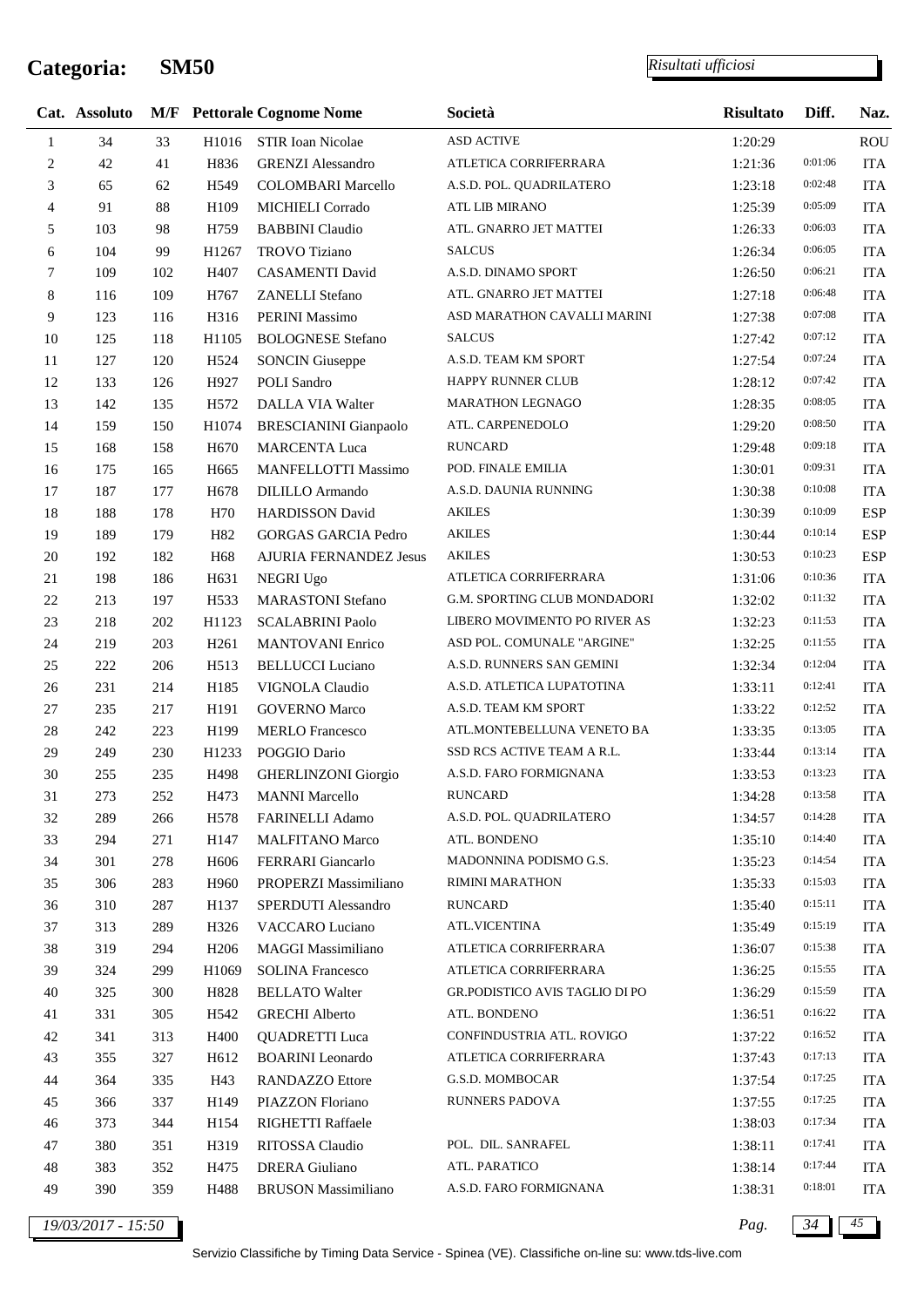# Categoria: SM50

*Risultati ufficiosi*

| Cat. | Assoluto | M/F | Pettorale | Cognome Nome | Società | Risultato | Diff. | Naz. |
|---|---|---|---|---|---|---|---|---|
| 1 | 34 | 33 | H1016 | STIR Ioan Nicolae | ASD ACTIVE | 1:20:29 | | ROU |
| 2 | 42 | 41 | H836 | GRENZI Alessandro | ATLETICA CORRIFERRARA | 1:21:36 | 0:01:06 | ITA |
| 3 | 65 | 62 | H549 | COLOMBARI Marcello | A.S.D. POL. QUADRILATERO | 1:23:18 | 0:02:48 | ITA |
| 4 | 91 | 88 | H109 | MICHIELI Corrado | ATL LIB MIRANO | 1:25:39 | 0:05:09 | ITA |
| 5 | 103 | 98 | H759 | BABBINI Claudio | ATL. GNARRO JET MATTEI | 1:26:33 | 0:06:03 | ITA |
| 6 | 104 | 99 | H1267 | TROVO Tiziano | SALCUS | 1:26:34 | 0:06:05 | ITA |
| 7 | 109 | 102 | H407 | CASAMENTI David | A.S.D. DINAMO SPORT | 1:26:50 | 0:06:21 | ITA |
| 8 | 116 | 109 | H767 | ZANELLI Stefano | ATL. GNARRO JET MATTEI | 1:27:18 | 0:06:48 | ITA |
| 9 | 123 | 116 | H316 | PERINI Massimo | ASD MARATHON CAVALLI MARINI | 1:27:38 | 0:07:08 | ITA |
| 10 | 125 | 118 | H1105 | BOLOGNESE Stefano | SALCUS | 1:27:42 | 0:07:12 | ITA |
| 11 | 127 | 120 | H524 | SONCIN Giuseppe | A.S.D. TEAM KM SPORT | 1:27:54 | 0:07:24 | ITA |
| 12 | 133 | 126 | H927 | POLI Sandro | HAPPY RUNNER CLUB | 1:28:12 | 0:07:42 | ITA |
| 13 | 142 | 135 | H572 | DALLA VIA Walter | MARATHON LEGNAGO | 1:28:35 | 0:08:05 | ITA |
| 14 | 159 | 150 | H1074 | BRESCIANINI Gianpaolo | ATL. CARPENEDOLO | 1:29:20 | 0:08:50 | ITA |
| 15 | 168 | 158 | H670 | MARCENTA Luca | RUNCARD | 1:29:48 | 0:09:18 | ITA |
| 16 | 175 | 165 | H665 | MANFELLOTTI Massimo | POD. FINALE EMILIA | 1:30:01 | 0:09:31 | ITA |
| 17 | 187 | 177 | H678 | DILILLO Armando | A.S.D. DAUNIA RUNNING | 1:30:38 | 0:10:08 | ITA |
| 18 | 188 | 178 | H70 | HARDISSON David | AKILES | 1:30:39 | 0:10:09 | ESP |
| 19 | 189 | 179 | H82 | GORGAS GARCIA Pedro | AKILES | 1:30:44 | 0:10:14 | ESP |
| 20 | 192 | 182 | H68 | AJURIA FERNANDEZ Jesus | AKILES | 1:30:53 | 0:10:23 | ESP |
| 21 | 198 | 186 | H631 | NEGRI Ugo | ATLETICA CORRIFERRARA | 1:31:06 | 0:10:36 | ITA |
| 22 | 213 | 197 | H533 | MARASTONI Stefano | G.M. SPORTING CLUB MONDADORI | 1:32:02 | 0:11:32 | ITA |
| 23 | 218 | 202 | H1123 | SCALABRINI Paolo | LIBERO MOVIMENTO PO RIVER AS | 1:32:23 | 0:11:53 | ITA |
| 24 | 219 | 203 | H261 | MANTOVANI Enrico | ASD POL. COMUNALE "ARGINE" | 1:32:25 | 0:11:55 | ITA |
| 25 | 222 | 206 | H513 | BELLUCCI Luciano | A.S.D. RUNNERS SAN GEMINI | 1:32:34 | 0:12:04 | ITA |
| 26 | 231 | 214 | H185 | VIGNOLA Claudio | A.S.D. ATLETICA LUPATOTINA | 1:33:11 | 0:12:41 | ITA |
| 27 | 235 | 217 | H191 | GOVERNO Marco | A.S.D. TEAM KM SPORT | 1:33:22 | 0:12:52 | ITA |
| 28 | 242 | 223 | H199 | MERLO Francesco | ATL.MONTEBELLUNA VENETO BA | 1:33:35 | 0:13:05 | ITA |
| 29 | 249 | 230 | H1233 | POGGIO Dario | SSD RCS ACTIVE TEAM A R.L. | 1:33:44 | 0:13:14 | ITA |
| 30 | 255 | 235 | H498 | GHERLINZONI Giorgio | A.S.D. FARO FORMIGNANA | 1:33:53 | 0:13:23 | ITA |
| 31 | 273 | 252 | H473 | MANNI Marcello | RUNCARD | 1:34:28 | 0:13:58 | ITA |
| 32 | 289 | 266 | H578 | FARINELLI Adamo | A.S.D. POL. QUADRILATERO | 1:34:57 | 0:14:28 | ITA |
| 33 | 294 | 271 | H147 | MALFITANO Marco | ATL. BONDENO | 1:35:10 | 0:14:40 | ITA |
| 34 | 301 | 278 | H606 | FERRARI Giancarlo | MADONNINA PODISMO G.S. | 1:35:23 | 0:14:54 | ITA |
| 35 | 306 | 283 | H960 | PROPERZI Massimiliano | RIMINI MARATHON | 1:35:33 | 0:15:03 | ITA |
| 36 | 310 | 287 | H137 | SPERDUTI Alessandro | RUNCARD | 1:35:40 | 0:15:11 | ITA |
| 37 | 313 | 289 | H326 | VACCARO Luciano | ATL.VICENTINA | 1:35:49 | 0:15:19 | ITA |
| 38 | 319 | 294 | H206 | MAGGI Massimiliano | ATLETICA CORRIFERRARA | 1:36:07 | 0:15:38 | ITA |
| 39 | 324 | 299 | H1069 | SOLINA Francesco | ATLETICA CORRIFERRARA | 1:36:25 | 0:15:55 | ITA |
| 40 | 325 | 300 | H828 | BELLATO Walter | GR.PODISTICO AVIS TAGLIO DI PO | 1:36:29 | 0:15:59 | ITA |
| 41 | 331 | 305 | H542 | GRECHI Alberto | ATL. BONDENO | 1:36:51 | 0:16:22 | ITA |
| 42 | 341 | 313 | H400 | QUADRETTI Luca | CONFINDUSTRIA ATL. ROVIGO | 1:37:22 | 0:16:52 | ITA |
| 43 | 355 | 327 | H612 | BOARINI Leonardo | ATLETICA CORRIFERRARA | 1:37:43 | 0:17:13 | ITA |
| 44 | 364 | 335 | H43 | RANDAZZO Ettore | G.S.D. MOMBOCAR | 1:37:54 | 0:17:25 | ITA |
| 45 | 366 | 337 | H149 | PIAZZON Floriano | RUNNERS PADOVA | 1:37:55 | 0:17:25 | ITA |
| 46 | 373 | 344 | H154 | RIGHETTI Raffaele | | 1:38:03 | 0:17:34 | ITA |
| 47 | 380 | 351 | H319 | RITOSSA Claudio | POL. DIL. SANRAFEL | 1:38:11 | 0:17:41 | ITA |
| 48 | 383 | 352 | H475 | DRERA Giuliano | ATL. PARATICO | 1:38:14 | 0:17:44 | ITA |
| 49 | 390 | 359 | H488 | BRUSON Massimiliano | A.S.D. FARO FORMIGNANA | 1:38:31 | 0:18:01 | ITA |

*19/03/2017 - 15:50*

Servizio Classifiche by Timing Data Service - Spinea (VE). Classifiche on-line su: www.tds-live.com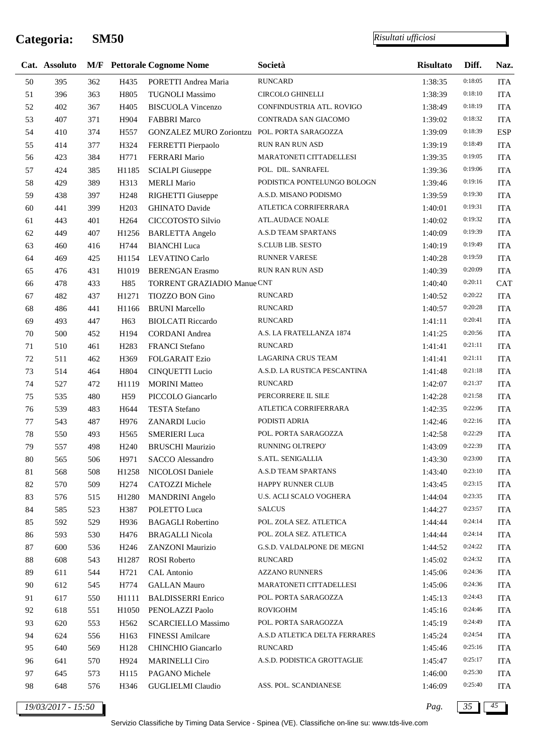# Categoria: SM50

*Risultati ufficiosi*

| Cat. | Assoluto | M/F | Pettorale | Cognome Nome | Società | Risultato | Diff. | Naz. |
|---|---|---|---|---|---|---|---|---|
| 50 | 395 | 362 | H435 | PORETTI Andrea Maria | RUNCARD | 1:38:35 | 0:18:05 | ITA |
| 51 | 396 | 363 | H805 | TUGNOLI Massimo | CIRCOLO GHINELLI | 1:38:39 | 0:18:10 | ITA |
| 52 | 402 | 367 | H405 | BISCUOLA Vincenzo | CONFINDUSTRIA ATL. ROVIGO | 1:38:49 | 0:18:19 | ITA |
| 53 | 407 | 371 | H904 | FABBRI Marco | CONTRADA SAN GIACOMO | 1:39:02 | 0:18:32 | ITA |
| 54 | 410 | 374 | H557 | GONZALEZ MURO Zoriontzu | POL. PORTA SARAGOZZA | 1:39:09 | 0:18:39 | ESP |
| 55 | 414 | 377 | H324 | FERRETTI Pierpaolo | RUN RAN RUN ASD | 1:39:19 | 0:18:49 | ITA |
| 56 | 423 | 384 | H771 | FERRARI Mario | MARATONETI CITTADELLESI | 1:39:35 | 0:19:05 | ITA |
| 57 | 424 | 385 | H1185 | SCIALPI Giuseppe | POL. DIL. SANRAFEL | 1:39:36 | 0:19:06 | ITA |
| 58 | 429 | 389 | H313 | MERLI Mario | PODISTICA PONTELUNGO BOLOGN | 1:39:46 | 0:19:16 | ITA |
| 59 | 438 | 397 | H248 | RIGHETTI Giuseppe | A.S.D. MISANO PODISMO | 1:39:59 | 0:19:30 | ITA |
| 60 | 441 | 399 | H203 | GHINATO Davide | ATLETICA CORRIFERRARA | 1:40:01 | 0:19:31 | ITA |
| 61 | 443 | 401 | H264 | CICCOTOSTO Silvio | ATL.AUDACE NOALE | 1:40:02 | 0:19:32 | ITA |
| 62 | 449 | 407 | H1256 | BARLETTA Angelo | A.S.D TEAM SPARTANS | 1:40:09 | 0:19:39 | ITA |
| 63 | 460 | 416 | H744 | BIANCHI Luca | S.CLUB LIB. SESTO | 1:40:19 | 0:19:49 | ITA |
| 64 | 469 | 425 | H1154 | LEVATINO Carlo | RUNNER VARESE | 1:40:28 | 0:19:59 | ITA |
| 65 | 476 | 431 | H1019 | BERENGAN Erasmo | RUN RAN RUN ASD | 1:40:39 | 0:20:09 | ITA |
| 66 | 478 | 433 | H85 | TORRENT GRAZIADIO Manue | CNT | 1:40:40 | 0:20:11 | CAT |
| 67 | 482 | 437 | H1271 | TIOZZO BON Gino | RUNCARD | 1:40:52 | 0:20:22 | ITA |
| 68 | 486 | 441 | H1166 | BRUNI Marcello | RUNCARD | 1:40:57 | 0:20:28 | ITA |
| 69 | 493 | 447 | H63 | BIOLCATI Riccardo | RUNCARD | 1:41:11 | 0:20:41 | ITA |
| 70 | 500 | 452 | H194 | CORDANI Andrea | A.S. LA FRATELLANZA 1874 | 1:41:25 | 0:20:56 | ITA |
| 71 | 510 | 461 | H283 | FRANCI Stefano | RUNCARD | 1:41:41 | 0:21:11 | ITA |
| 72 | 511 | 462 | H369 | FOLGARAIT Ezio | LAGARINA CRUS TEAM | 1:41:41 | 0:21:11 | ITA |
| 73 | 514 | 464 | H804 | CINQUETTI Lucio | A.S.D. LA RUSTICA PESCANTINA | 1:41:48 | 0:21:18 | ITA |
| 74 | 527 | 472 | H1119 | MORINI Matteo | RUNCARD | 1:42:07 | 0:21:37 | ITA |
| 75 | 535 | 480 | H59 | PICCOLO Giancarlo | PERCORRERE IL SILE | 1:42:28 | 0:21:58 | ITA |
| 76 | 539 | 483 | H644 | TESTA Stefano | ATLETICA CORRIFERRARA | 1:42:35 | 0:22:06 | ITA |
| 77 | 543 | 487 | H976 | ZANARDI Lucio | PODISTI ADRIA | 1:42:46 | 0:22:16 | ITA |
| 78 | 550 | 493 | H565 | SMERIERI Luca | POL. PORTA SARAGOZZA | 1:42:58 | 0:22:29 | ITA |
| 79 | 557 | 498 | H240 | BRUSCHI Maurizio | RUNNING OLTREPO' | 1:43:09 | 0:22:39 | ITA |
| 80 | 565 | 506 | H971 | SACCO Alessandro | S.ATL. SENIGALLIA | 1:43:30 | 0:23:00 | ITA |
| 81 | 568 | 508 | H1258 | NICOLOSI Daniele | A.S.D TEAM SPARTANS | 1:43:40 | 0:23:10 | ITA |
| 82 | 570 | 509 | H274 | CATOZZI Michele | HAPPY RUNNER CLUB | 1:43:45 | 0:23:15 | ITA |
| 83 | 576 | 515 | H1280 | MANDRINI Angelo | U.S. ACLI SCALO VOGHERA | 1:44:04 | 0:23:35 | ITA |
| 84 | 585 | 523 | H387 | POLETTO Luca | SALCUS | 1:44:27 | 0:23:57 | ITA |
| 85 | 592 | 529 | H936 | BAGAGLI Robertino | POL. ZOLA SEZ. ATLETICA | 1:44:44 | 0:24:14 | ITA |
| 86 | 593 | 530 | H476 | BRAGALLI Nicola | POL. ZOLA SEZ. ATLETICA | 1:44:44 | 0:24:14 | ITA |
| 87 | 600 | 536 | H246 | ZANZONI Maurizio | G.S.D. VALDALPONE DE MEGNI | 1:44:52 | 0:24:22 | ITA |
| 88 | 608 | 543 | H1287 | ROSI Roberto | RUNCARD | 1:45:02 | 0:24:32 | ITA |
| 89 | 611 | 544 | H721 | CAL Antonio | AZZANO RUNNERS | 1:45:06 | 0:24:36 | ITA |
| 90 | 612 | 545 | H774 | GALLAN Mauro | MARATONETI CITTADELLESI | 1:45:06 | 0:24:36 | ITA |
| 91 | 617 | 550 | H1111 | BALDISSERRI Enrico | POL. PORTA SARAGOZZA | 1:45:13 | 0:24:43 | ITA |
| 92 | 618 | 551 | H1050 | PENOLAZZI Paolo | ROVIGOHM | 1:45:16 | 0:24:46 | ITA |
| 93 | 620 | 553 | H562 | SCARCIELLO Massimo | POL. PORTA SARAGOZZA | 1:45:19 | 0:24:49 | ITA |
| 94 | 624 | 556 | H163 | FINESSI Amilcare | A.S.D ATLETICA DELTA FERRARES | 1:45:24 | 0:24:54 | ITA |
| 95 | 640 | 569 | H128 | CHINCHIO Giancarlo | RUNCARD | 1:45:46 | 0:25:16 | ITA |
| 96 | 641 | 570 | H924 | MARINELLI Ciro | A.S.D. PODISTICA GROTTAGLIE | 1:45:47 | 0:25:17 | ITA |
| 97 | 645 | 573 | H115 | PAGANO Michele | | 1:46:00 | 0:25:30 | ITA |
| 98 | 648 | 576 | H346 | GUGLIELMI Claudio | ASS. POL. SCANDIANESE | 1:46:09 | 0:25:40 | ITA |

19/03/2017 - 15:50

Servizio Classifiche by Timing Data Service - Spinea (VE). Classifiche on-line su: www.tds-live.com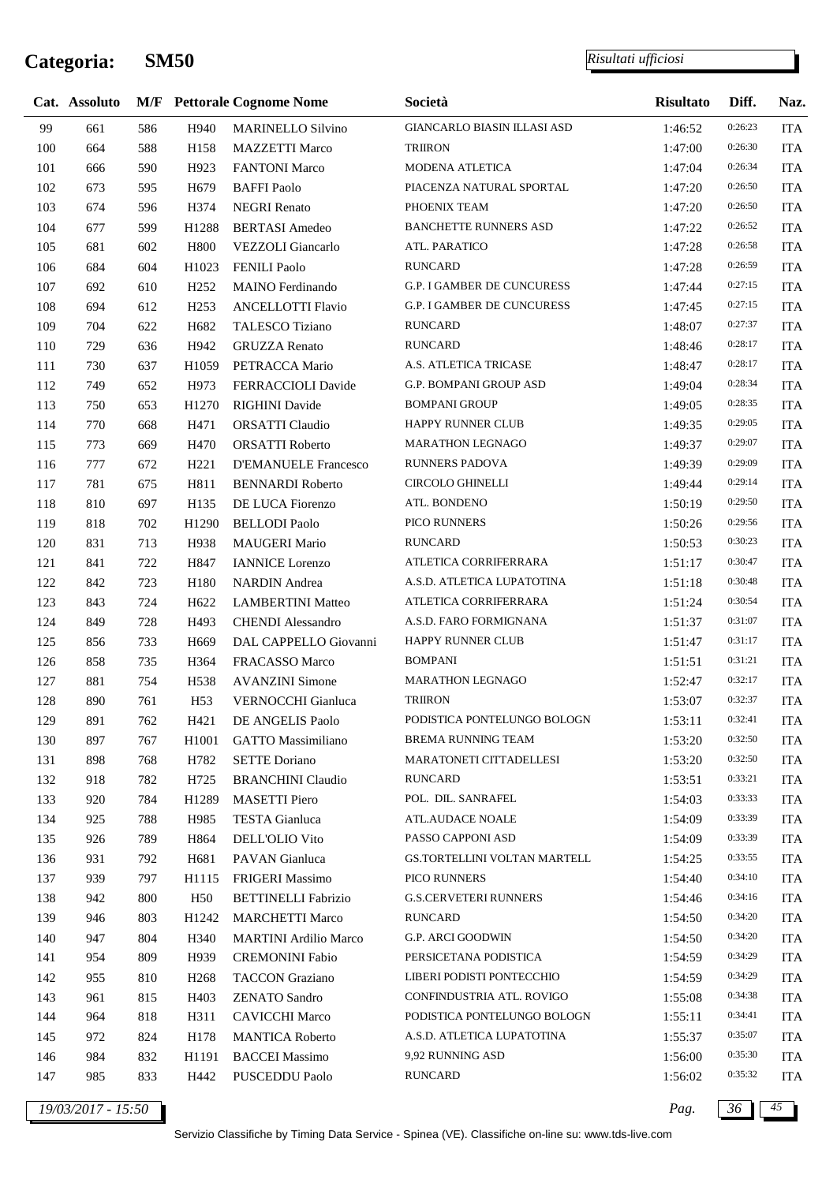# Categoria: SM50

*Risultati ufficiosi*

| Cat. | Assoluto | M/F | Pettorale | Cognome Nome | Società | Risultato | Diff. | Naz. |
|---|---|---|---|---|---|---|---|---|
| 99 | 661 | 586 | H940 | MARINELLO Silvino | GIANCARLO BIASIN ILLASI ASD | 1:46:52 | 0:26:23 | ITA |
| 100 | 664 | 588 | H158 | MAZZETTI Marco | TRIIRON | 1:47:00 | 0:26:30 | ITA |
| 101 | 666 | 590 | H923 | FANTONI Marco | MODENA ATLETICA | 1:47:04 | 0:26:34 | ITA |
| 102 | 673 | 595 | H679 | BAFFI Paolo | PIACENZA NATURAL SPORTAL | 1:47:20 | 0:26:50 | ITA |
| 103 | 674 | 596 | H374 | NEGRI Renato | PHOENIX TEAM | 1:47:20 | 0:26:50 | ITA |
| 104 | 677 | 599 | H1288 | BERTASI Amedeo | BANCHETTE RUNNERS ASD | 1:47:22 | 0:26:52 | ITA |
| 105 | 681 | 602 | H800 | VEZZOLI Giancarlo | ATL. PARATICO | 1:47:28 | 0:26:58 | ITA |
| 106 | 684 | 604 | H1023 | FENILI Paolo | RUNCARD | 1:47:28 | 0:26:59 | ITA |
| 107 | 692 | 610 | H252 | MAINO Ferdinando | G.P. I GAMBER DE CUNCURESS | 1:47:44 | 0:27:15 | ITA |
| 108 | 694 | 612 | H253 | ANCELLOTTI Flavio | G.P. I GAMBER DE CUNCURESS | 1:47:45 | 0:27:15 | ITA |
| 109 | 704 | 622 | H682 | TALESCO Tiziano | RUNCARD | 1:48:07 | 0:27:37 | ITA |
| 110 | 729 | 636 | H942 | GRUZZA Renato | RUNCARD | 1:48:46 | 0:28:17 | ITA |
| 111 | 730 | 637 | H1059 | PETRACCA Mario | A.S. ATLETICA TRICASE | 1:48:47 | 0:28:17 | ITA |
| 112 | 749 | 652 | H973 | FERRACCIOLI Davide | G.P. BOMPANI GROUP ASD | 1:49:04 | 0:28:34 | ITA |
| 113 | 750 | 653 | H1270 | RIGHINI Davide | BOMPANI GROUP | 1:49:05 | 0:28:35 | ITA |
| 114 | 770 | 668 | H471 | ORSATTI Claudio | HAPPY RUNNER CLUB | 1:49:35 | 0:29:05 | ITA |
| 115 | 773 | 669 | H470 | ORSATTI Roberto | MARATHON LEGNAGO | 1:49:37 | 0:29:07 | ITA |
| 116 | 777 | 672 | H221 | D'EMANUELE Francesco | RUNNERS PADOVA | 1:49:39 | 0:29:09 | ITA |
| 117 | 781 | 675 | H811 | BENNARDI Roberto | CIRCOLO GHINELLI | 1:49:44 | 0:29:14 | ITA |
| 118 | 810 | 697 | H135 | DE LUCA Fiorenzo | ATL. BONDENO | 1:50:19 | 0:29:50 | ITA |
| 119 | 818 | 702 | H1290 | BELLODI Paolo | PICO RUNNERS | 1:50:26 | 0:29:56 | ITA |
| 120 | 831 | 713 | H938 | MAUGERI Mario | RUNCARD | 1:50:53 | 0:30:23 | ITA |
| 121 | 841 | 722 | H847 | IANNICE Lorenzo | ATLETICA CORRIFERRARA | 1:51:17 | 0:30:47 | ITA |
| 122 | 842 | 723 | H180 | NARDIN Andrea | A.S.D. ATLETICA LUPATOTINA | 1:51:18 | 0:30:48 | ITA |
| 123 | 843 | 724 | H622 | LAMBERTINI Matteo | ATLETICA CORRIFERRARA | 1:51:24 | 0:30:54 | ITA |
| 124 | 849 | 728 | H493 | CHENDI Alessandro | A.S.D. FARO FORMIGNANA | 1:51:37 | 0:31:07 | ITA |
| 125 | 856 | 733 | H669 | DAL CAPPELLO Giovanni | HAPPY RUNNER CLUB | 1:51:47 | 0:31:17 | ITA |
| 126 | 858 | 735 | H364 | FRACASSO Marco | BOMPANI | 1:51:51 | 0:31:21 | ITA |
| 127 | 881 | 754 | H538 | AVANZINI Simone | MARATHON LEGNAGO | 1:52:47 | 0:32:17 | ITA |
| 128 | 890 | 761 | H53 | VERNOCCHI Gianluca | TRIIRON | 1:53:07 | 0:32:37 | ITA |
| 129 | 891 | 762 | H421 | DE ANGELIS Paolo | PODISTICA PONTELUNGO BOLOGN | 1:53:11 | 0:32:41 | ITA |
| 130 | 897 | 767 | H1001 | GATTO Massimiliano | BREMA RUNNING TEAM | 1:53:20 | 0:32:50 | ITA |
| 131 | 898 | 768 | H782 | SETTE Doriano | MARATONETI CITTADELLESI | 1:53:20 | 0:32:50 | ITA |
| 132 | 918 | 782 | H725 | BRANCHINI Claudio | RUNCARD | 1:53:51 | 0:33:21 | ITA |
| 133 | 920 | 784 | H1289 | MASETTI Piero | POL. DIL. SANRAFEL | 1:54:03 | 0:33:33 | ITA |
| 134 | 925 | 788 | H985 | TESTA Gianluca | ATL.AUDACE NOALE | 1:54:09 | 0:33:39 | ITA |
| 135 | 926 | 789 | H864 | DELL'OLIO Vito | PASSO CAPPONI ASD | 1:54:09 | 0:33:39 | ITA |
| 136 | 931 | 792 | H681 | PAVAN Gianluca | GS.TORTELLINI VOLTAN MARTELL | 1:54:25 | 0:33:55 | ITA |
| 137 | 939 | 797 | H1115 | FRIGERI Massimo | PICO RUNNERS | 1:54:40 | 0:34:10 | ITA |
| 138 | 942 | 800 | H50 | BETTINELLI Fabrizio | G.S.CERVETERI RUNNERS | 1:54:46 | 0:34:16 | ITA |
| 139 | 946 | 803 | H1242 | MARCHETTI Marco | RUNCARD | 1:54:50 | 0:34:20 | ITA |
| 140 | 947 | 804 | H340 | MARTINI Ardilio Marco | G.P. ARCI GOODWIN | 1:54:50 | 0:34:20 | ITA |
| 141 | 954 | 809 | H939 | CREMONINI Fabio | PERSICETANA PODISTICA | 1:54:59 | 0:34:29 | ITA |
| 142 | 955 | 810 | H268 | TACCON Graziano | LIBERI PODISTI PONTECCHIO | 1:54:59 | 0:34:29 | ITA |
| 143 | 961 | 815 | H403 | ZENATO Sandro | CONFINDUSTRIA ATL. ROVIGO | 1:55:08 | 0:34:38 | ITA |
| 144 | 964 | 818 | H311 | CAVICCHI Marco | PODISTICA PONTELUNGO BOLOGN | 1:55:11 | 0:34:41 | ITA |
| 145 | 972 | 824 | H178 | MANTICA Roberto | A.S.D. ATLETICA LUPATOTINA | 1:55:37 | 0:35:07 | ITA |
| 146 | 984 | 832 | H1191 | BACCEI Massimo | 9,92 RUNNING ASD | 1:56:00 | 0:35:30 | ITA |
| 147 | 985 | 833 | H442 | PUSCEDDU Paolo | RUNCARD | 1:56:02 | 0:35:32 | ITA |

*19/03/2017 - 15:50*

Servizio Classifiche by Timing Data Service - Spinea (VE). Classifiche on-line su: www.tds-live.com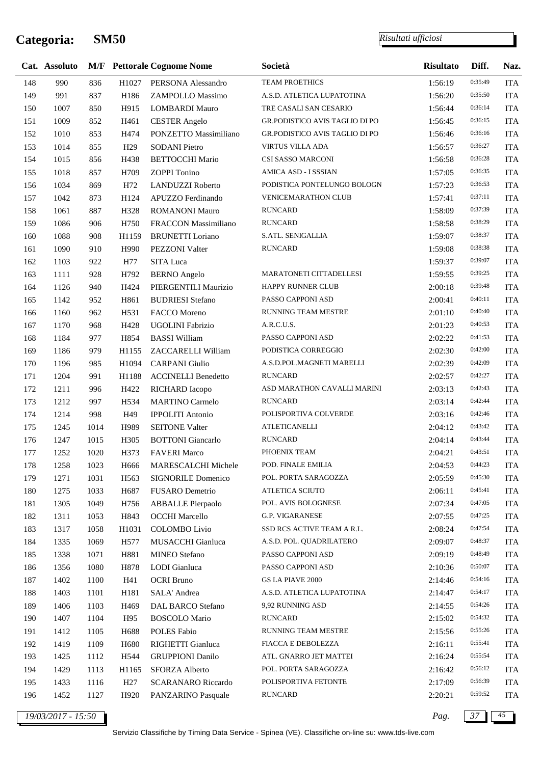# Categoria: SM50

*Risultati ufficiosi*

| Cat. | Assoluto | M/F | Pettorale | Cognome Nome | Società | Risultato | Diff. | Naz. |
|---|---|---|---|---|---|---|---|---|
| 148 | 990 | 836 | H1027 | PERSONA Alessandro | TEAM PROETHICS | 1:56:19 | 0:35:49 | ITA |
| 149 | 991 | 837 | H186 | ZAMPOLLO Massimo | A.S.D. ATLETICA LUPATOTINA | 1:56:20 | 0:35:50 | ITA |
| 150 | 1007 | 850 | H915 | LOMBARDI Mauro | TRE CASALI SAN CESARIO | 1:56:44 | 0:36:14 | ITA |
| 151 | 1009 | 852 | H461 | CESTER Angelo | GR.PODISTICO AVIS TAGLIO DI PO | 1:56:45 | 0:36:15 | ITA |
| 152 | 1010 | 853 | H474 | PONZETTO Massimiliano | GR.PODISTICO AVIS TAGLIO DI PO | 1:56:46 | 0:36:16 | ITA |
| 153 | 1014 | 855 | H29 | SODANI Pietro | VIRTUS VILLA ADA | 1:56:57 | 0:36:27 | ITA |
| 154 | 1015 | 856 | H438 | BETTOCCHI Mario | CSI SASSO MARCONI | 1:56:58 | 0:36:28 | ITA |
| 155 | 1018 | 857 | H709 | ZOPPI Tonino | AMICA ASD - I SSSIAN | 1:57:05 | 0:36:35 | ITA |
| 156 | 1034 | 869 | H72 | LANDUZZI Roberto | PODISTICA PONTELUNGO BOLOGN | 1:57:23 | 0:36:53 | ITA |
| 157 | 1042 | 873 | H124 | APUZZO Ferdinando | VENICEMARATHON CLUB | 1:57:41 | 0:37:11 | ITA |
| 158 | 1061 | 887 | H328 | ROMANONI Mauro | RUNCARD | 1:58:09 | 0:37:39 | ITA |
| 159 | 1086 | 906 | H750 | FRACCON Massimiliano | RUNCARD | 1:58:58 | 0:38:29 | ITA |
| 160 | 1088 | 908 | H1159 | BRUNETTI Loriano | S.ATL. SENIGALLIA | 1:59:07 | 0:38:37 | ITA |
| 161 | 1090 | 910 | H990 | PEZZONI Valter | RUNCARD | 1:59:08 | 0:38:38 | ITA |
| 162 | 1103 | 922 | H77 | SITA Luca | | 1:59:37 | 0:39:07 | ITA |
| 163 | 1111 | 928 | H792 | BERNO Angelo | MARATONETI CITTADELLESI | 1:59:55 | 0:39:25 | ITA |
| 164 | 1126 | 940 | H424 | PIERGENTILI Maurizio | HAPPY RUNNER CLUB | 2:00:18 | 0:39:48 | ITA |
| 165 | 1142 | 952 | H861 | BUDRIESI Stefano | PASSO CAPPONI ASD | 2:00:41 | 0:40:11 | ITA |
| 166 | 1160 | 962 | H531 | FACCO Moreno | RUNNING TEAM MESTRE | 2:01:10 | 0:40:40 | ITA |
| 167 | 1170 | 968 | H428 | UGOLINI Fabrizio | A.R.C.U.S. | 2:01:23 | 0:40:53 | ITA |
| 168 | 1184 | 977 | H854 | BASSI William | PASSO CAPPONI ASD | 2:02:22 | 0:41:53 | ITA |
| 169 | 1186 | 979 | H1155 | ZACCARELLI William | PODISTICA CORREGGIO | 2:02:30 | 0:42:00 | ITA |
| 170 | 1196 | 985 | H1094 | CARPANI Giulio | A.S.D.POL.MAGNETI MARELLI | 2:02:39 | 0:42:09 | ITA |
| 171 | 1204 | 991 | H1188 | ACCINELLI Benedetto | RUNCARD | 2:02:57 | 0:42:27 | ITA |
| 172 | 1211 | 996 | H422 | RICHARD Iacopo | ASD MARATHON CAVALLI MARINI | 2:03:13 | 0:42:43 | ITA |
| 173 | 1212 | 997 | H534 | MARTINO Carmelo | RUNCARD | 2:03:14 | 0:42:44 | ITA |
| 174 | 1214 | 998 | H49 | IPPOLITI Antonio | POLISPORTIVA COLVERDE | 2:03:16 | 0:42:46 | ITA |
| 175 | 1245 | 1014 | H989 | SEITONE Valter | ATLETICANELLI | 2:04:12 | 0:43:42 | ITA |
| 176 | 1247 | 1015 | H305 | BOTTONI Giancarlo | RUNCARD | 2:04:14 | 0:43:44 | ITA |
| 177 | 1252 | 1020 | H373 | FAVERI Marco | PHOENIX TEAM | 2:04:21 | 0:43:51 | ITA |
| 178 | 1258 | 1023 | H666 | MARESCALCHI Michele | POD. FINALE EMILIA | 2:04:53 | 0:44:23 | ITA |
| 179 | 1271 | 1031 | H563 | SIGNORILE Domenico | POL. PORTA SARAGOZZA | 2:05:59 | 0:45:30 | ITA |
| 180 | 1275 | 1033 | H687 | FUSARO Demetrio | ATLETICA SCIUTO | 2:06:11 | 0:45:41 | ITA |
| 181 | 1305 | 1049 | H756 | ABBALLE Pierpaolo | POL. AVIS BOLOGNESE | 2:07:34 | 0:47:05 | ITA |
| 182 | 1311 | 1053 | H843 | OCCHI Marcello | G.P. VIGARANESE | 2:07:55 | 0:47:25 | ITA |
| 183 | 1317 | 1058 | H1031 | COLOMBO Livio | SSD RCS ACTIVE TEAM A R.L. | 2:08:24 | 0:47:54 | ITA |
| 184 | 1335 | 1069 | H577 | MUSACCHI Gianluca | A.S.D. POL. QUADRILATERO | 2:09:07 | 0:48:37 | ITA |
| 185 | 1338 | 1071 | H881 | MINEO Stefano | PASSO CAPPONI ASD | 2:09:19 | 0:48:49 | ITA |
| 186 | 1356 | 1080 | H878 | LODI Gianluca | PASSO CAPPONI ASD | 2:10:36 | 0:50:07 | ITA |
| 187 | 1402 | 1100 | H41 | OCRI Bruno | GS LA PIAVE 2000 | 2:14:46 | 0:54:16 | ITA |
| 188 | 1403 | 1101 | H181 | SALA' Andrea | A.S.D. ATLETICA LUPATOTINA | 2:14:47 | 0:54:17 | ITA |
| 189 | 1406 | 1103 | H469 | DAL BARCO Stefano | 9,92 RUNNING ASD | 2:14:55 | 0:54:26 | ITA |
| 190 | 1407 | 1104 | H95 | BOSCOLO Mario | RUNCARD | 2:15:02 | 0:54:32 | ITA |
| 191 | 1412 | 1105 | H688 | POLES Fabio | RUNNING TEAM MESTRE | 2:15:56 | 0:55:26 | ITA |
| 192 | 1419 | 1109 | H680 | RIGHETTI Gianluca | FIACCA E DEBOLEZZA | 2:16:11 | 0:55:41 | ITA |
| 193 | 1425 | 1112 | H544 | GRUPPIONI Danilo | ATL. GNARRO JET MATTEI | 2:16:24 | 0:55:54 | ITA |
| 194 | 1429 | 1113 | H1165 | SFORZA Alberto | POL. PORTA SARAGOZZA | 2:16:42 | 0:56:12 | ITA |
| 195 | 1433 | 1116 | H27 | SCARANARO Riccardo | POLISPORTIVA FETONTE | 2:17:09 | 0:56:39 | ITA |
| 196 | 1452 | 1127 | H920 | PANZARINO Pasquale | RUNCARD | 2:20:21 | 0:59:52 | ITA |

*19/03/2017 - 15:50*

Servizio Classifiche by Timing Data Service - Spinea (VE). Classifiche on-line su: www.tds-live.com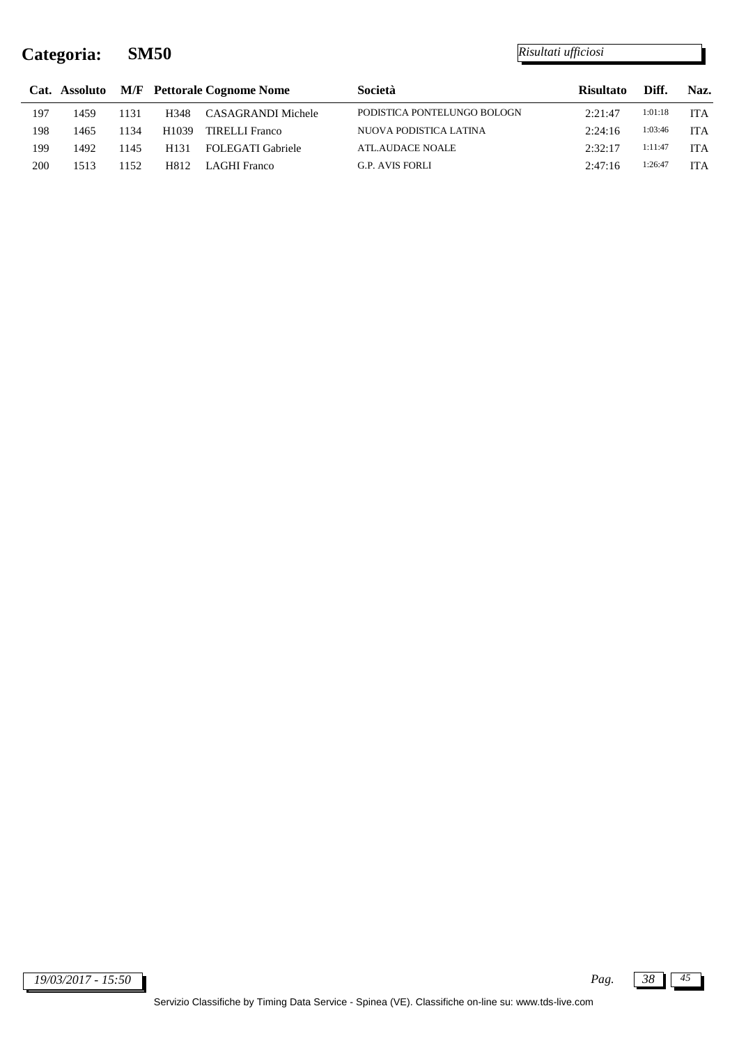# Categoria: SM50

*Risultati ufficiosi*

| Cat. | Assoluto | M/F | Pettorale | Cognome Nome | Società | Risultato | Diff. | Naz. |
|---|---|---|---|---|---|---|---|---|
| 197 | 1459 | 1131 | H348 | CASAGRANDI Michele | PODISTICA PONTELUNGO BOLOGN | 2:21:47 | 1:01:18 | ITA |
| 198 | 1465 | 1134 | H1039 | TIRELLI Franco | NUOVA PODISTICA LATINA | 2:24:16 | 1:03:46 | ITA |
| 199 | 1492 | 1145 | H131 | FOLEGATI Gabriele | ATL.AUDACE NOALE | 2:32:17 | 1:11:47 | ITA |
| 200 | 1513 | 1152 | H812 | LAGHI Franco | G.P. AVIS FORLI | 2:47:16 | 1:26:47 | ITA |

*19/03/2017 - 15:50*

Servizio Classifiche by Timing Data Service - Spinea (VE). Classifiche on-line su: www.tds-live.com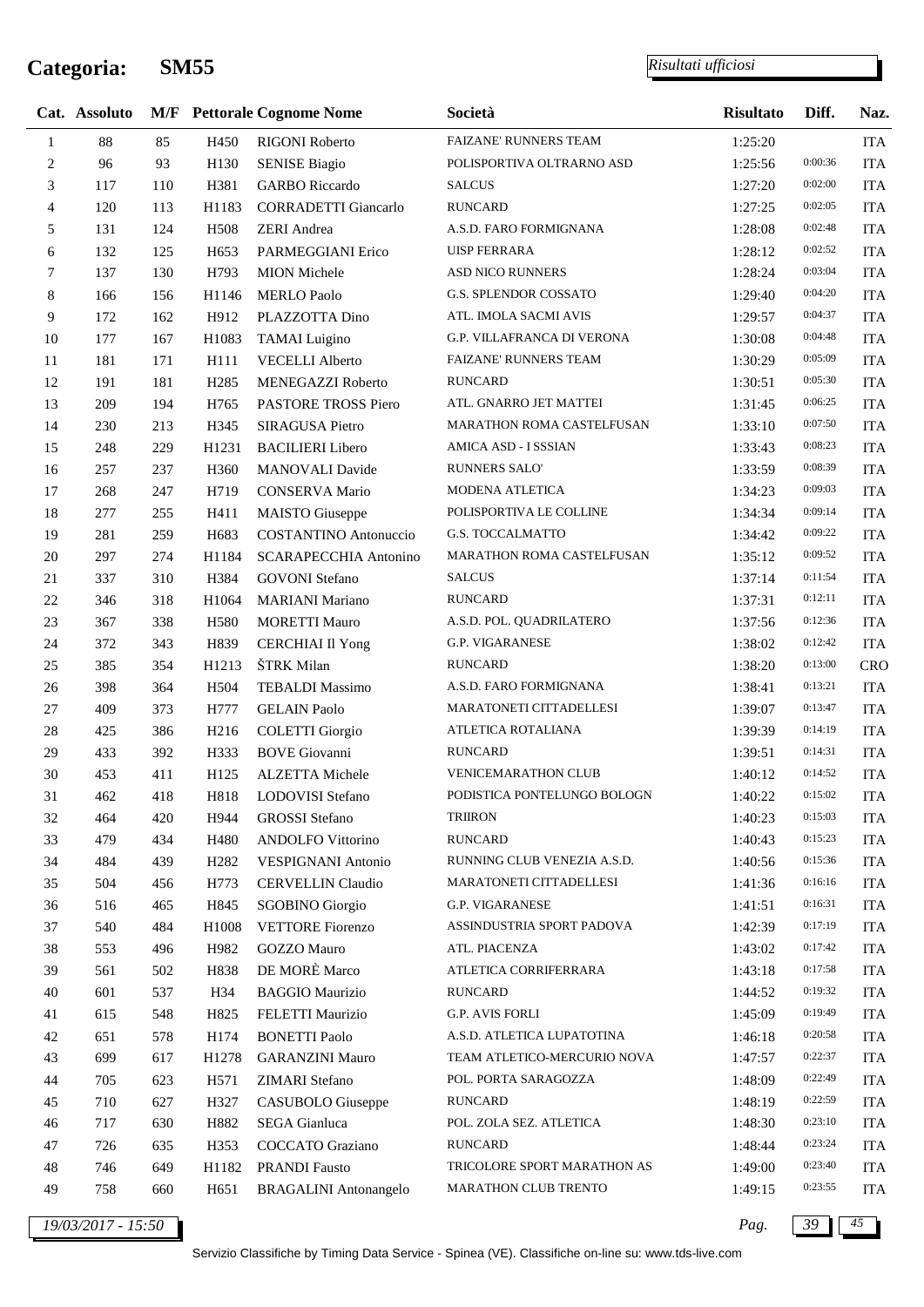# Categoria: SM55

*Risultati ufficiosi*

| Cat. | Assoluto | M/F | Pettorale | Cognome Nome | Società | Risultato | Diff. | Naz. |
|---|---|---|---|---|---|---|---|---|
| 1 | 88 | 85 | H450 | RIGONI Roberto | FAIZANE' RUNNERS TEAM | 1:25:20 | | ITA |
| 2 | 96 | 93 | H130 | SENISE Biagio | POLISPORTIVA OLTRARNO ASD | 1:25:56 | 0:00:36 | ITA |
| 3 | 117 | 110 | H381 | GARBO Riccardo | SALCUS | 1:27:20 | 0:02:00 | ITA |
| 4 | 120 | 113 | H1183 | CORRADETTI Giancarlo | RUNCARD | 1:27:25 | 0:02:05 | ITA |
| 5 | 131 | 124 | H508 | ZERI Andrea | A.S.D. FARO FORMIGNANA | 1:28:08 | 0:02:48 | ITA |
| 6 | 132 | 125 | H653 | PARMEGGIANI Erico | UISP FERRARA | 1:28:12 | 0:02:52 | ITA |
| 7 | 137 | 130 | H793 | MION Michele | ASD NICO RUNNERS | 1:28:24 | 0:03:04 | ITA |
| 8 | 166 | 156 | H1146 | MERLO Paolo | G.S. SPLENDOR COSSATO | 1:29:40 | 0:04:20 | ITA |
| 9 | 172 | 162 | H912 | PLAZZOTTA Dino | ATL. IMOLA SACMI AVIS | 1:29:57 | 0:04:37 | ITA |
| 10 | 177 | 167 | H1083 | TAMAI Luigino | G.P. VILLAFRANCA DI VERONA | 1:30:08 | 0:04:48 | ITA |
| 11 | 181 | 171 | H111 | VECELLI Alberto | FAIZANE' RUNNERS TEAM | 1:30:29 | 0:05:09 | ITA |
| 12 | 191 | 181 | H285 | MENEGAZZI Roberto | RUNCARD | 1:30:51 | 0:05:30 | ITA |
| 13 | 209 | 194 | H765 | PASTORE TROSS Piero | ATL. GNARRO JET MATTEI | 1:31:45 | 0:06:25 | ITA |
| 14 | 230 | 213 | H345 | SIRAGUSA Pietro | MARATHON ROMA CASTELFUSAN | 1:33:10 | 0:07:50 | ITA |
| 15 | 248 | 229 | H1231 | BACILIERI Libero | AMICA ASD - I SSSIAN | 1:33:43 | 0:08:23 | ITA |
| 16 | 257 | 237 | H360 | MANOVALI Davide | RUNNERS SALO' | 1:33:59 | 0:08:39 | ITA |
| 17 | 268 | 247 | H719 | CONSERVA Mario | MODENA ATLETICA | 1:34:23 | 0:09:03 | ITA |
| 18 | 277 | 255 | H411 | MAISTO Giuseppe | POLISPORTIVA LE COLLINE | 1:34:34 | 0:09:14 | ITA |
| 19 | 281 | 259 | H683 | COSTANTINO Antonuccio | G.S. TOCCALMATTO | 1:34:42 | 0:09:22 | ITA |
| 20 | 297 | 274 | H1184 | SCARAPECCHIA Antonino | MARATHON ROMA CASTELFUSAN | 1:35:12 | 0:09:52 | ITA |
| 21 | 337 | 310 | H384 | GOVONI Stefano | SALCUS | 1:37:14 | 0:11:54 | ITA |
| 22 | 346 | 318 | H1064 | MARIANI Mariano | RUNCARD | 1:37:31 | 0:12:11 | ITA |
| 23 | 367 | 338 | H580 | MORETTI Mauro | A.S.D. POL. QUADRILATERO | 1:37:56 | 0:12:36 | ITA |
| 24 | 372 | 343 | H839 | CERCHIAI Il Yong | G.P. VIGARANESE | 1:38:02 | 0:12:42 | ITA |
| 25 | 385 | 354 | H1213 | ŠTRK Milan | RUNCARD | 1:38:20 | 0:13:00 | CRO |
| 26 | 398 | 364 | H504 | TEBALDI Massimo | A.S.D. FARO FORMIGNANA | 1:38:41 | 0:13:21 | ITA |
| 27 | 409 | 373 | H777 | GELAIN Paolo | MARATONETI CITTADELLESI | 1:39:07 | 0:13:47 | ITA |
| 28 | 425 | 386 | H216 | COLETTI Giorgio | ATLETICA ROTALIANA | 1:39:39 | 0:14:19 | ITA |
| 29 | 433 | 392 | H333 | BOVE Giovanni | RUNCARD | 1:39:51 | 0:14:31 | ITA |
| 30 | 453 | 411 | H125 | ALZETTA Michele | VENICEMARATHON CLUB | 1:40:12 | 0:14:52 | ITA |
| 31 | 462 | 418 | H818 | LODOVISI Stefano | PODISTICA PONTELUNGO BOLOGN | 1:40:22 | 0:15:02 | ITA |
| 32 | 464 | 420 | H944 | GROSSI Stefano | TRIIRON | 1:40:23 | 0:15:03 | ITA |
| 33 | 479 | 434 | H480 | ANDOLFO Vittorino | RUNCARD | 1:40:43 | 0:15:23 | ITA |
| 34 | 484 | 439 | H282 | VESPIGNANI Antonio | RUNNING CLUB VENEZIA A.S.D. | 1:40:56 | 0:15:36 | ITA |
| 35 | 504 | 456 | H773 | CERVELLIN Claudio | MARATONETI CITTADELLESI | 1:41:36 | 0:16:16 | ITA |
| 36 | 516 | 465 | H845 | SGOBINO Giorgio | G.P. VIGARANESE | 1:41:51 | 0:16:31 | ITA |
| 37 | 540 | 484 | H1008 | VETTORE Fiorenzo | ASSINDUSTRIA SPORT PADOVA | 1:42:39 | 0:17:19 | ITA |
| 38 | 553 | 496 | H982 | GOZZO Mauro | ATL. PIACENZA | 1:43:02 | 0:17:42 | ITA |
| 39 | 561 | 502 | H838 | DE MORÈ Marco | ATLETICA CORRIFERRARA | 1:43:18 | 0:17:58 | ITA |
| 40 | 601 | 537 | H34 | BAGGIO Maurizio | RUNCARD | 1:44:52 | 0:19:32 | ITA |
| 41 | 615 | 548 | H825 | FELETTI Maurizio | G.P. AVIS FORLI | 1:45:09 | 0:19:49 | ITA |
| 42 | 651 | 578 | H174 | BONETTI Paolo | A.S.D. ATLETICA LUPATOTINA | 1:46:18 | 0:20:58 | ITA |
| 43 | 699 | 617 | H1278 | GARANZINI Mauro | TEAM ATLETICO-MERCURIO NOVA | 1:47:57 | 0:22:37 | ITA |
| 44 | 705 | 623 | H571 | ZIMARI Stefano | POL. PORTA SARAGOZZA | 1:48:09 | 0:22:49 | ITA |
| 45 | 710 | 627 | H327 | CASUBOLO Giuseppe | RUNCARD | 1:48:19 | 0:22:59 | ITA |
| 46 | 717 | 630 | H882 | SEGA Gianluca | POL. ZOLA SEZ. ATLETICA | 1:48:30 | 0:23:10 | ITA |
| 47 | 726 | 635 | H353 | COCCATO Graziano | RUNCARD | 1:48:44 | 0:23:24 | ITA |
| 48 | 746 | 649 | H1182 | PRANDI Fausto | TRICOLORE SPORT MARATHON AS | 1:49:00 | 0:23:40 | ITA |
| 49 | 758 | 660 | H651 | BRAGALINI Antonangelo | MARATHON CLUB TRENTO | 1:49:15 | 0:23:55 | ITA |

*19/03/2017 - 15:50*

Servizio Classifiche by Timing Data Service - Spinea (VE). Classifiche on-line su: www.tds-live.com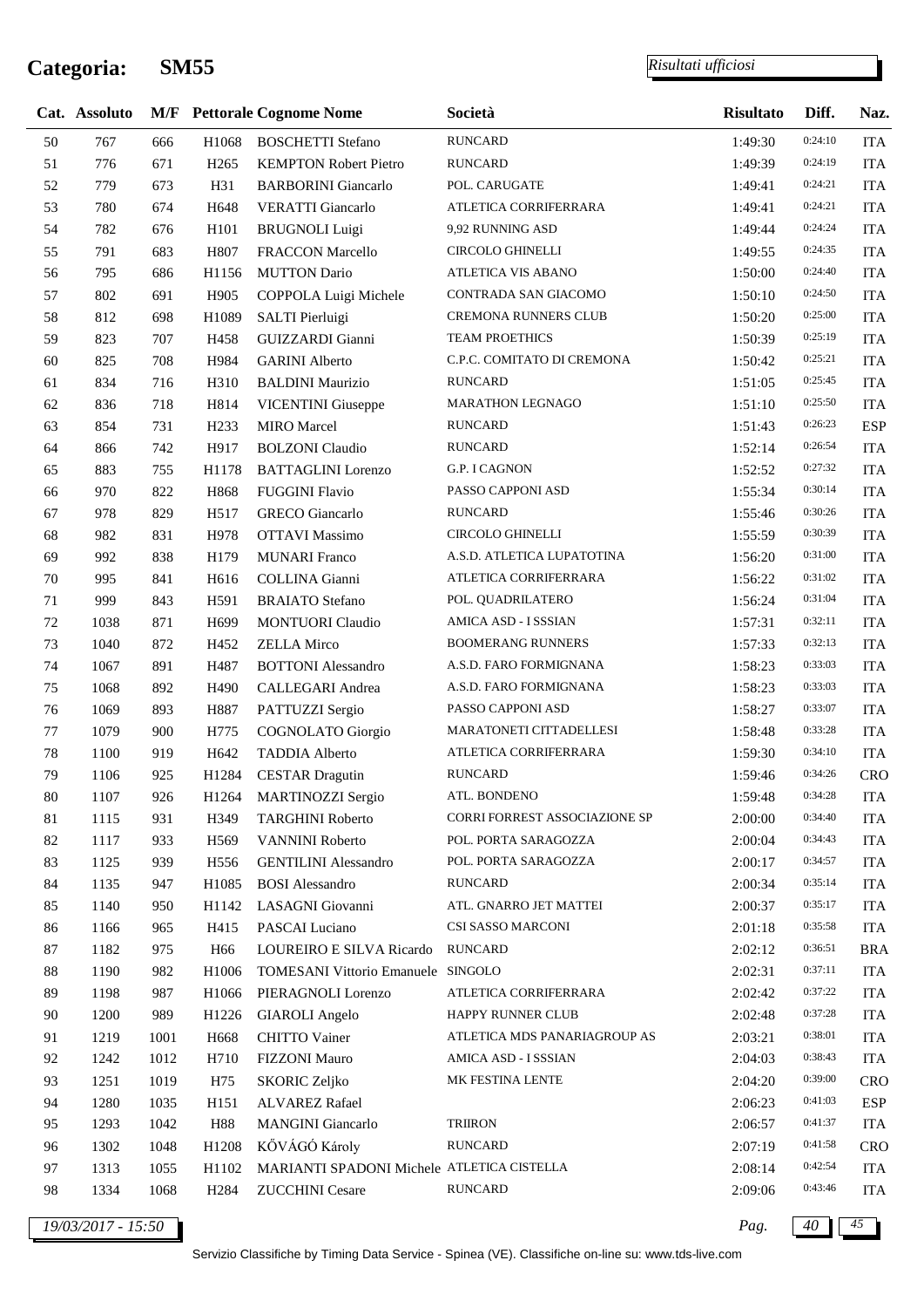# Categoria: SM55

*Risultati ufficiosi*

| Cat. | Assoluto | M/F | Pettorale | Cognome Nome | Società | Risultato | Diff. | Naz. |
|---|---|---|---|---|---|---|---|---|
| 50 | 767 | 666 | H1068 | BOSCHETTI Stefano | RUNCARD | 1:49:30 | 0:24:10 | ITA |
| 51 | 776 | 671 | H265 | KEMPTON Robert Pietro | RUNCARD | 1:49:39 | 0:24:19 | ITA |
| 52 | 779 | 673 | H31 | BARBORINI Giancarlo | POL. CARUGATE | 1:49:41 | 0:24:21 | ITA |
| 53 | 780 | 674 | H648 | VERATTI Giancarlo | ATLETICA CORRIFERRARA | 1:49:41 | 0:24:21 | ITA |
| 54 | 782 | 676 | H101 | BRUGNOLI Luigi | 9,92 RUNNING ASD | 1:49:44 | 0:24:24 | ITA |
| 55 | 791 | 683 | H807 | FRACCON Marcello | CIRCOLO GHINELLI | 1:49:55 | 0:24:35 | ITA |
| 56 | 795 | 686 | H1156 | MUTTON Dario | ATLETICA VIS ABANO | 1:50:00 | 0:24:40 | ITA |
| 57 | 802 | 691 | H905 | COPPOLA Luigi Michele | CONTRADA SAN GIACOMO | 1:50:10 | 0:24:50 | ITA |
| 58 | 812 | 698 | H1089 | SALTI Pierluigi | CREMONA RUNNERS CLUB | 1:50:20 | 0:25:00 | ITA |
| 59 | 823 | 707 | H458 | GUIZZARDI Gianni | TEAM PROETHICS | 1:50:39 | 0:25:19 | ITA |
| 60 | 825 | 708 | H984 | GARINI Alberto | C.P.C. COMITATO DI CREMONA | 1:50:42 | 0:25:21 | ITA |
| 61 | 834 | 716 | H310 | BALDINI Maurizio | RUNCARD | 1:51:05 | 0:25:45 | ITA |
| 62 | 836 | 718 | H814 | VICENTINI Giuseppe | MARATHON LEGNAGO | 1:51:10 | 0:25:50 | ITA |
| 63 | 854 | 731 | H233 | MIRO Marcel | RUNCARD | 1:51:43 | 0:26:23 | ESP |
| 64 | 866 | 742 | H917 | BOLZONI Claudio | RUNCARD | 1:52:14 | 0:26:54 | ITA |
| 65 | 883 | 755 | H1178 | BATTAGLINI Lorenzo | G.P. I CAGNON | 1:52:52 | 0:27:32 | ITA |
| 66 | 970 | 822 | H868 | FUGGINI Flavio | PASSO CAPPONI ASD | 1:55:34 | 0:30:14 | ITA |
| 67 | 978 | 829 | H517 | GRECO Giancarlo | RUNCARD | 1:55:46 | 0:30:26 | ITA |
| 68 | 982 | 831 | H978 | OTTAVI Massimo | CIRCOLO GHINELLI | 1:55:59 | 0:30:39 | ITA |
| 69 | 992 | 838 | H179 | MUNARI Franco | A.S.D. ATLETICA LUPATOTINA | 1:56:20 | 0:31:00 | ITA |
| 70 | 995 | 841 | H616 | COLLINA Gianni | ATLETICA CORRIFERRARA | 1:56:22 | 0:31:02 | ITA |
| 71 | 999 | 843 | H591 | BRAIATO Stefano | POL. QUADRILATERO | 1:56:24 | 0:31:04 | ITA |
| 72 | 1038 | 871 | H699 | MONTUORI Claudio | AMICA ASD - I SSSIAN | 1:57:31 | 0:32:11 | ITA |
| 73 | 1040 | 872 | H452 | ZELLA Mirco | BOOMERANG RUNNERS | 1:57:33 | 0:32:13 | ITA |
| 74 | 1067 | 891 | H487 | BOTTONI Alessandro | A.S.D. FARO FORMIGNANA | 1:58:23 | 0:33:03 | ITA |
| 75 | 1068 | 892 | H490 | CALLEGARI Andrea | A.S.D. FARO FORMIGNANA | 1:58:23 | 0:33:03 | ITA |
| 76 | 1069 | 893 | H887 | PATTUZZI Sergio | PASSO CAPPONI ASD | 1:58:27 | 0:33:07 | ITA |
| 77 | 1079 | 900 | H775 | COGNOLATO Giorgio | MARATONETI CITTADELLESI | 1:58:48 | 0:33:28 | ITA |
| 78 | 1100 | 919 | H642 | TADDIA Alberto | ATLETICA CORRIFERRARA | 1:59:30 | 0:34:10 | ITA |
| 79 | 1106 | 925 | H1284 | CESTAR Dragutin | RUNCARD | 1:59:46 | 0:34:26 | CRO |
| 80 | 1107 | 926 | H1264 | MARTINOZZI Sergio | ATL. BONDENO | 1:59:48 | 0:34:28 | ITA |
| 81 | 1115 | 931 | H349 | TARGHINI Roberto | CORRI FORREST ASSOCIAZIONE SP | 2:00:00 | 0:34:40 | ITA |
| 82 | 1117 | 933 | H569 | VANNINI Roberto | POL. PORTA SARAGOZZA | 2:00:04 | 0:34:43 | ITA |
| 83 | 1125 | 939 | H556 | GENTILINI Alessandro | POL. PORTA SARAGOZZA | 2:00:17 | 0:34:57 | ITA |
| 84 | 1135 | 947 | H1085 | BOSI Alessandro | RUNCARD | 2:00:34 | 0:35:14 | ITA |
| 85 | 1140 | 950 | H1142 | LASAGNI Giovanni | ATL. GNARRO JET MATTEI | 2:00:37 | 0:35:17 | ITA |
| 86 | 1166 | 965 | H415 | PASCAI Luciano | CSI SASSO MARCONI | 2:01:18 | 0:35:58 | ITA |
| 87 | 1182 | 975 | H66 | LOUREIRO E SILVA Ricardo | RUNCARD | 2:02:12 | 0:36:51 | BRA |
| 88 | 1190 | 982 | H1006 | TOMESANI Vittorio Emanuele | SINGOLO | 2:02:31 | 0:37:11 | ITA |
| 89 | 1198 | 987 | H1066 | PIERAGNOLI Lorenzo | ATLETICA CORRIFERRARA | 2:02:42 | 0:37:22 | ITA |
| 90 | 1200 | 989 | H1226 | GIAROLI Angelo | HAPPY RUNNER CLUB | 2:02:48 | 0:37:28 | ITA |
| 91 | 1219 | 1001 | H668 | CHITTO Vainer | ATLETICA MDS PANARIAGROUP AS | 2:03:21 | 0:38:01 | ITA |
| 92 | 1242 | 1012 | H710 | FIZZONI Mauro | AMICA ASD - I SSSIAN | 2:04:03 | 0:38:43 | ITA |
| 93 | 1251 | 1019 | H75 | SKORIC Zeljko | MK FESTINA LENTE | 2:04:20 | 0:39:00 | CRO |
| 94 | 1280 | 1035 | H151 | ALVAREZ Rafael | | 2:06:23 | 0:41:03 | ESP |
| 95 | 1293 | 1042 | H88 | MANGINI Giancarlo | TRIIRON | 2:06:57 | 0:41:37 | ITA |
| 96 | 1302 | 1048 | H1208 | KŐVÁGÓ Károly | RUNCARD | 2:07:19 | 0:41:58 | CRO |
| 97 | 1313 | 1055 | H1102 | MARIANTI SPADONI Michele | ATLETICA CISTELLA | 2:08:14 | 0:42:54 | ITA |
| 98 | 1334 | 1068 | H284 | ZUCCHINI Cesare | RUNCARD | 2:09:06 | 0:43:46 | ITA |

*19/03/2017 - 15:50*

Servizio Classifiche by Timing Data Service - Spinea (VE). Classifiche on-line su: www.tds-live.com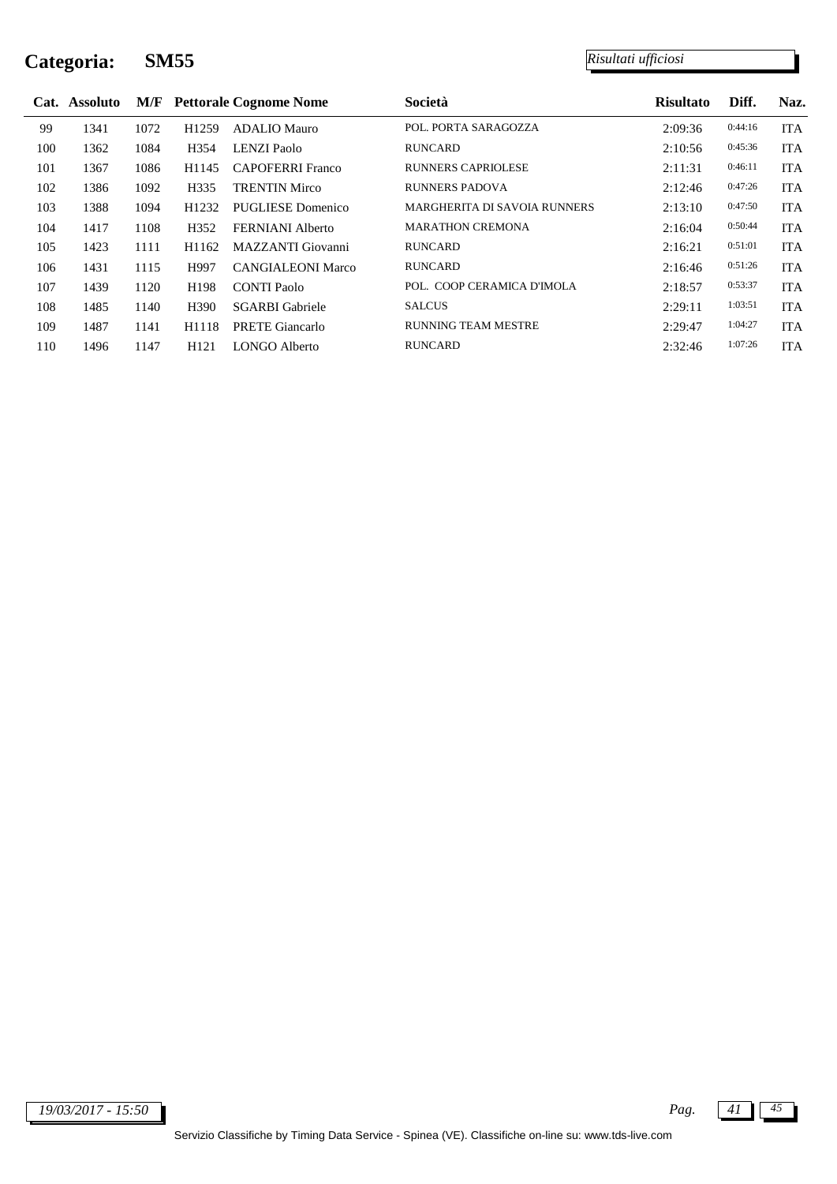# Categoria: SM55

*Risultati ufficiosi*

| Cat. | Assoluto | M/F | Pettorale | Cognome Nome | Società | Risultato | Diff. | Naz. |
|---|---|---|---|---|---|---|---|---|
| 99 | 1341 | 1072 | H1259 | ADALIO Mauro | POL. PORTA SARAGOZZA | 2:09:36 | 0:44:16 | ITA |
| 100 | 1362 | 1084 | H354 | LENZI Paolo | RUNCARD | 2:10:56 | 0:45:36 | ITA |
| 101 | 1367 | 1086 | H1145 | CAPOFERRI Franco | RUNNERS CAPRIOLESE | 2:11:31 | 0:46:11 | ITA |
| 102 | 1386 | 1092 | H335 | TRENTIN Mirco | RUNNERS PADOVA | 2:12:46 | 0:47:26 | ITA |
| 103 | 1388 | 1094 | H1232 | PUGLIESE Domenico | MARGHERITA DI SAVOIA RUNNERS | 2:13:10 | 0:47:50 | ITA |
| 104 | 1417 | 1108 | H352 | FERNIANI Alberto | MARATHON CREMONA | 2:16:04 | 0:50:44 | ITA |
| 105 | 1423 | 1111 | H1162 | MAZZANTI Giovanni | RUNCARD | 2:16:21 | 0:51:01 | ITA |
| 106 | 1431 | 1115 | H997 | CANGIALEONI Marco | RUNCARD | 2:16:46 | 0:51:26 | ITA |
| 107 | 1439 | 1120 | H198 | CONTI Paolo | POL. COOP CERAMICA D'IMOLA | 2:18:57 | 0:53:37 | ITA |
| 108 | 1485 | 1140 | H390 | SGARBI Gabriele | SALCUS | 2:29:11 | 1:03:51 | ITA |
| 109 | 1487 | 1141 | H1118 | PRETE Giancarlo | RUNNING TEAM MESTRE | 2:29:47 | 1:04:27 | ITA |
| 110 | 1496 | 1147 | H121 | LONGO Alberto | RUNCARD | 2:32:46 | 1:07:26 | ITA |

*19/03/2017 - 15:50*

Servizio Classifiche by Timing Data Service - Spinea (VE). Classifiche on-line su: www.tds-live.com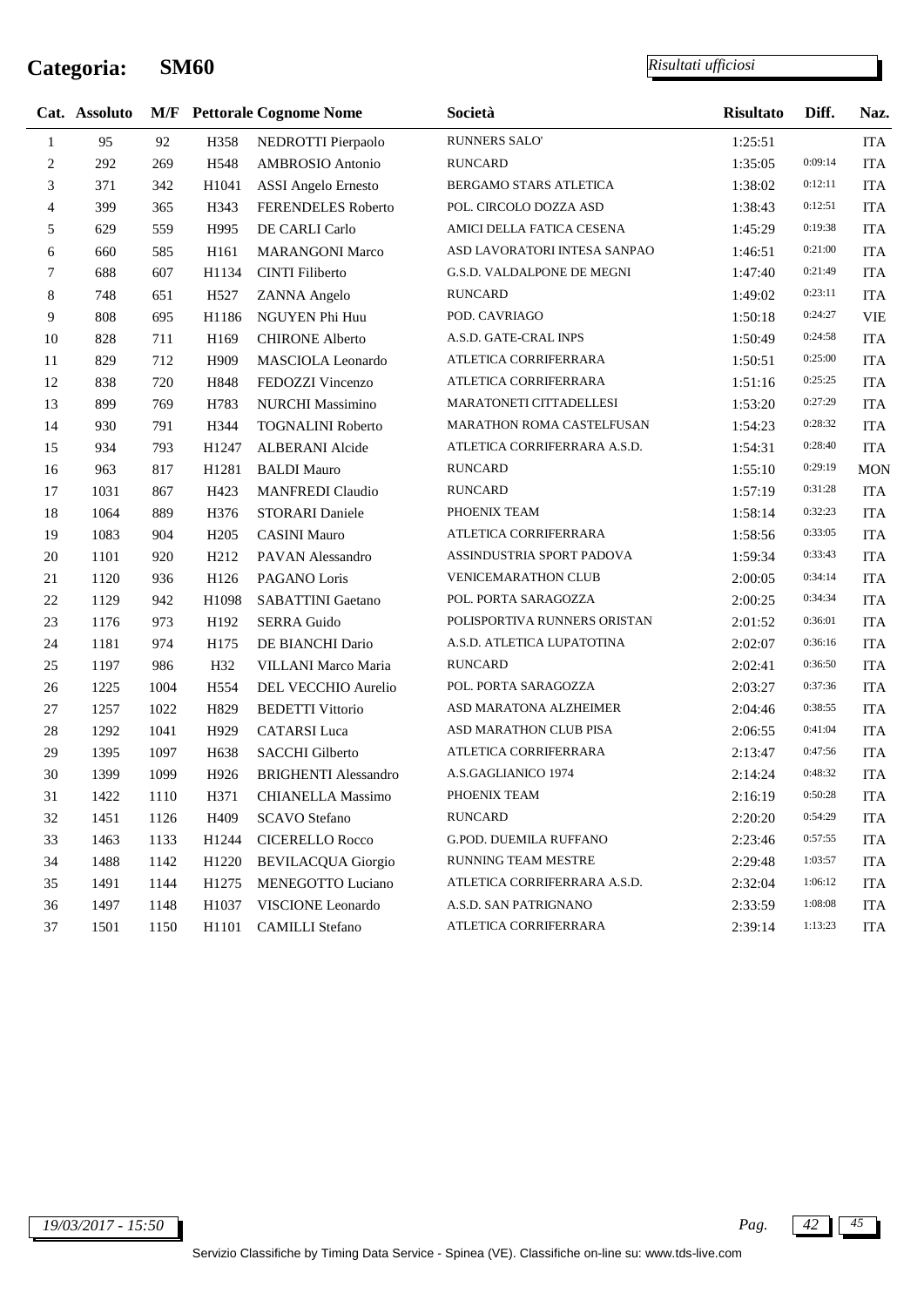# Categoria: SM60

*Risultati ufficiosi*

| Cat. | Assoluto | M/F | Pettorale | Cognome Nome | Società | Risultato | Diff. | Naz. |
|---|---|---|---|---|---|---|---|---|
| 1 | 95 | 92 | H358 | NEDROTTI Pierpaolo | RUNNERS SALO' | 1:25:51 | | ITA |
| 2 | 292 | 269 | H548 | AMBROSIO Antonio | RUNCARD | 1:35:05 | 0:09:14 | ITA |
| 3 | 371 | 342 | H1041 | ASSI Angelo Ernesto | BERGAMO STARS ATLETICA | 1:38:02 | 0:12:11 | ITA |
| 4 | 399 | 365 | H343 | FERENDELES Roberto | POL. CIRCOLO DOZZA ASD | 1:38:43 | 0:12:51 | ITA |
| 5 | 629 | 559 | H995 | DE CARLI Carlo | AMICI DELLA FATICA CESENA | 1:45:29 | 0:19:38 | ITA |
| 6 | 660 | 585 | H161 | MARANGONI Marco | ASD LAVORATORI INTESA SANPAO | 1:46:51 | 0:21:00 | ITA |
| 7 | 688 | 607 | H1134 | CINTI Filiberto | G.S.D. VALDALPONE DE MEGNI | 1:47:40 | 0:21:49 | ITA |
| 8 | 748 | 651 | H527 | ZANNA Angelo | RUNCARD | 1:49:02 | 0:23:11 | ITA |
| 9 | 808 | 695 | H1186 | NGUYEN Phi Huu | POD. CAVRIAGO | 1:50:18 | 0:24:27 | VIE |
| 10 | 828 | 711 | H169 | CHIRONE Alberto | A.S.D. GATE-CRAL INPS | 1:50:49 | 0:24:58 | ITA |
| 11 | 829 | 712 | H909 | MASCIOLA Leonardo | ATLETICA CORRIFERRARA | 1:50:51 | 0:25:00 | ITA |
| 12 | 838 | 720 | H848 | FEDOZZI Vincenzo | ATLETICA CORRIFERRARA | 1:51:16 | 0:25:25 | ITA |
| 13 | 899 | 769 | H783 | NURCHI Massimino | MARATONETI CITTADELLESI | 1:53:20 | 0:27:29 | ITA |
| 14 | 930 | 791 | H344 | TOGNALINI Roberto | MARATHON ROMA CASTELFUSAN | 1:54:23 | 0:28:32 | ITA |
| 15 | 934 | 793 | H1247 | ALBERANI Alcide | ATLETICA CORRIFERRARA A.S.D. | 1:54:31 | 0:28:40 | ITA |
| 16 | 963 | 817 | H1281 | BALDI Mauro | RUNCARD | 1:55:10 | 0:29:19 | MON |
| 17 | 1031 | 867 | H423 | MANFREDI Claudio | RUNCARD | 1:57:19 | 0:31:28 | ITA |
| 18 | 1064 | 889 | H376 | STORARI Daniele | PHOENIX TEAM | 1:58:14 | 0:32:23 | ITA |
| 19 | 1083 | 904 | H205 | CASINI Mauro | ATLETICA CORRIFERRARA | 1:58:56 | 0:33:05 | ITA |
| 20 | 1101 | 920 | H212 | PAVAN Alessandro | ASSINDUSTRIA SPORT PADOVA | 1:59:34 | 0:33:43 | ITA |
| 21 | 1120 | 936 | H126 | PAGANO Loris | VENICEMARATHON CLUB | 2:00:05 | 0:34:14 | ITA |
| 22 | 1129 | 942 | H1098 | SABATTINI Gaetano | POL. PORTA SARAGOZZA | 2:00:25 | 0:34:34 | ITA |
| 23 | 1176 | 973 | H192 | SERRA Guido | POLISPORTIVA RUNNERS ORISTAN | 2:01:52 | 0:36:01 | ITA |
| 24 | 1181 | 974 | H175 | DE BIANCHI Dario | A.S.D. ATLETICA LUPATOTINA | 2:02:07 | 0:36:16 | ITA |
| 25 | 1197 | 986 | H32 | VILLANI Marco Maria | RUNCARD | 2:02:41 | 0:36:50 | ITA |
| 26 | 1225 | 1004 | H554 | DEL VECCHIO Aurelio | POL. PORTA SARAGOZZA | 2:03:27 | 0:37:36 | ITA |
| 27 | 1257 | 1022 | H829 | BEDETTI Vittorio | ASD MARATONA ALZHEIMER | 2:04:46 | 0:38:55 | ITA |
| 28 | 1292 | 1041 | H929 | CATARSI Luca | ASD MARATHON CLUB PISA | 2:06:55 | 0:41:04 | ITA |
| 29 | 1395 | 1097 | H638 | SACCHI Gilberto | ATLETICA CORRIFERRARA | 2:13:47 | 0:47:56 | ITA |
| 30 | 1399 | 1099 | H926 | BRIGHENTI Alessandro | A.S.GAGLIANICO 1974 | 2:14:24 | 0:48:32 | ITA |
| 31 | 1422 | 1110 | H371 | CHIANELLA Massimo | PHOENIX TEAM | 2:16:19 | 0:50:28 | ITA |
| 32 | 1451 | 1126 | H409 | SCAVO Stefano | RUNCARD | 2:20:20 | 0:54:29 | ITA |
| 33 | 1463 | 1133 | H1244 | CICERELLO Rocco | G.POD. DUEMILA RUFFANO | 2:23:46 | 0:57:55 | ITA |
| 34 | 1488 | 1142 | H1220 | BEVILACQUA Giorgio | RUNNING TEAM MESTRE | 2:29:48 | 1:03:57 | ITA |
| 35 | 1491 | 1144 | H1275 | MENEGOTTO Luciano | ATLETICA CORRIFERRARA A.S.D. | 2:32:04 | 1:06:12 | ITA |
| 36 | 1497 | 1148 | H1037 | VISCIONE Leonardo | A.S.D. SAN PATRIGNANO | 2:33:59 | 1:08:08 | ITA |
| 37 | 1501 | 1150 | H1101 | CAMILLI Stefano | ATLETICA CORRIFERRARA | 2:39:14 | 1:13:23 | ITA |

*19/03/2017 - 15:50*

Servizio Classifiche by Timing Data Service - Spinea (VE). Classifiche on-line su: www.tds-live.com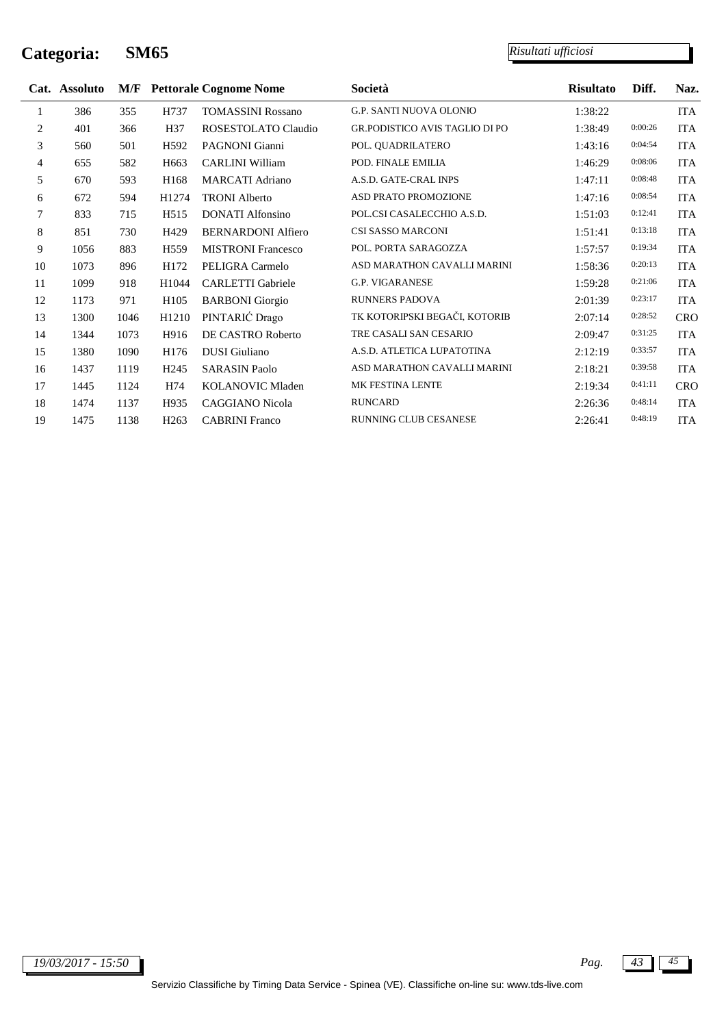# Categoria: SM65

*Risultati ufficiosi*

| Cat. | Assoluto | M/F | Pettorale | Cognome Nome | Società | Risultato | Diff. | Naz. |
|---|---|---|---|---|---|---|---|---|
| 1 | 386 | 355 | H737 | TOMASSINI Rossano | G.P. SANTI NUOVA OLONIO | 1:38:22 | | ITA |
| 2 | 401 | 366 | H37 | ROSESTOLATO Claudio | GR.PODISTICO AVIS TAGLIO DI PO | 1:38:49 | 0:00:26 | ITA |
| 3 | 560 | 501 | H592 | PAGNONI Gianni | POL. QUADRILATERO | 1:43:16 | 0:04:54 | ITA |
| 4 | 655 | 582 | H663 | CARLINI William | POD. FINALE EMILIA | 1:46:29 | 0:08:06 | ITA |
| 5 | 670 | 593 | H168 | MARCATI Adriano | A.S.D. GATE-CRAL INPS | 1:47:11 | 0:08:48 | ITA |
| 6 | 672 | 594 | H1274 | TRONI Alberto | ASD PRATO PROMOZIONE | 1:47:16 | 0:08:54 | ITA |
| 7 | 833 | 715 | H515 | DONATI Alfonsino | POL.CSI CASALECCHIO A.S.D. | 1:51:03 | 0:12:41 | ITA |
| 8 | 851 | 730 | H429 | BERNARDONI Alfiero | CSI SASSO MARCONI | 1:51:41 | 0:13:18 | ITA |
| 9 | 1056 | 883 | H559 | MISTRONI Francesco | POL. PORTA SARAGOZZA | 1:57:57 | 0:19:34 | ITA |
| 10 | 1073 | 896 | H172 | PELIGRA Carmelo | ASD MARATHON CAVALLI MARINI | 1:58:36 | 0:20:13 | ITA |
| 11 | 1099 | 918 | H1044 | CARLETTI Gabriele | G.P. VIGARANESE | 1:59:28 | 0:21:06 | ITA |
| 12 | 1173 | 971 | H105 | BARBONI Giorgio | RUNNERS PADOVA | 2:01:39 | 0:23:17 | ITA |
| 13 | 1300 | 1046 | H1210 | PINTARIĆ Drago | TK KOTORIPSKI BEGAČI, KOTORIB | 2:07:14 | 0:28:52 | CRO |
| 14 | 1344 | 1073 | H916 | DE CASTRO Roberto | TRE CASALI SAN CESARIO | 2:09:47 | 0:31:25 | ITA |
| 15 | 1380 | 1090 | H176 | DUSI Giuliano | A.S.D. ATLETICA LUPATOTINA | 2:12:19 | 0:33:57 | ITA |
| 16 | 1437 | 1119 | H245 | SARASIN Paolo | ASD MARATHON CAVALLI MARINI | 2:18:21 | 0:39:58 | ITA |
| 17 | 1445 | 1124 | H74 | KOLANOVIC Mladen | MK FESTINA LENTE | 2:19:34 | 0:41:11 | CRO |
| 18 | 1474 | 1137 | H935 | CAGGIANO Nicola | RUNCARD | 2:26:36 | 0:48:14 | ITA |
| 19 | 1475 | 1138 | H263 | CABRINI Franco | RUNNING CLUB CESANESE | 2:26:41 | 0:48:19 | ITA |

*19/03/2017 - 15:50*

Servizio Classifiche by Timing Data Service - Spinea (VE). Classifiche on-line su: www.tds-live.com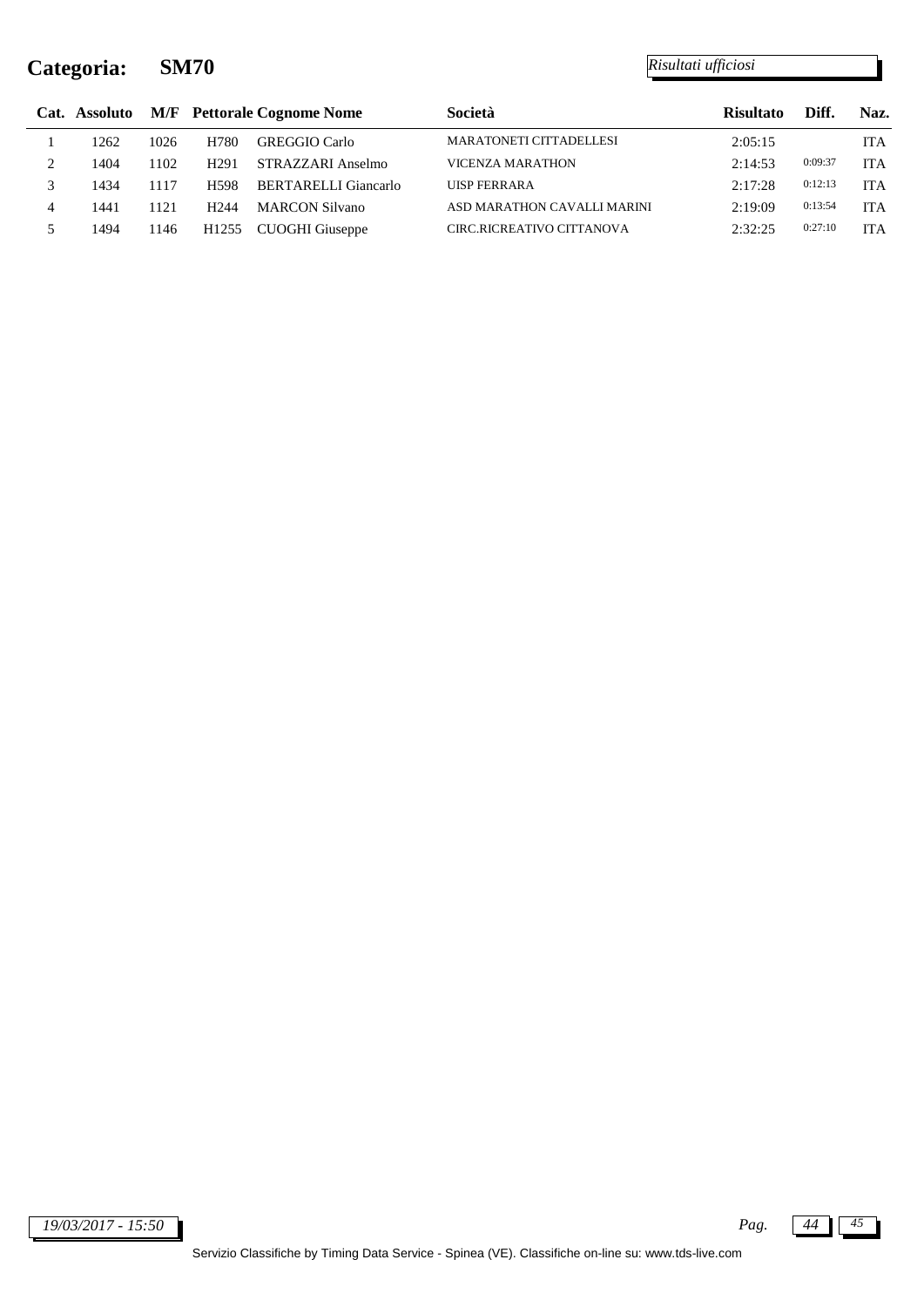# Categoria: SM70

*Risultati ufficiosi*

| Cat. | Assoluto | M/F | Pettorale | Cognome Nome | Società | Risultato | Diff. | Naz. |
|---|---|---|---|---|---|---|---|---|
| 1 | 1262 | 1026 | H780 | GREGGIO Carlo | MARATONETI CITTADELLESI | 2:05:15 | | ITA |
| 2 | 1404 | 1102 | H291 | STRAZZARI Anselmo | VICENZA MARATHON | 2:14:53 | 0:09:37 | ITA |
| 3 | 1434 | 1117 | H598 | BERTARELLI Giancarlo | UISP FERRARA | 2:17:28 | 0:12:13 | ITA |
| 4 | 1441 | 1121 | H244 | MARCON Silvano | ASD MARATHON CAVALLI MARINI | 2:19:09 | 0:13:54 | ITA |
| 5 | 1494 | 1146 | H1255 | CUOGHI Giuseppe | CIRC.RICREATIVO CITTANOVA | 2:32:25 | 0:27:10 | ITA |

*19/03/2017 - 15:50*

Servizio Classifiche by Timing Data Service - Spinea (VE). Classifiche on-line su: www.tds-live.com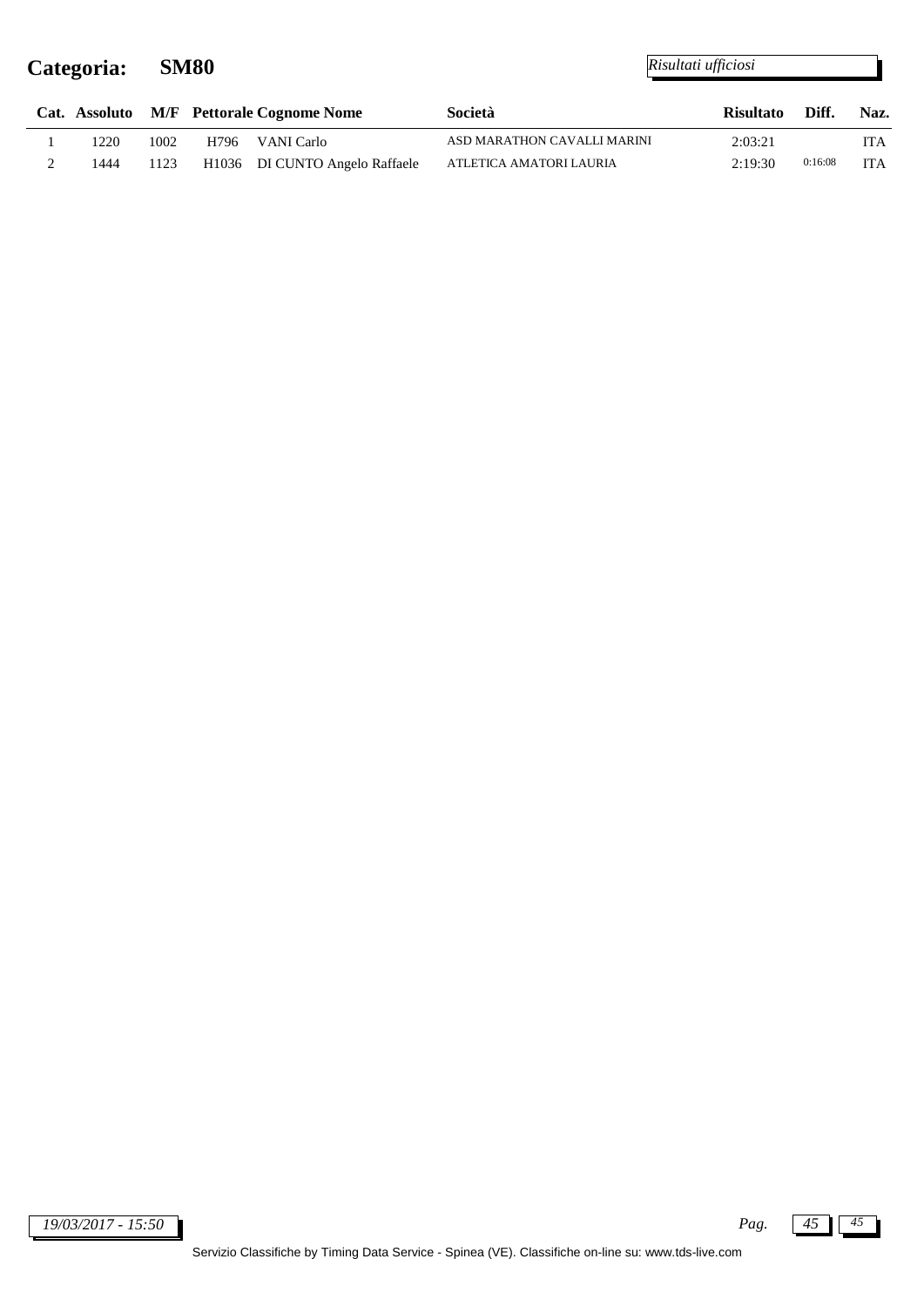# Categoria: SM80

*Risultati ufficiosi*

| Cat. | Assoluto | M/F | Pettorale | Cognome Nome | Società | Risultato | Diff. | Naz. |
|---|---|---|---|---|---|---|---|---|
| 1 | 1220 | 1002 | H796 | VANI Carlo | ASD MARATHON CAVALLI MARINI | 2:03:21 | | ITA |
| 2 | 1444 | 1123 | H1036 | DI CUNTO Angelo Raffaele | ATLETICA AMATORI LAURIA | 2:19:30 | 0:16:08 | ITA |

*19/03/2017 - 15:50*

Servizio Classifiche by Timing Data Service - Spinea (VE). Classifiche on-line su: www.tds-live.com